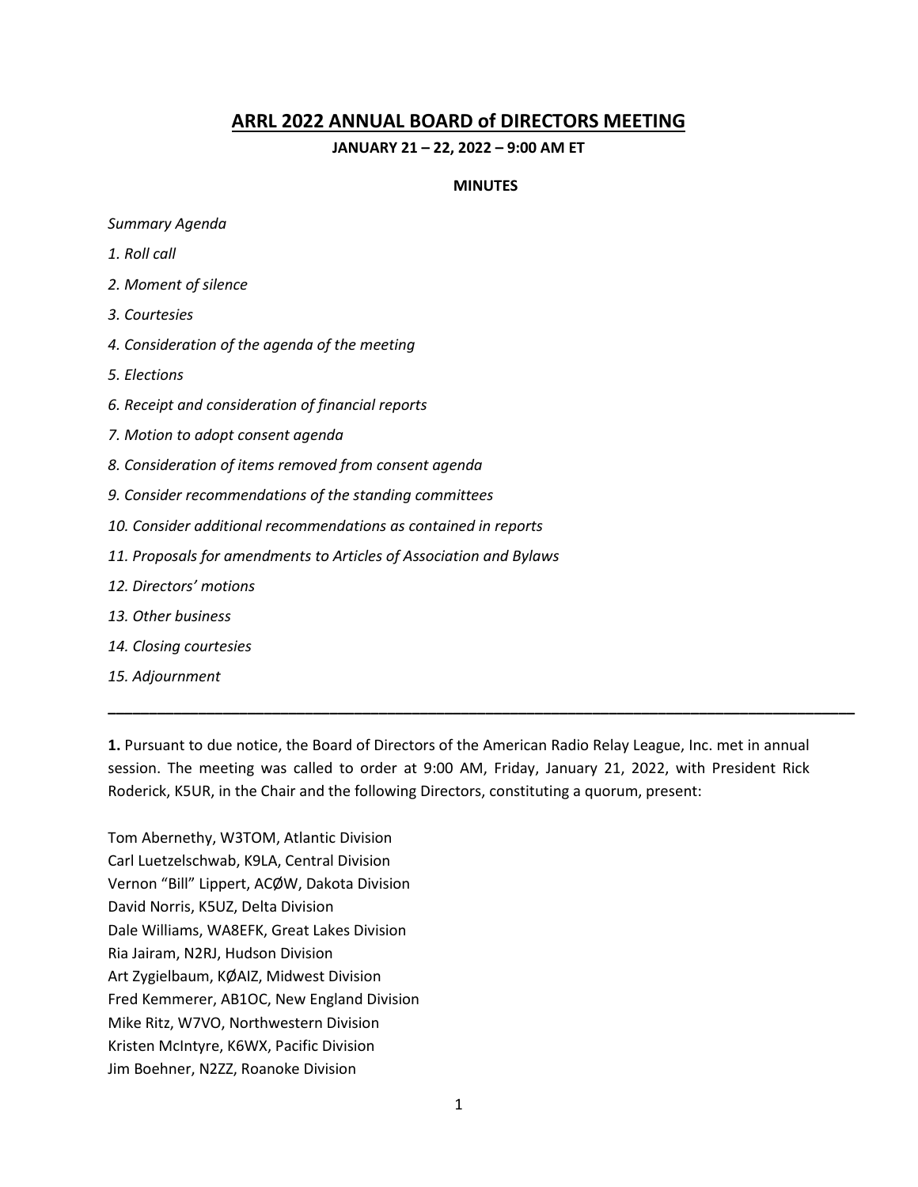# ARRL 2022 ANNUAL BOARD of DIRECTORS MEETING

**JANUARY 21 – 22, 2022 – 9:00 AM ET**

**MINUTES**

*Summary Agenda*

*1. Roll call*

*2. Moment of silence*

*3. Courtesies*

*4. Consideration of the agenda of the meeting*

*5. Elections*

*6. Receipt and consideration of financial reports*

*7. Motion to adopt consent agenda*

*8. Consideration of items removed from consent agenda*

*9. Consider recommendations of the standing committees*

*10. Consider additional recommendations as contained in reports*

*11. Proposals for amendments to Articles of Association and Bylaws*

*12. Directors' motions*

*13. Other business*

*14. Closing courtesies*

*15. Adjournment*

---

**1.** Pursuant to due notice, the Board of Directors of the American Radio Relay League, Inc. met in annual session. The meeting was called to order at 9:00 AM, Friday, January 21, 2022, with President Rick Roderick, K5UR, in the Chair and the following Directors, constituting a quorum, present:

Tom Abernethy, W3TOM, Atlantic Division
Carl Luetzelschwab, K9LA, Central Division
Vernon "Bill" Lippert, ACØW, Dakota Division
David Norris, K5UZ, Delta Division
Dale Williams, WA8EFK, Great Lakes Division
Ria Jairam, N2RJ, Hudson Division
Art Zygielbaum, KØAIZ, Midwest Division
Fred Kemmerer, AB1OC, New England Division
Mike Ritz, W7VO, Northwestern Division
Kristen McIntyre, K6WX, Pacific Division
Jim Boehner, N2ZZ, Roanoke Division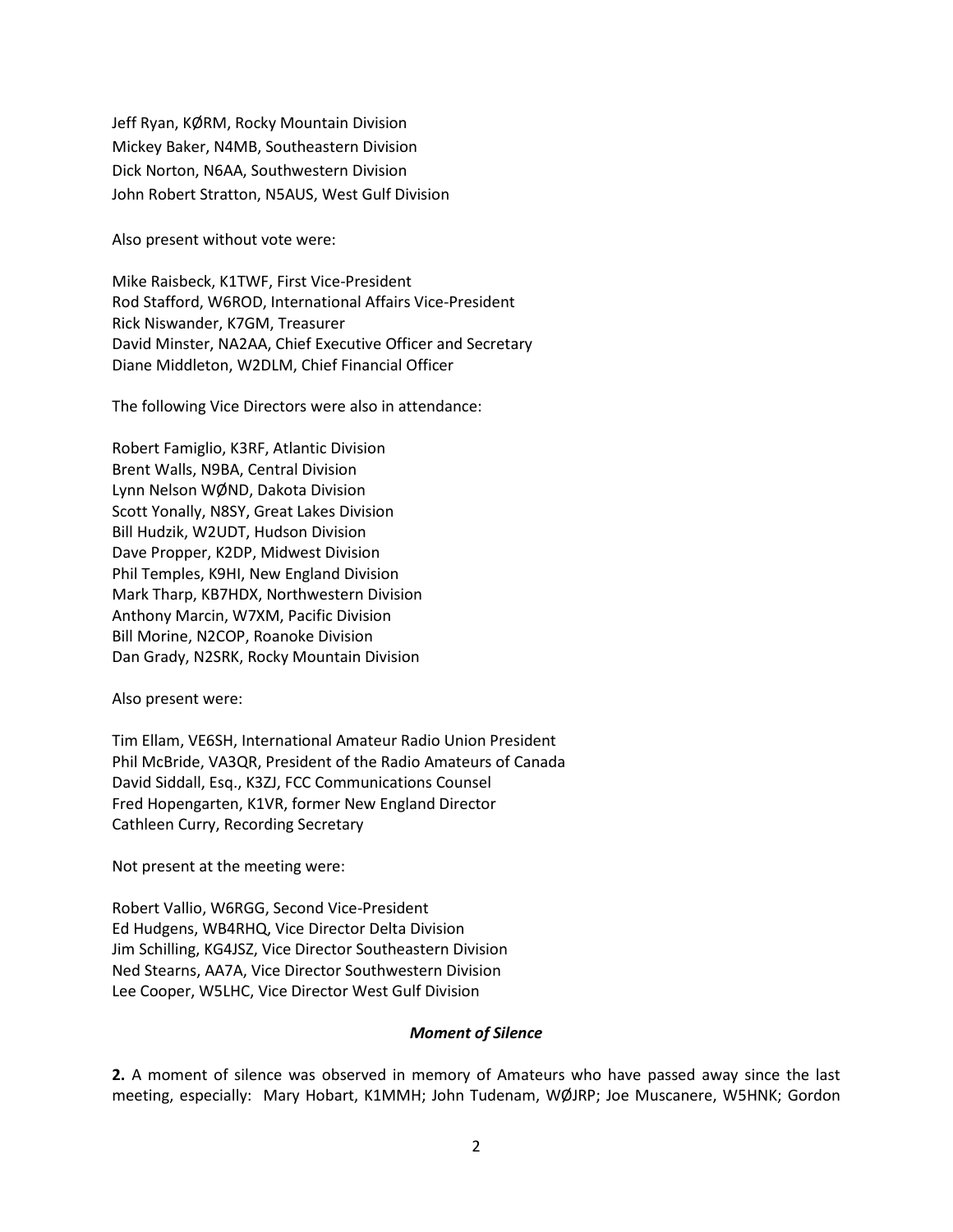Jeff Ryan, KØRM, Rocky Mountain Division
Mickey Baker, N4MB, Southeastern Division
Dick Norton, N6AA, Southwestern Division
John Robert Stratton, N5AUS, West Gulf Division

Also present without vote were:

Mike Raisbeck, K1TWF, First Vice-President
Rod Stafford, W6ROD, International Affairs Vice-President
Rick Niswander, K7GM, Treasurer
David Minster, NA2AA, Chief Executive Officer and Secretary
Diane Middleton, W2DLM, Chief Financial Officer

The following Vice Directors were also in attendance:

Robert Famiglio, K3RF, Atlantic Division
Brent Walls, N9BA, Central Division
Lynn Nelson WØND, Dakota Division
Scott Yonally, N8SY, Great Lakes Division
Bill Hudzik, W2UDT, Hudson Division
Dave Propper, K2DP, Midwest Division
Phil Temples, K9HI, New England Division
Mark Tharp, KB7HDX, Northwestern Division
Anthony Marcin, W7XM, Pacific Division
Bill Morine, N2COP, Roanoke Division
Dan Grady, N2SRK, Rocky Mountain Division

Also present were:

Tim Ellam, VE6SH, International Amateur Radio Union President
Phil McBride, VA3QR, President of the Radio Amateurs of Canada
David Siddall, Esq., K3ZJ, FCC Communications Counsel
Fred Hopengarten, K1VR, former New England Director
Cathleen Curry, Recording Secretary

Not present at the meeting were:

Robert Vallio, W6RGG, Second Vice-President
Ed Hudgens, WB4RHQ, Vice Director Delta Division
Jim Schilling, KG4JSZ, Vice Director Southeastern Division
Ned Stearns, AA7A, Vice Director Southwestern Division
Lee Cooper, W5LHC, Vice Director West Gulf Division

### *Moment of Silence*

**2.** A moment of silence was observed in memory of Amateurs who have passed away since the last meeting, especially: Mary Hobart, K1MMH; John Tudenam, WØJRP; Joe Muscanere, W5HNK; Gordon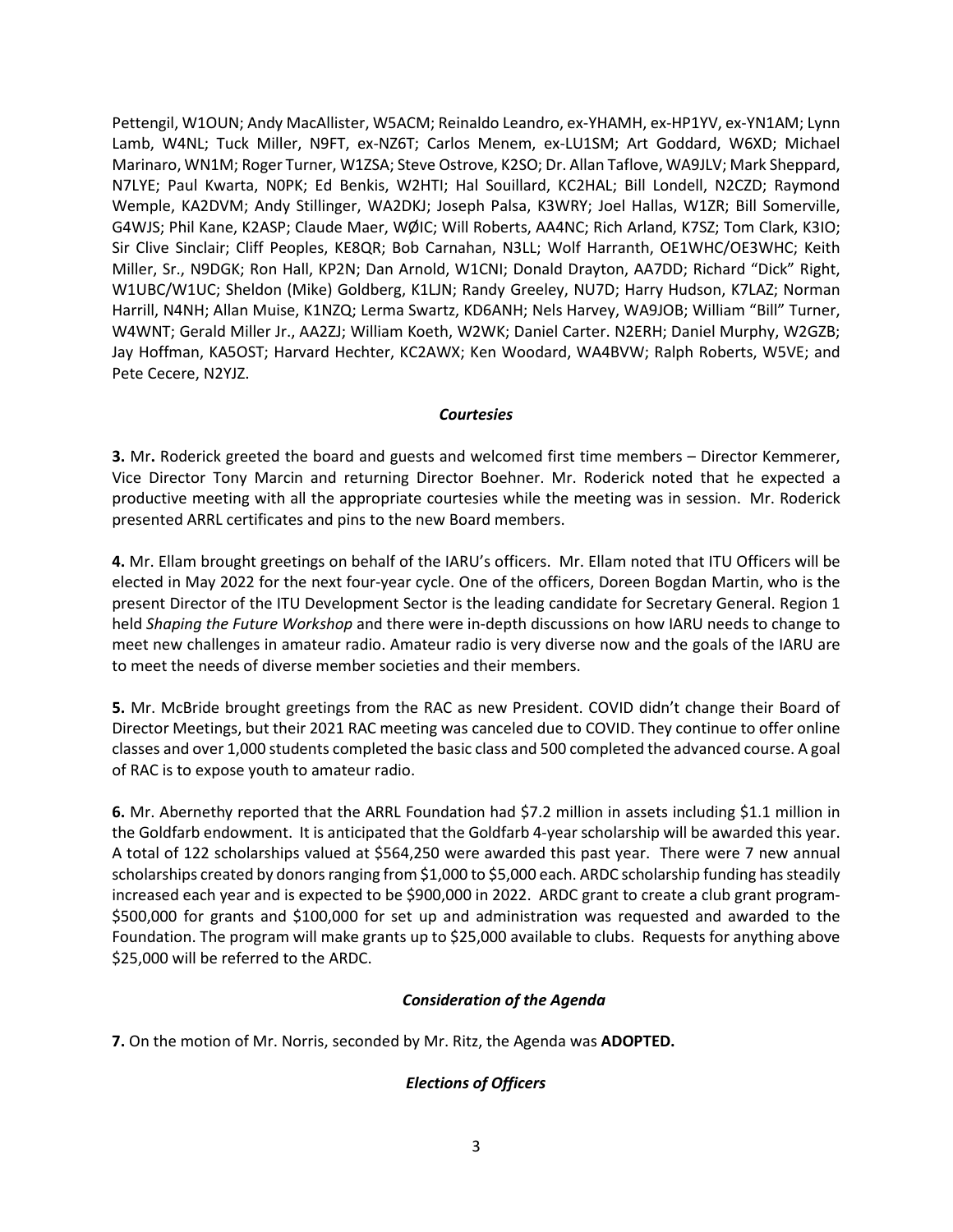Pettengil, W1OUN; Andy MacAllister, W5ACM; Reinaldo Leandro, ex-YHAMH, ex-HP1YV, ex-YN1AM; Lynn Lamb, W4NL; Tuck Miller, N9FT, ex-NZ6T; Carlos Menem, ex-LU1SM; Art Goddard, W6XD; Michael Marinaro, WN1M; Roger Turner, W1ZSA; Steve Ostrove, K2SO; Dr. Allan Taflove, WA9JLV; Mark Sheppard, N7LYE; Paul Kwarta, N0PK; Ed Benkis, W2HTI; Hal Souillard, KC2HAL; Bill Londell, N2CZD; Raymond Wemple, KA2DVM; Andy Stillinger, WA2DKJ; Joseph Palsa, K3WRY; Joel Hallas, W1ZR; Bill Somerville, G4WJS; Phil Kane, K2ASP; Claude Maer, WØIC; Will Roberts, AA4NC; Rich Arland, K7SZ; Tom Clark, K3IO; Sir Clive Sinclair; Cliff Peoples, KE8QR; Bob Carnahan, N3LL; Wolf Harranth, OE1WHC/OE3WHC; Keith Miller, Sr., N9DGK; Ron Hall, KP2N; Dan Arnold, W1CNI; Donald Drayton, AA7DD; Richard "Dick" Right, W1UBC/W1UC; Sheldon (Mike) Goldberg, K1LJN; Randy Greeley, NU7D; Harry Hudson, K7LAZ; Norman Harrill, N4NH; Allan Muise, K1NZQ; Lerma Swartz, KD6ANH; Nels Harvey, WA9JOB; William "Bill" Turner, W4WNT; Gerald Miller Jr., AA2ZJ; William Koeth, W2WK; Daniel Carter. N2ERH; Daniel Murphy, W2GZB; Jay Hoffman, KA5OST; Harvard Hechter, KC2AWX; Ken Woodard, WA4BVW; Ralph Roberts, W5VE; and Pete Cecere, N2YJZ.

### *Courtesies*

**3.** Mr**.** Roderick greeted the board and guests and welcomed first time members – Director Kemmerer, Vice Director Tony Marcin and returning Director Boehner. Mr. Roderick noted that he expected a productive meeting with all the appropriate courtesies while the meeting was in session. Mr. Roderick presented ARRL certificates and pins to the new Board members.

**4.** Mr. Ellam brought greetings on behalf of the IARU's officers. Mr. Ellam noted that ITU Officers will be elected in May 2022 for the next four-year cycle. One of the officers, Doreen Bogdan Martin, who is the present Director of the ITU Development Sector is the leading candidate for Secretary General. Region 1 held *Shaping the Future Workshop* and there were in-depth discussions on how IARU needs to change to meet new challenges in amateur radio. Amateur radio is very diverse now and the goals of the IARU are to meet the needs of diverse member societies and their members.

**5.** Mr. McBride brought greetings from the RAC as new President. COVID didn't change their Board of Director Meetings, but their 2021 RAC meeting was canceled due to COVID. They continue to offer online classes and over 1,000 students completed the basic class and 500 completed the advanced course. A goal of RAC is to expose youth to amateur radio.

**6.** Mr. Abernethy reported that the ARRL Foundation had $7.2 million in assets including $1.1 million in the Goldfarb endowment. It is anticipated that the Goldfarb 4-year scholarship will be awarded this year. A total of 122 scholarships valued at $564,250 were awarded this past year. There were 7 new annual scholarships created by donors ranging from $1,000 to $5,000 each. ARDC scholarship funding has steadily increased each year and is expected to be $900,000 in 2022. ARDC grant to create a club grant program- $500,000 for grants and $100,000 for set up and administration was requested and awarded to the Foundation. The program will make grants up to $25,000 available to clubs. Requests for anything above $25,000 will be referred to the ARDC.

### *Consideration of the Agenda*

**7.** On the motion of Mr. Norris, seconded by Mr. Ritz, the Agenda was **ADOPTED.**

### *Elections of Officers*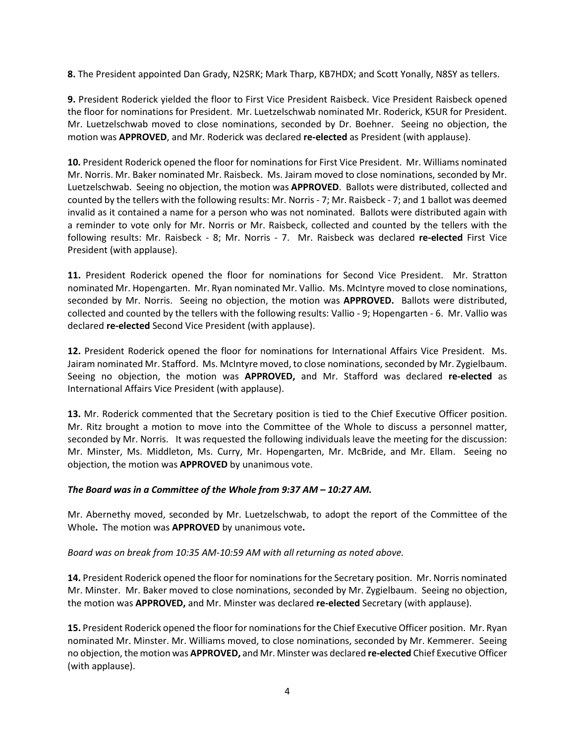**8.** The President appointed Dan Grady, N2SRK; Mark Tharp, KB7HDX; and Scott Yonally, N8SY as tellers.

**9.** President Roderick yielded the floor to First Vice President Raisbeck. Vice President Raisbeck opened the floor for nominations for President. Mr. Luetzelschwab nominated Mr. Roderick, K5UR for President. Mr. Luetzelschwab moved to close nominations, seconded by Dr. Boehner. Seeing no objection, the motion was **APPROVED**, and Mr. Roderick was declared **re-elected** as President (with applause).

**10.** President Roderick opened the floor for nominations for First Vice President. Mr. Williams nominated Mr. Norris. Mr. Baker nominated Mr. Raisbeck. Ms. Jairam moved to close nominations, seconded by Mr. Luetzelschwab. Seeing no objection, the motion was **APPROVED**. Ballots were distributed, collected and counted by the tellers with the following results: Mr. Norris - 7; Mr. Raisbeck - 7; and 1 ballot was deemed invalid as it contained a name for a person who was not nominated. Ballots were distributed again with a reminder to vote only for Mr. Norris or Mr. Raisbeck, collected and counted by the tellers with the following results: Mr. Raisbeck - 8; Mr. Norris - 7. Mr. Raisbeck was declared **re-elected** First Vice President (with applause).

**11.** President Roderick opened the floor for nominations for Second Vice President. Mr. Stratton nominated Mr. Hopengarten. Mr. Ryan nominated Mr. Vallio. Ms. McIntyre moved to close nominations, seconded by Mr. Norris. Seeing no objection, the motion was **APPROVED.** Ballots were distributed, collected and counted by the tellers with the following results: Vallio - 9; Hopengarten - 6. Mr. Vallio was declared **re-elected** Second Vice President (with applause).

**12.** President Roderick opened the floor for nominations for International Affairs Vice President. Ms. Jairam nominated Mr. Stafford. Ms. McIntyre moved, to close nominations, seconded by Mr. Zygielbaum. Seeing no objection, the motion was **APPROVED,** and Mr. Stafford was declared **re-elected** as International Affairs Vice President (with applause).

**13.** Mr. Roderick commented that the Secretary position is tied to the Chief Executive Officer position. Mr. Ritz brought a motion to move into the Committee of the Whole to discuss a personnel matter, seconded by Mr. Norris. It was requested the following individuals leave the meeting for the discussion: Mr. Minster, Ms. Middleton, Ms. Curry, Mr. Hopengarten, Mr. McBride, and Mr. Ellam. Seeing no objection, the motion was **APPROVED** by unanimous vote.

***The Board was in a Committee of the Whole from 9:37 AM – 10:27 AM.***

Mr. Abernethy moved, seconded by Mr. Luetzelschwab, to adopt the report of the Committee of the Whole**.** The motion was **APPROVED** by unanimous vote**.**

*Board was on break from 10:35 AM-10:59 AM with all returning as noted above.*

**14.** President Roderick opened the floor for nominations for the Secretary position. Mr. Norris nominated Mr. Minster. Mr. Baker moved to close nominations, seconded by Mr. Zygielbaum. Seeing no objection, the motion was **APPROVED,** and Mr. Minster was declared **re-elected** Secretary (with applause).

**15.** President Roderick opened the floor for nominations for the Chief Executive Officer position. Mr. Ryan nominated Mr. Minster. Mr. Williams moved, to close nominations, seconded by Mr. Kemmerer. Seeing no objection, the motion was **APPROVED,** and Mr. Minster was declared **re-elected** Chief Executive Officer (with applause).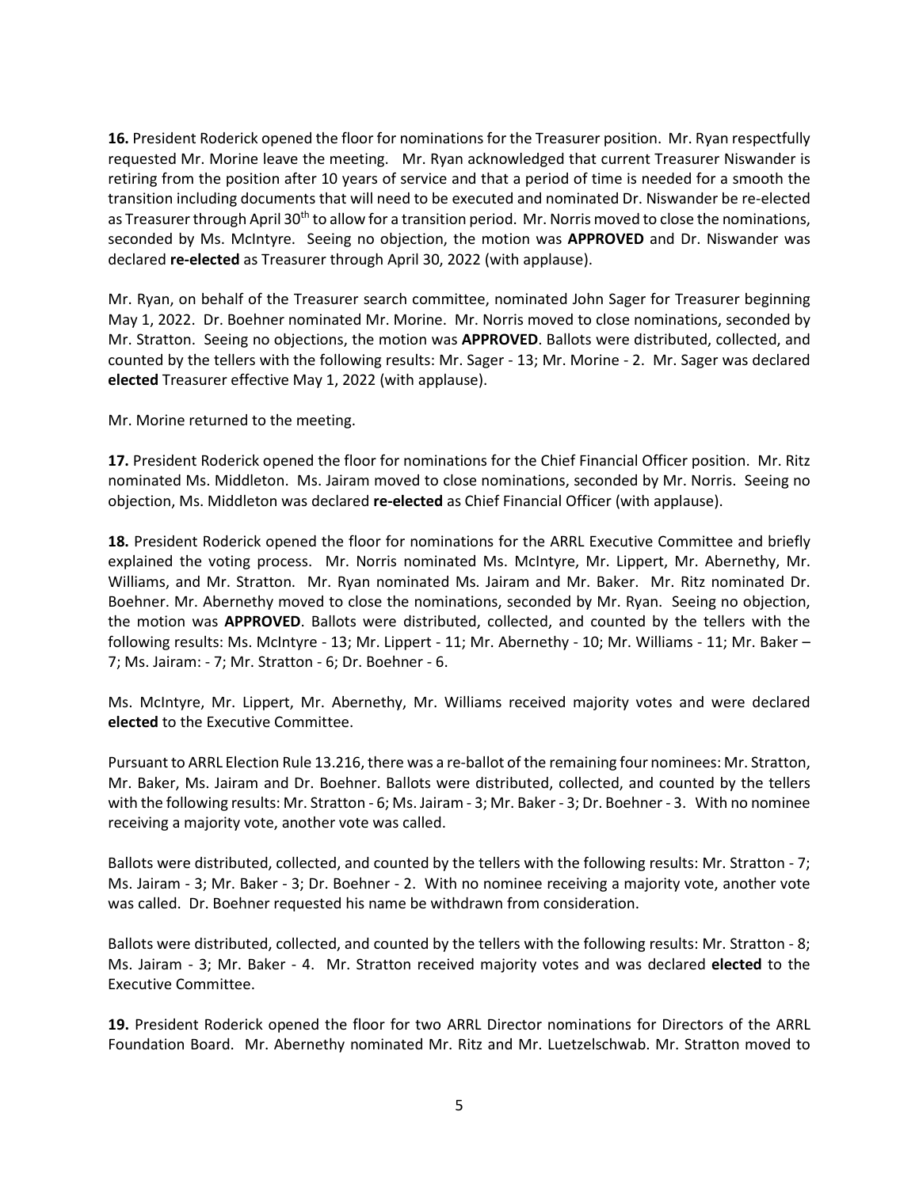**16.** President Roderick opened the floor for nominations for the Treasurer position. Mr. Ryan respectfully requested Mr. Morine leave the meeting. Mr. Ryan acknowledged that current Treasurer Niswander is retiring from the position after 10 years of service and that a period of time is needed for a smooth the transition including documents that will need to be executed and nominated Dr. Niswander be re-elected as Treasurer through April 30th to allow for a transition period. Mr. Norris moved to close the nominations, seconded by Ms. McIntyre. Seeing no objection, the motion was **APPROVED** and Dr. Niswander was declared **re-elected** as Treasurer through April 30, 2022 (with applause).

Mr. Ryan, on behalf of the Treasurer search committee, nominated John Sager for Treasurer beginning May 1, 2022. Dr. Boehner nominated Mr. Morine. Mr. Norris moved to close nominations, seconded by Mr. Stratton. Seeing no objections, the motion was **APPROVED**. Ballots were distributed, collected, and counted by the tellers with the following results: Mr. Sager - 13; Mr. Morine - 2. Mr. Sager was declared **elected** Treasurer effective May 1, 2022 (with applause).

Mr. Morine returned to the meeting.

**17.** President Roderick opened the floor for nominations for the Chief Financial Officer position. Mr. Ritz nominated Ms. Middleton. Ms. Jairam moved to close nominations, seconded by Mr. Norris. Seeing no objection, Ms. Middleton was declared **re-elected** as Chief Financial Officer (with applause).

**18.** President Roderick opened the floor for nominations for the ARRL Executive Committee and briefly explained the voting process. Mr. Norris nominated Ms. McIntyre, Mr. Lippert, Mr. Abernethy, Mr. Williams, and Mr. Stratton. Mr. Ryan nominated Ms. Jairam and Mr. Baker. Mr. Ritz nominated Dr. Boehner. Mr. Abernethy moved to close the nominations, seconded by Mr. Ryan. Seeing no objection, the motion was **APPROVED**. Ballots were distributed, collected, and counted by the tellers with the following results: Ms. McIntyre - 13; Mr. Lippert - 11; Mr. Abernethy - 10; Mr. Williams - 11; Mr. Baker – 7; Ms. Jairam: - 7; Mr. Stratton - 6; Dr. Boehner - 6.

Ms. McIntyre, Mr. Lippert, Mr. Abernethy, Mr. Williams received majority votes and were declared **elected** to the Executive Committee.

Pursuant to ARRL Election Rule 13.216, there was a re-ballot of the remaining four nominees: Mr. Stratton, Mr. Baker, Ms. Jairam and Dr. Boehner. Ballots were distributed, collected, and counted by the tellers with the following results: Mr. Stratton - 6; Ms. Jairam - 3; Mr. Baker - 3; Dr. Boehner - 3. With no nominee receiving a majority vote, another vote was called.

Ballots were distributed, collected, and counted by the tellers with the following results: Mr. Stratton - 7; Ms. Jairam - 3; Mr. Baker - 3; Dr. Boehner - 2. With no nominee receiving a majority vote, another vote was called. Dr. Boehner requested his name be withdrawn from consideration.

Ballots were distributed, collected, and counted by the tellers with the following results: Mr. Stratton - 8; Ms. Jairam - 3; Mr. Baker - 4. Mr. Stratton received majority votes and was declared **elected** to the Executive Committee.

**19.** President Roderick opened the floor for two ARRL Director nominations for Directors of the ARRL Foundation Board. Mr. Abernethy nominated Mr. Ritz and Mr. Luetzelschwab. Mr. Stratton moved to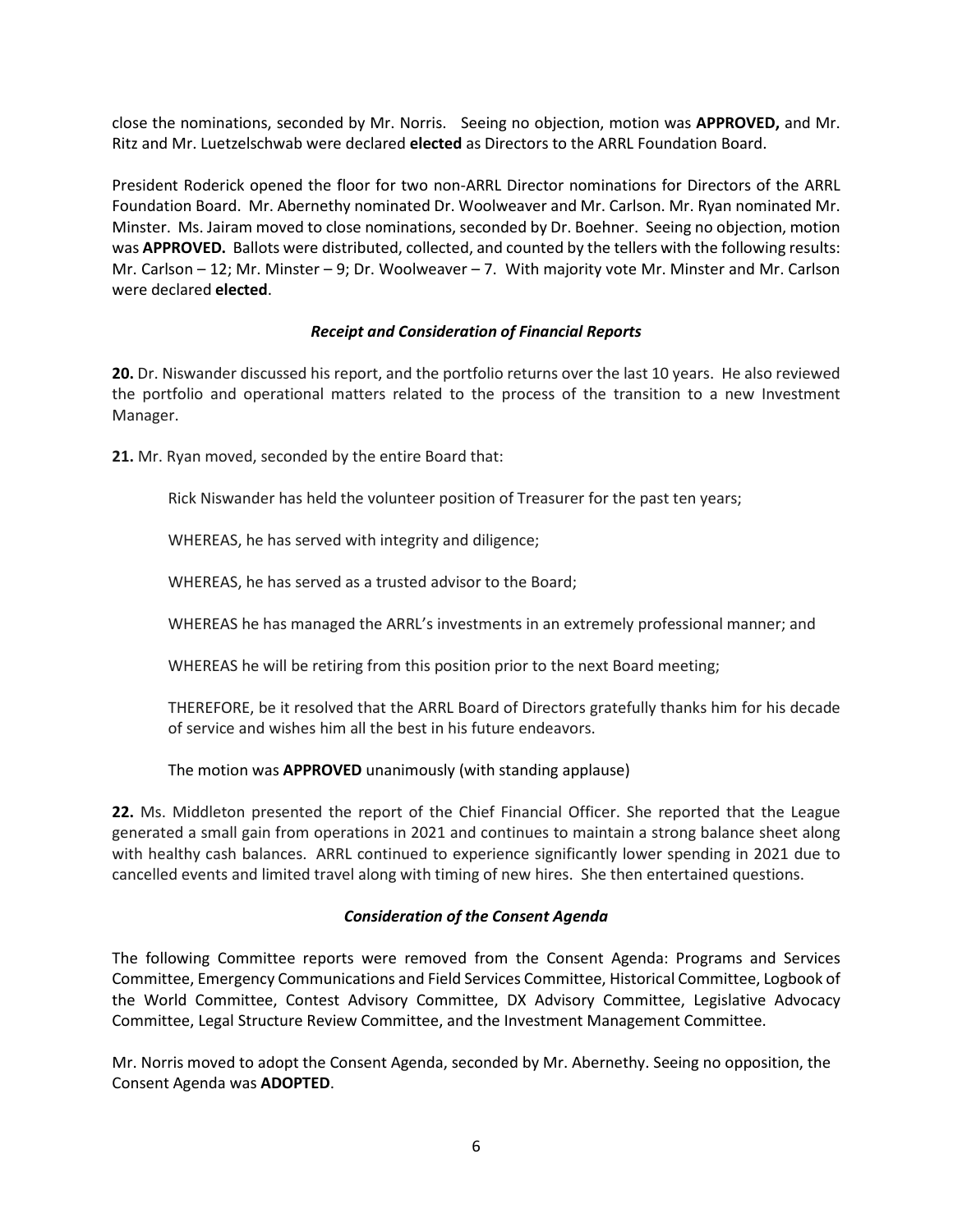close the nominations, seconded by Mr. Norris. Seeing no objection, motion was **APPROVED,** and Mr. Ritz and Mr. Luetzelschwab were declared **elected** as Directors to the ARRL Foundation Board.

President Roderick opened the floor for two non-ARRL Director nominations for Directors of the ARRL Foundation Board. Mr. Abernethy nominated Dr. Woolweaver and Mr. Carlson. Mr. Ryan nominated Mr. Minster. Ms. Jairam moved to close nominations, seconded by Dr. Boehner. Seeing no objection, motion was **APPROVED.** Ballots were distributed, collected, and counted by the tellers with the following results: Mr. Carlson – 12; Mr. Minster – 9; Dr. Woolweaver – 7. With majority vote Mr. Minster and Mr. Carlson were declared **elected**.

### *Receipt and Consideration of Financial Reports*

**20.** Dr. Niswander discussed his report, and the portfolio returns over the last 10 years. He also reviewed the portfolio and operational matters related to the process of the transition to a new Investment Manager.

**21.** Mr. Ryan moved, seconded by the entire Board that:

> Rick Niswander has held the volunteer position of Treasurer for the past ten years;
>
> WHEREAS, he has served with integrity and diligence;
>
> WHEREAS, he has served as a trusted advisor to the Board;
>
> WHEREAS he has managed the ARRL's investments in an extremely professional manner; and
>
> WHEREAS he will be retiring from this position prior to the next Board meeting;
>
> THEREFORE, be it resolved that the ARRL Board of Directors gratefully thanks him for his decade of service and wishes him all the best in his future endeavors.
>
> The motion was **APPROVED** unanimously (with standing applause)

**22.** Ms. Middleton presented the report of the Chief Financial Officer. She reported that the League generated a small gain from operations in 2021 and continues to maintain a strong balance sheet along with healthy cash balances. ARRL continued to experience significantly lower spending in 2021 due to cancelled events and limited travel along with timing of new hires. She then entertained questions.

### *Consideration of the Consent Agenda*

The following Committee reports were removed from the Consent Agenda: Programs and Services Committee, Emergency Communications and Field Services Committee, Historical Committee, Logbook of the World Committee, Contest Advisory Committee, DX Advisory Committee, Legislative Advocacy Committee, Legal Structure Review Committee, and the Investment Management Committee.

Mr. Norris moved to adopt the Consent Agenda, seconded by Mr. Abernethy. Seeing no opposition, the Consent Agenda was **ADOPTED**.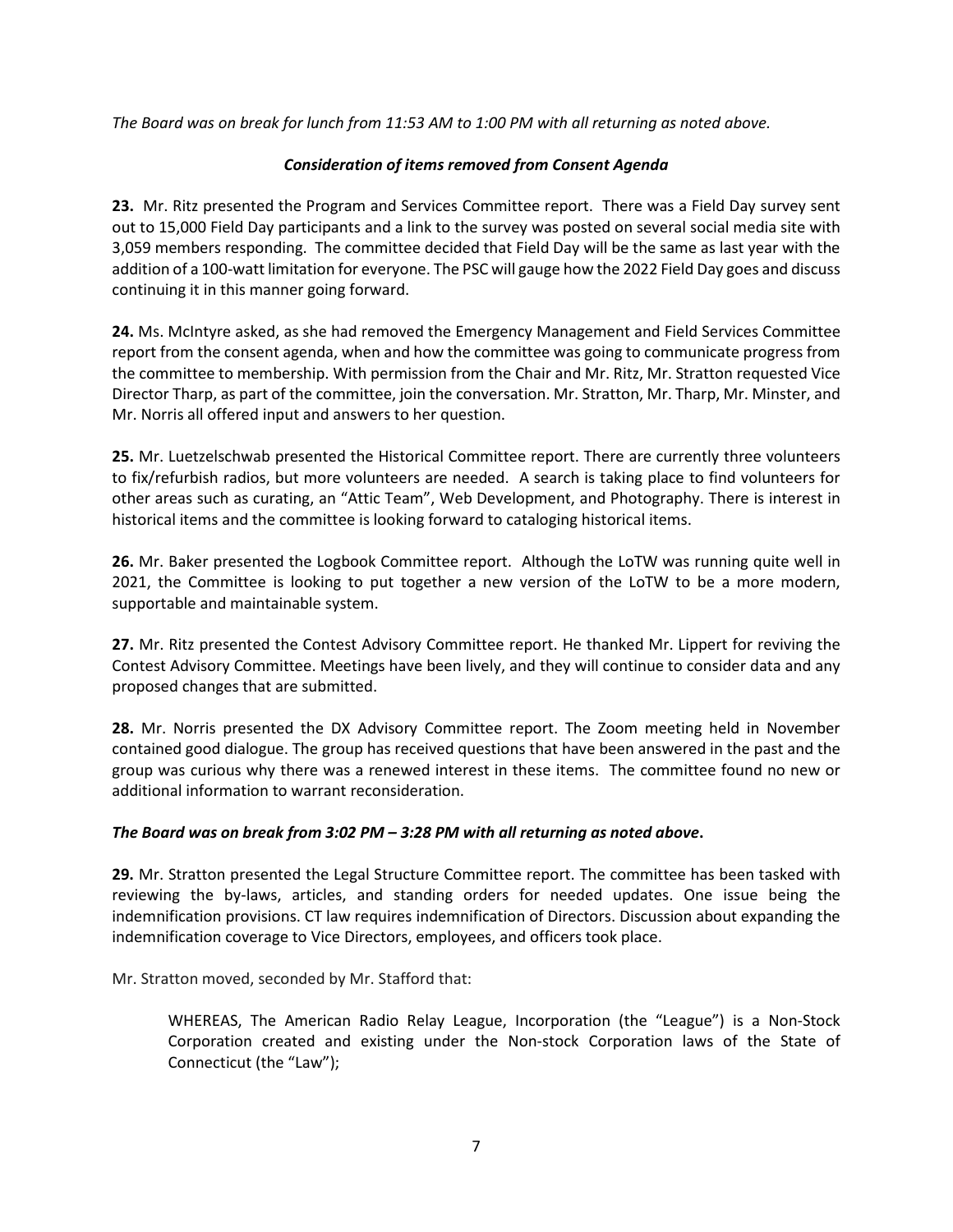*The Board was on break for lunch from 11:53 AM to 1:00 PM with all returning as noted above.*

***Consideration of items removed from Consent Agenda***

**23.** Mr. Ritz presented the Program and Services Committee report. There was a Field Day survey sent out to 15,000 Field Day participants and a link to the survey was posted on several social media site with 3,059 members responding. The committee decided that Field Day will be the same as last year with the addition of a 100-watt limitation for everyone. The PSC will gauge how the 2022 Field Day goes and discuss continuing it in this manner going forward.

**24.** Ms. McIntyre asked, as she had removed the Emergency Management and Field Services Committee report from the consent agenda, when and how the committee was going to communicate progress from the committee to membership. With permission from the Chair and Mr. Ritz, Mr. Stratton requested Vice Director Tharp, as part of the committee, join the conversation. Mr. Stratton, Mr. Tharp, Mr. Minster, and Mr. Norris all offered input and answers to her question.

**25.** Mr. Luetzelschwab presented the Historical Committee report. There are currently three volunteers to fix/refurbish radios, but more volunteers are needed. A search is taking place to find volunteers for other areas such as curating, an "Attic Team", Web Development, and Photography. There is interest in historical items and the committee is looking forward to cataloging historical items.

**26.** Mr. Baker presented the Logbook Committee report. Although the LoTW was running quite well in 2021, the Committee is looking to put together a new version of the LoTW to be a more modern, supportable and maintainable system.

**27.** Mr. Ritz presented the Contest Advisory Committee report. He thanked Mr. Lippert for reviving the Contest Advisory Committee. Meetings have been lively, and they will continue to consider data and any proposed changes that are submitted.

**28.** Mr. Norris presented the DX Advisory Committee report. The Zoom meeting held in November contained good dialogue. The group has received questions that have been answered in the past and the group was curious why there was a renewed interest in these items. The committee found no new or additional information to warrant reconsideration.

***The Board was on break from 3:02 PM – 3:28 PM with all returning as noted above.***

**29.** Mr. Stratton presented the Legal Structure Committee report. The committee has been tasked with reviewing the by-laws, articles, and standing orders for needed updates. One issue being the indemnification provisions. CT law requires indemnification of Directors. Discussion about expanding the indemnification coverage to Vice Directors, employees, and officers took place.

Mr. Stratton moved, seconded by Mr. Stafford that:

> WHEREAS, The American Radio Relay League, Incorporation (the "League") is a Non-Stock Corporation created and existing under the Non-stock Corporation laws of the State of Connecticut (the "Law");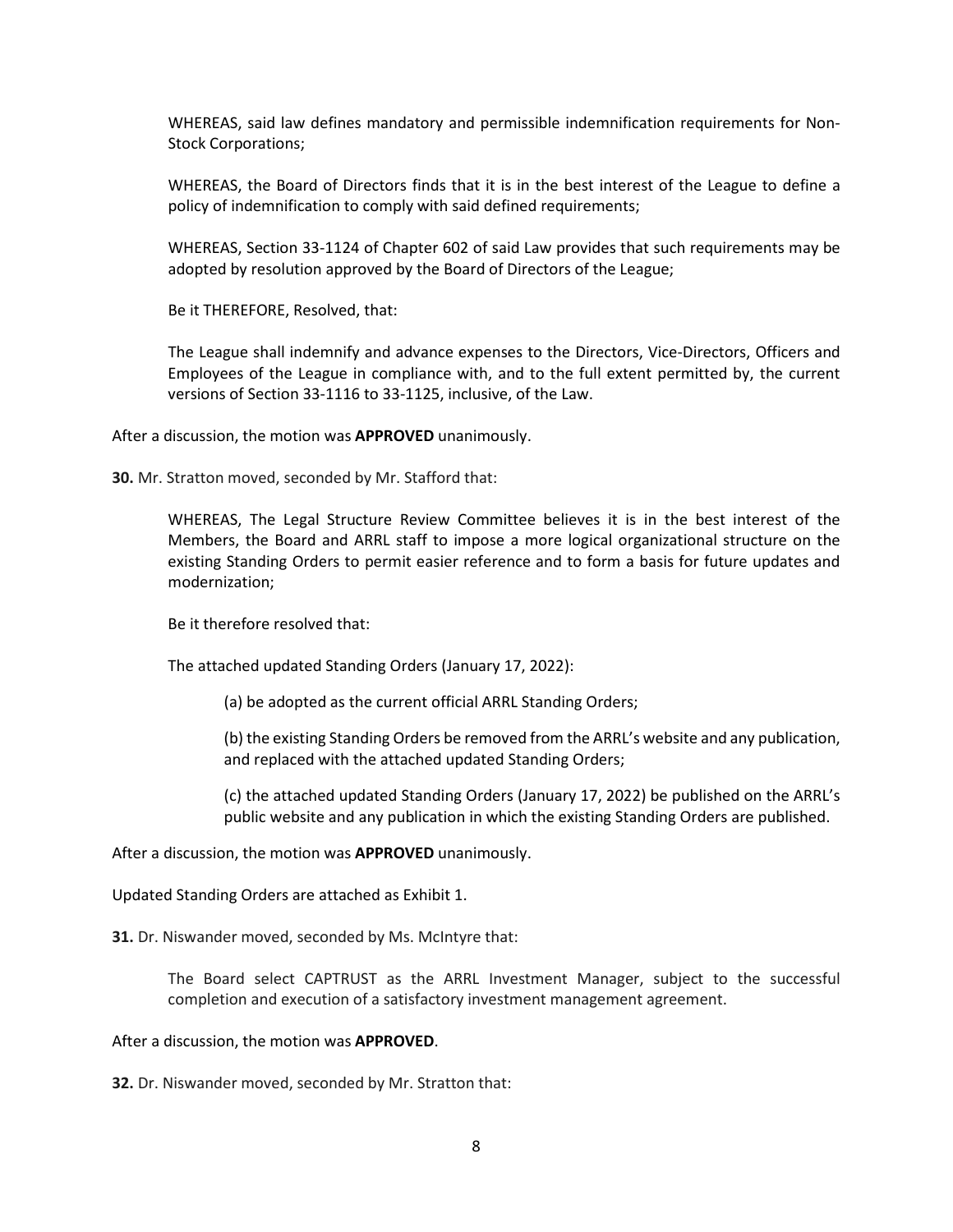WHEREAS, said law defines mandatory and permissible indemnification requirements for Non-Stock Corporations;

WHEREAS, the Board of Directors finds that it is in the best interest of the League to define a policy of indemnification to comply with said defined requirements;

WHEREAS, Section 33-1124 of Chapter 602 of said Law provides that such requirements may be adopted by resolution approved by the Board of Directors of the League;

Be it THEREFORE, Resolved, that:

The League shall indemnify and advance expenses to the Directors, Vice-Directors, Officers and Employees of the League in compliance with, and to the full extent permitted by, the current versions of Section 33-1116 to 33-1125, inclusive, of the Law.

After a discussion, the motion was **APPROVED** unanimously.

**30.** Mr. Stratton moved, seconded by Mr. Stafford that:

WHEREAS, The Legal Structure Review Committee believes it is in the best interest of the Members, the Board and ARRL staff to impose a more logical organizational structure on the existing Standing Orders to permit easier reference and to form a basis for future updates and modernization;

Be it therefore resolved that:

The attached updated Standing Orders (January 17, 2022):

(a) be adopted as the current official ARRL Standing Orders;

(b) the existing Standing Orders be removed from the ARRL's website and any publication, and replaced with the attached updated Standing Orders;

(c) the attached updated Standing Orders (January 17, 2022) be published on the ARRL's public website and any publication in which the existing Standing Orders are published.

After a discussion, the motion was **APPROVED** unanimously.

Updated Standing Orders are attached as Exhibit 1.

**31.** Dr. Niswander moved, seconded by Ms. McIntyre that:

The Board select CAPTRUST as the ARRL Investment Manager, subject to the successful completion and execution of a satisfactory investment management agreement.

After a discussion, the motion was **APPROVED**.

**32.** Dr. Niswander moved, seconded by Mr. Stratton that: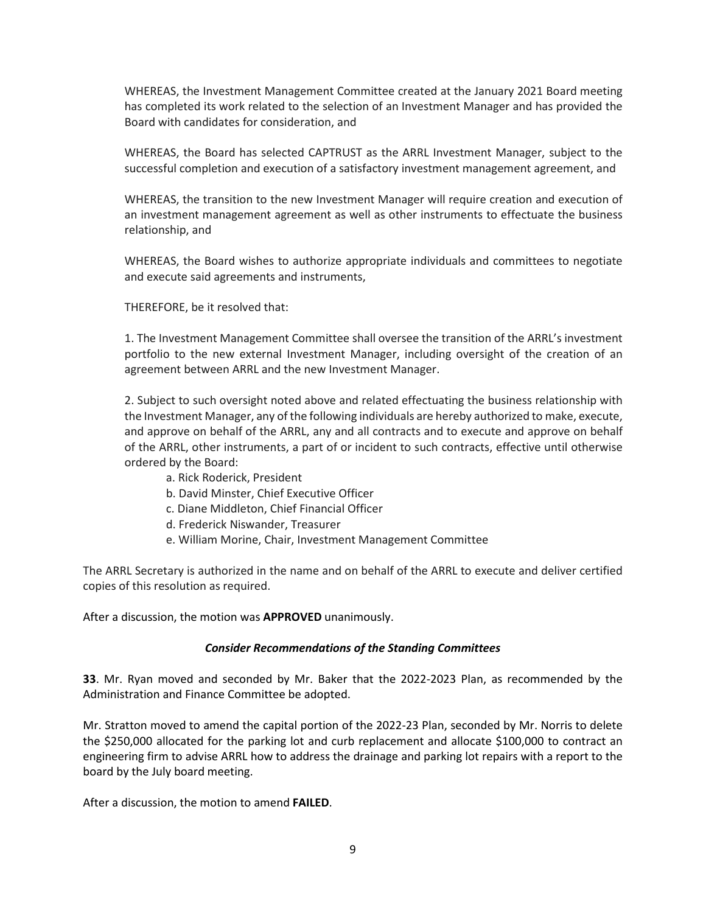WHEREAS, the Investment Management Committee created at the January 2021 Board meeting has completed its work related to the selection of an Investment Manager and has provided the Board with candidates for consideration, and

WHEREAS, the Board has selected CAPTRUST as the ARRL Investment Manager, subject to the successful completion and execution of a satisfactory investment management agreement, and

WHEREAS, the transition to the new Investment Manager will require creation and execution of an investment management agreement as well as other instruments to effectuate the business relationship, and

WHEREAS, the Board wishes to authorize appropriate individuals and committees to negotiate and execute said agreements and instruments,

THEREFORE, be it resolved that:

1. The Investment Management Committee shall oversee the transition of the ARRL's investment portfolio to the new external Investment Manager, including oversight of the creation of an agreement between ARRL and the new Investment Manager.

2. Subject to such oversight noted above and related effectuating the business relationship with the Investment Manager, any of the following individuals are hereby authorized to make, execute, and approve on behalf of the ARRL, any and all contracts and to execute and approve on behalf of the ARRL, other instruments, a part of or incident to such contracts, effective until otherwise ordered by the Board:

   a. Rick Roderick, President
   b. David Minster, Chief Executive Officer
   c. Diane Middleton, Chief Financial Officer
   d. Frederick Niswander, Treasurer
   e. William Morine, Chair, Investment Management Committee

The ARRL Secretary is authorized in the name and on behalf of the ARRL to execute and deliver certified copies of this resolution as required.

After a discussion, the motion was **APPROVED** unanimously.

### *Consider Recommendations of the Standing Committees*

**33**. Mr. Ryan moved and seconded by Mr. Baker that the 2022-2023 Plan, as recommended by the Administration and Finance Committee be adopted.

Mr. Stratton moved to amend the capital portion of the 2022-23 Plan, seconded by Mr. Norris to delete the $250,000 allocated for the parking lot and curb replacement and allocate $100,000 to contract an engineering firm to advise ARRL how to address the drainage and parking lot repairs with a report to the board by the July board meeting.

After a discussion, the motion to amend **FAILED**.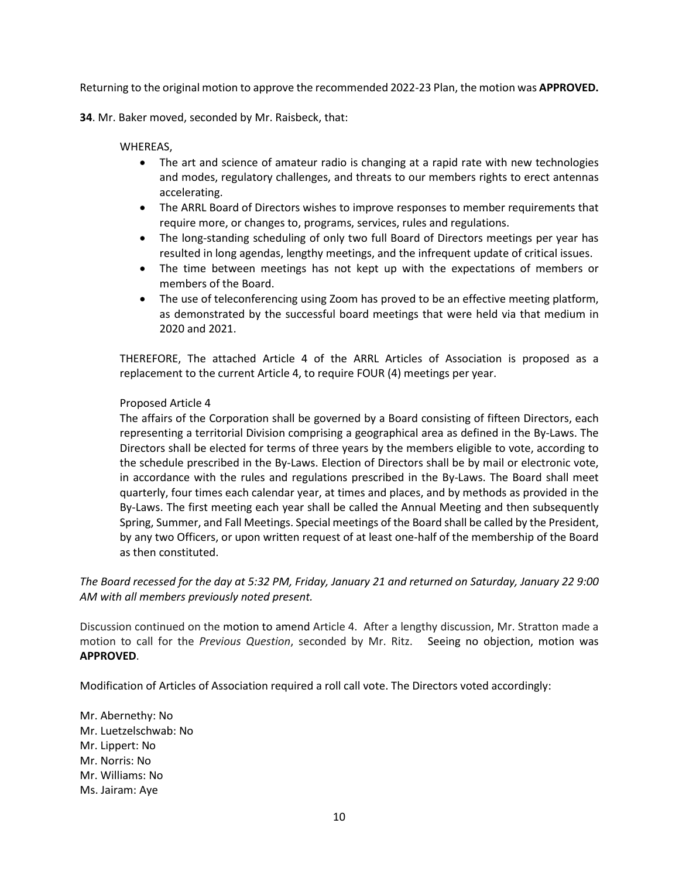Returning to the original motion to approve the recommended 2022-23 Plan, the motion was **APPROVED.**

**34**. Mr. Baker moved, seconded by Mr. Raisbeck, that:

WHEREAS,

- The art and science of amateur radio is changing at a rapid rate with new technologies and modes, regulatory challenges, and threats to our members rights to erect antennas accelerating.
- The ARRL Board of Directors wishes to improve responses to member requirements that require more, or changes to, programs, services, rules and regulations.
- The long-standing scheduling of only two full Board of Directors meetings per year has resulted in long agendas, lengthy meetings, and the infrequent update of critical issues.
- The time between meetings has not kept up with the expectations of members or members of the Board.
- The use of teleconferencing using Zoom has proved to be an effective meeting platform, as demonstrated by the successful board meetings that were held via that medium in 2020 and 2021.

THEREFORE, The attached Article 4 of the ARRL Articles of Association is proposed as a replacement to the current Article 4, to require FOUR (4) meetings per year.

Proposed Article 4

The affairs of the Corporation shall be governed by a Board consisting of fifteen Directors, each representing a territorial Division comprising a geographical area as defined in the By-Laws. The Directors shall be elected for terms of three years by the members eligible to vote, according to the schedule prescribed in the By-Laws. Election of Directors shall be by mail or electronic vote, in accordance with the rules and regulations prescribed in the By-Laws. The Board shall meet quarterly, four times each calendar year, at times and places, and by methods as provided in the By-Laws. The first meeting each year shall be called the Annual Meeting and then subsequently Spring, Summer, and Fall Meetings. Special meetings of the Board shall be called by the President, by any two Officers, or upon written request of at least one-half of the membership of the Board as then constituted.

*The Board recessed for the day at 5:32 PM, Friday, January 21 and returned on Saturday, January 22 9:00 AM with all members previously noted present.*

Discussion continued on the motion to amend Article 4. After a lengthy discussion, Mr. Stratton made a motion to call for the *Previous Question*, seconded by Mr. Ritz. Seeing no objection, motion was **APPROVED**.

Modification of Articles of Association required a roll call vote. The Directors voted accordingly:

Mr. Abernethy: No
Mr. Luetzelschwab: No
Mr. Lippert: No
Mr. Norris: No
Mr. Williams: No
Ms. Jairam: Aye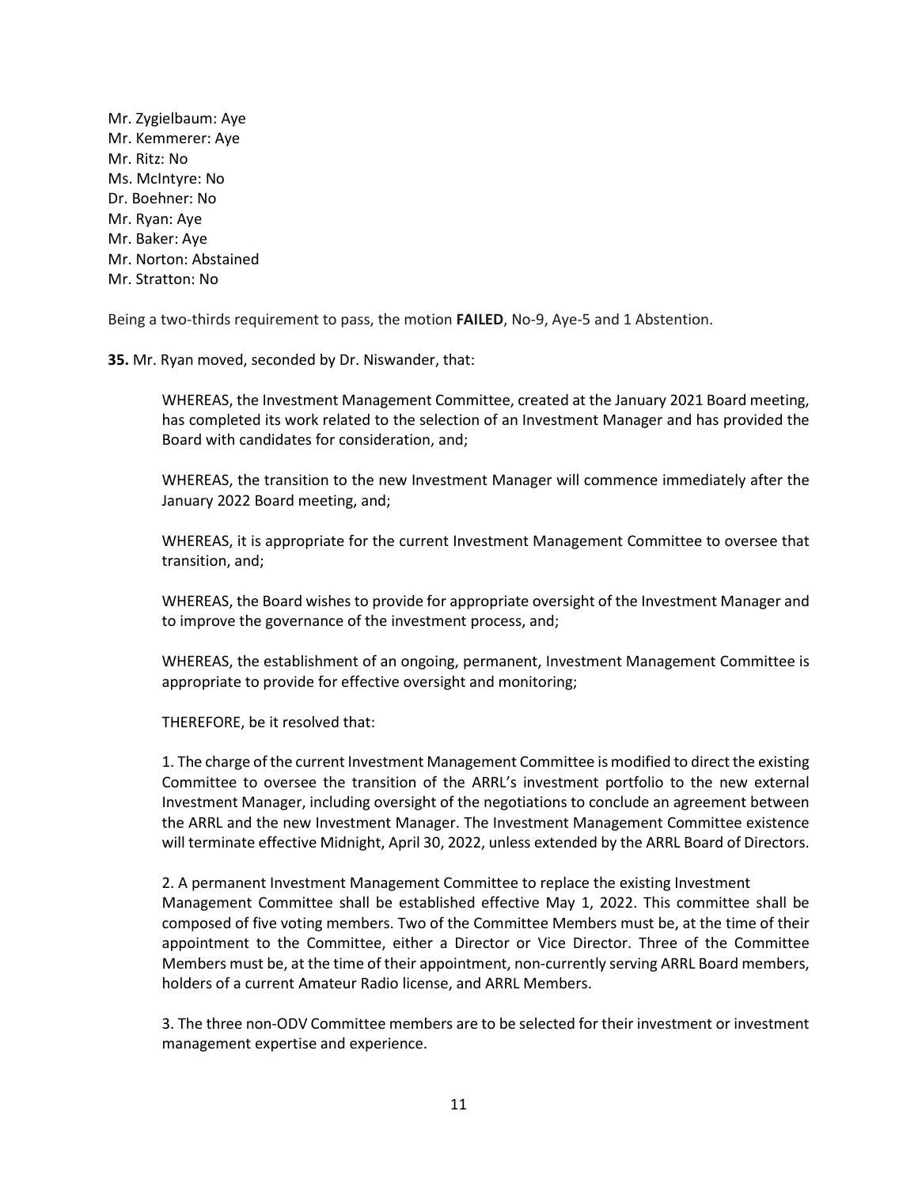Mr. Zygielbaum: Aye
Mr. Kemmerer: Aye
Mr. Ritz: No
Ms. McIntyre: No
Dr. Boehner: No
Mr. Ryan: Aye
Mr. Baker: Aye
Mr. Norton: Abstained
Mr. Stratton: No

Being a two-thirds requirement to pass, the motion **FAILED**, No-9, Aye-5 and 1 Abstention.

**35.** Mr. Ryan moved, seconded by Dr. Niswander, that:

> WHEREAS, the Investment Management Committee, created at the January 2021 Board meeting, has completed its work related to the selection of an Investment Manager and has provided the Board with candidates for consideration, and;
>
> WHEREAS, the transition to the new Investment Manager will commence immediately after the January 2022 Board meeting, and;
>
> WHEREAS, it is appropriate for the current Investment Management Committee to oversee that transition, and;
>
> WHEREAS, the Board wishes to provide for appropriate oversight of the Investment Manager and to improve the governance of the investment process, and;
>
> WHEREAS, the establishment of an ongoing, permanent, Investment Management Committee is appropriate to provide for effective oversight and monitoring;
>
> THEREFORE, be it resolved that:
>
> 1. The charge of the current Investment Management Committee is modified to direct the existing Committee to oversee the transition of the ARRL's investment portfolio to the new external Investment Manager, including oversight of the negotiations to conclude an agreement between the ARRL and the new Investment Manager. The Investment Management Committee existence will terminate effective Midnight, April 30, 2022, unless extended by the ARRL Board of Directors.
>
> 2. A permanent Investment Management Committee to replace the existing Investment Management Committee shall be established effective May 1, 2022. This committee shall be composed of five voting members. Two of the Committee Members must be, at the time of their appointment to the Committee, either a Director or Vice Director. Three of the Committee Members must be, at the time of their appointment, non-currently serving ARRL Board members, holders of a current Amateur Radio license, and ARRL Members.
>
> 3. The three non-ODV Committee members are to be selected for their investment or investment management expertise and experience.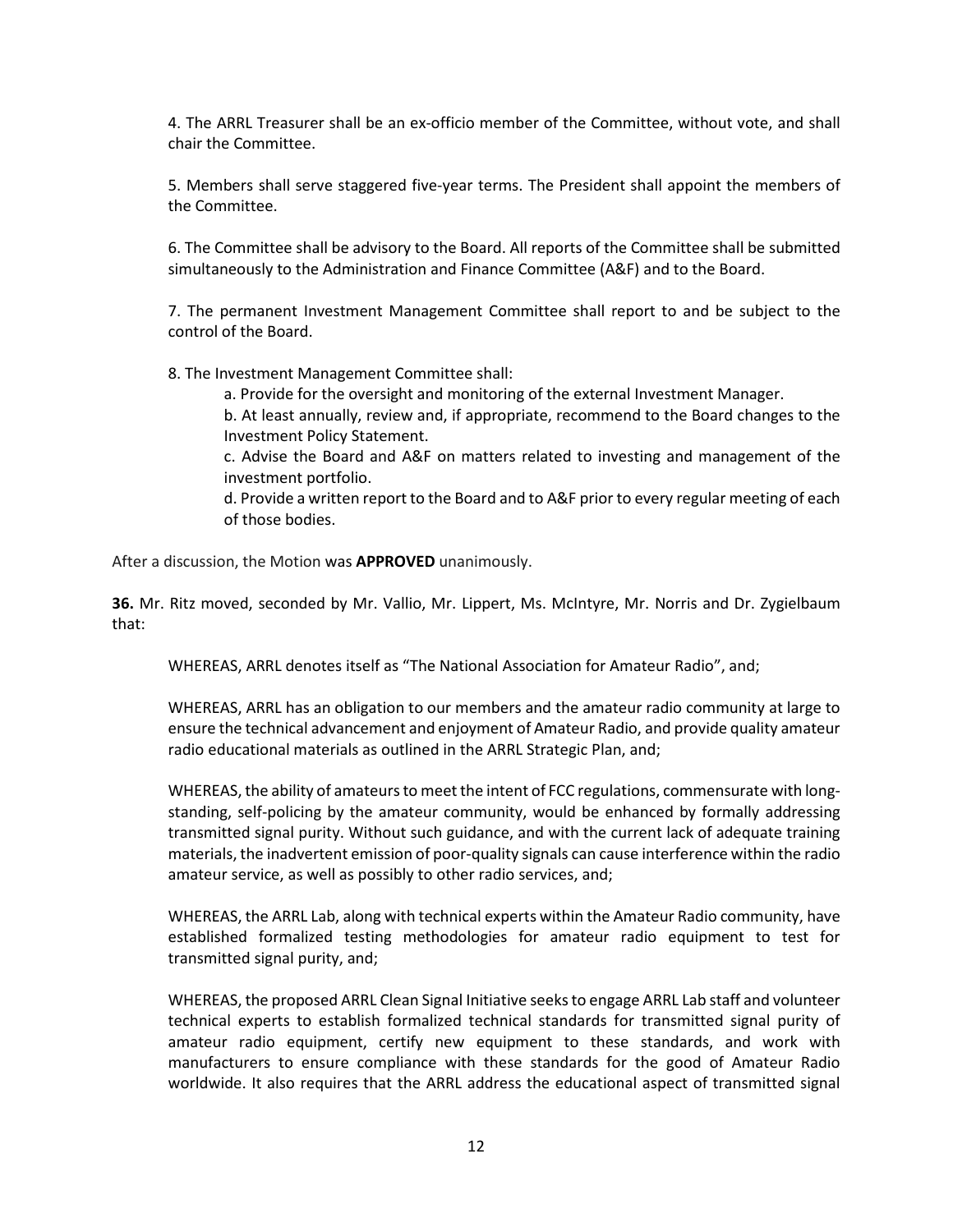4. The ARRL Treasurer shall be an ex-officio member of the Committee, without vote, and shall chair the Committee.

5. Members shall serve staggered five-year terms. The President shall appoint the members of the Committee.

6. The Committee shall be advisory to the Board. All reports of the Committee shall be submitted simultaneously to the Administration and Finance Committee (A&F) and to the Board.

7. The permanent Investment Management Committee shall report to and be subject to the control of the Board.

8. The Investment Management Committee shall:

a. Provide for the oversight and monitoring of the external Investment Manager.

b. At least annually, review and, if appropriate, recommend to the Board changes to the Investment Policy Statement.

c. Advise the Board and A&F on matters related to investing and management of the investment portfolio.

d. Provide a written report to the Board and to A&F prior to every regular meeting of each of those bodies.

After a discussion, the Motion was **APPROVED** unanimously.

**36.** Mr. Ritz moved, seconded by Mr. Vallio, Mr. Lippert, Ms. McIntyre, Mr. Norris and Dr. Zygielbaum that:

WHEREAS, ARRL denotes itself as "The National Association for Amateur Radio", and;

WHEREAS, ARRL has an obligation to our members and the amateur radio community at large to ensure the technical advancement and enjoyment of Amateur Radio, and provide quality amateur radio educational materials as outlined in the ARRL Strategic Plan, and;

WHEREAS, the ability of amateurs to meet the intent of FCC regulations, commensurate with long-standing, self-policing by the amateur community, would be enhanced by formally addressing transmitted signal purity. Without such guidance, and with the current lack of adequate training materials, the inadvertent emission of poor-quality signals can cause interference within the radio amateur service, as well as possibly to other radio services, and;

WHEREAS, the ARRL Lab, along with technical experts within the Amateur Radio community, have established formalized testing methodologies for amateur radio equipment to test for transmitted signal purity, and;

WHEREAS, the proposed ARRL Clean Signal Initiative seeks to engage ARRL Lab staff and volunteer technical experts to establish formalized technical standards for transmitted signal purity of amateur radio equipment, certify new equipment to these standards, and work with manufacturers to ensure compliance with these standards for the good of Amateur Radio worldwide. It also requires that the ARRL address the educational aspect of transmitted signal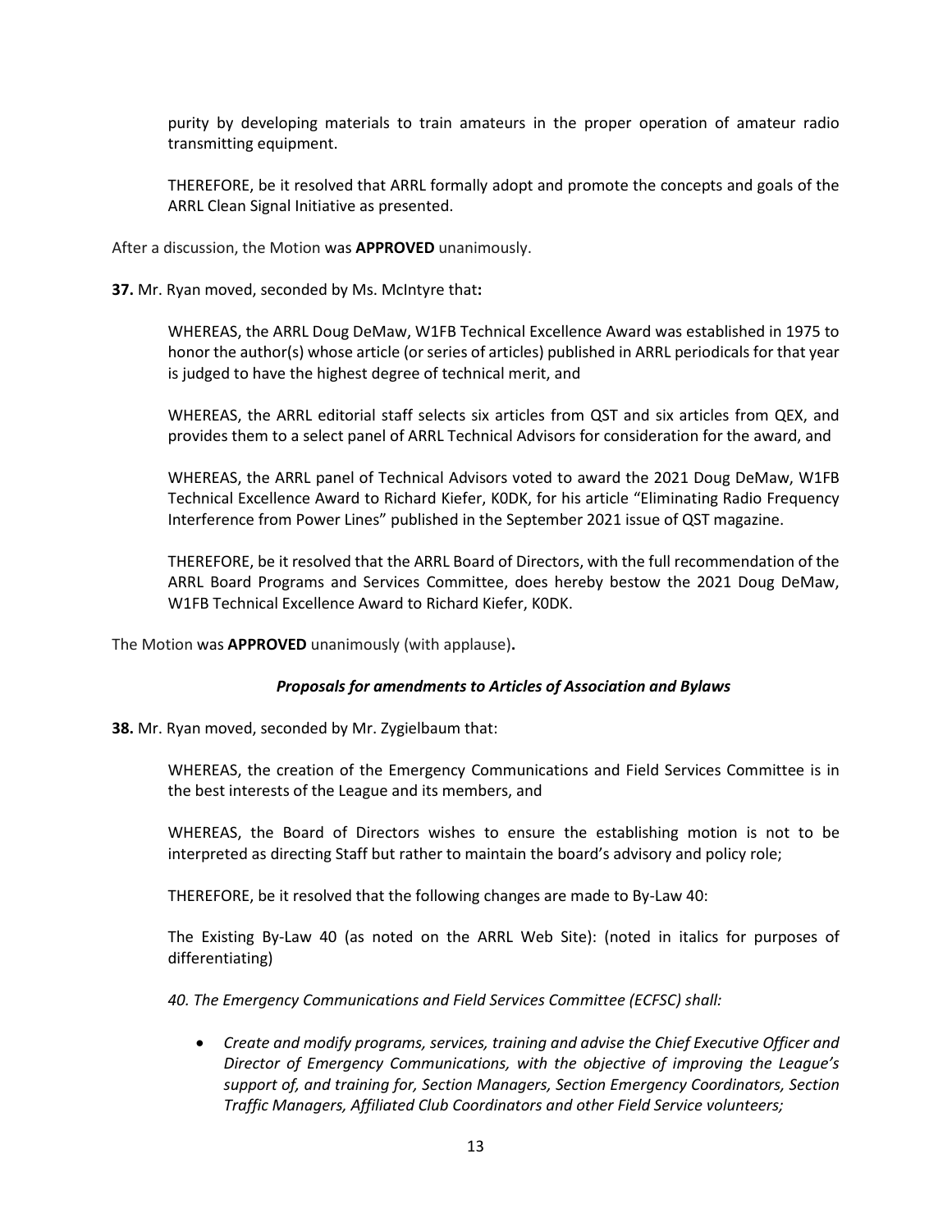purity by developing materials to train amateurs in the proper operation of amateur radio transmitting equipment.

THEREFORE, be it resolved that ARRL formally adopt and promote the concepts and goals of the ARRL Clean Signal Initiative as presented.

After a discussion, the Motion was **APPROVED** unanimously.

**37.** Mr. Ryan moved, seconded by Ms. McIntyre that**:**

WHEREAS, the ARRL Doug DeMaw, W1FB Technical Excellence Award was established in 1975 to honor the author(s) whose article (or series of articles) published in ARRL periodicals for that year is judged to have the highest degree of technical merit, and

WHEREAS, the ARRL editorial staff selects six articles from QST and six articles from QEX, and provides them to a select panel of ARRL Technical Advisors for consideration for the award, and

WHEREAS, the ARRL panel of Technical Advisors voted to award the 2021 Doug DeMaw, W1FB Technical Excellence Award to Richard Kiefer, K0DK, for his article "Eliminating Radio Frequency Interference from Power Lines" published in the September 2021 issue of QST magazine.

THEREFORE, be it resolved that the ARRL Board of Directors, with the full recommendation of the ARRL Board Programs and Services Committee, does hereby bestow the 2021 Doug DeMaw, W1FB Technical Excellence Award to Richard Kiefer, K0DK.

The Motion was **APPROVED** unanimously (with applause)**.**

### *Proposals for amendments to Articles of Association and Bylaws*

**38.** Mr. Ryan moved, seconded by Mr. Zygielbaum that:

WHEREAS, the creation of the Emergency Communications and Field Services Committee is in the best interests of the League and its members, and

WHEREAS, the Board of Directors wishes to ensure the establishing motion is not to be interpreted as directing Staff but rather to maintain the board's advisory and policy role;

THEREFORE, be it resolved that the following changes are made to By-Law 40:

The Existing By-Law 40 (as noted on the ARRL Web Site): (noted in italics for purposes of differentiating)

*40. The Emergency Communications and Field Services Committee (ECFSC) shall:*

- *Create and modify programs, services, training and advise the Chief Executive Officer and Director of Emergency Communications, with the objective of improving the League's support of, and training for, Section Managers, Section Emergency Coordinators, Section Traffic Managers, Affiliated Club Coordinators and other Field Service volunteers;*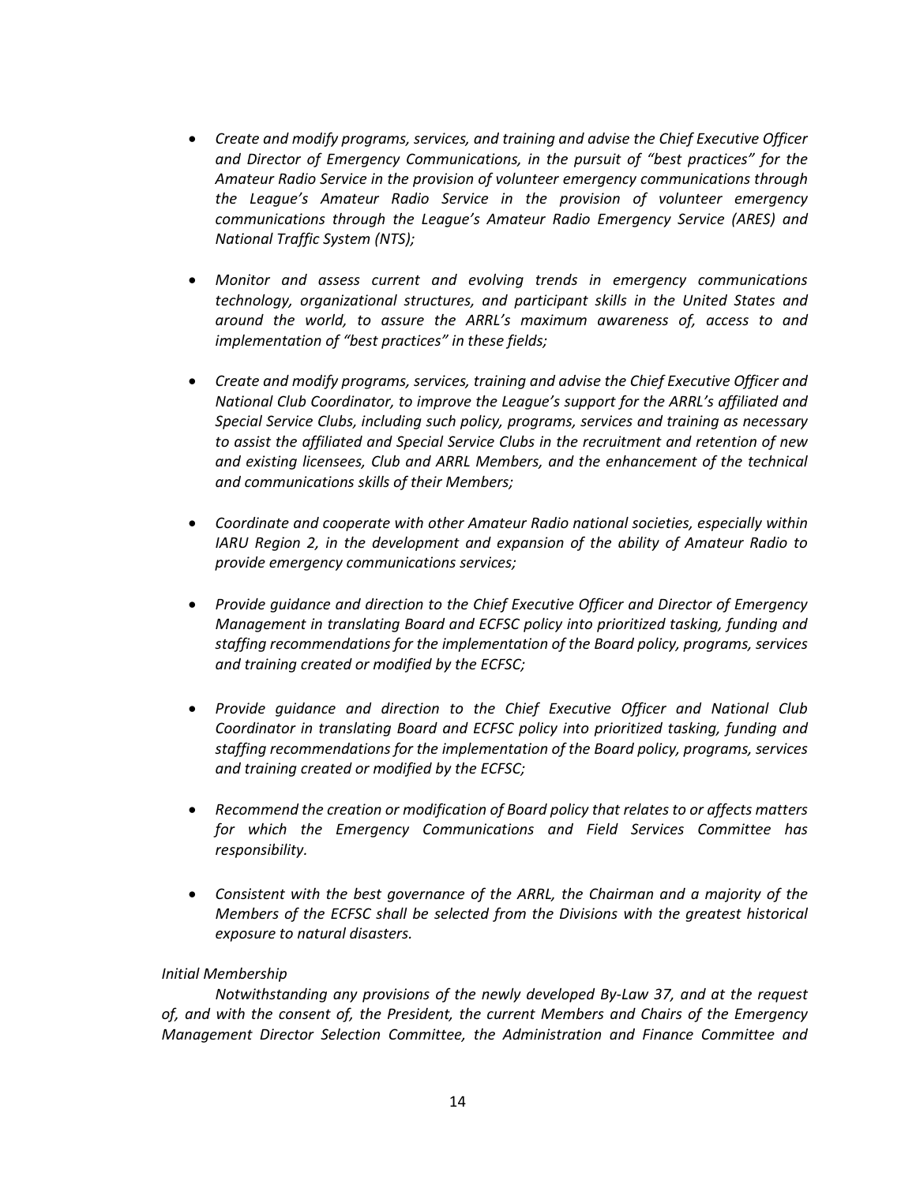- *Create and modify programs, services, and training and advise the Chief Executive Officer and Director of Emergency Communications, in the pursuit of "best practices" for the Amateur Radio Service in the provision of volunteer emergency communications through the League's Amateur Radio Service in the provision of volunteer emergency communications through the League's Amateur Radio Emergency Service (ARES) and National Traffic System (NTS);*

- *Monitor and assess current and evolving trends in emergency communications technology, organizational structures, and participant skills in the United States and around the world, to assure the ARRL's maximum awareness of, access to and implementation of "best practices" in these fields;*

- *Create and modify programs, services, training and advise the Chief Executive Officer and National Club Coordinator, to improve the League's support for the ARRL's affiliated and Special Service Clubs, including such policy, programs, services and training as necessary to assist the affiliated and Special Service Clubs in the recruitment and retention of new and existing licensees, Club and ARRL Members, and the enhancement of the technical and communications skills of their Members;*

- *Coordinate and cooperate with other Amateur Radio national societies, especially within IARU Region 2, in the development and expansion of the ability of Amateur Radio to provide emergency communications services;*

- *Provide guidance and direction to the Chief Executive Officer and Director of Emergency Management in translating Board and ECFSC policy into prioritized tasking, funding and staffing recommendations for the implementation of the Board policy, programs, services and training created or modified by the ECFSC;*

- *Provide guidance and direction to the Chief Executive Officer and National Club Coordinator in translating Board and ECFSC policy into prioritized tasking, funding and staffing recommendations for the implementation of the Board policy, programs, services and training created or modified by the ECFSC;*

- *Recommend the creation or modification of Board policy that relates to or affects matters for which the Emergency Communications and Field Services Committee has responsibility.*

- *Consistent with the best governance of the ARRL, the Chairman and a majority of the Members of the ECFSC shall be selected from the Divisions with the greatest historical exposure to natural disasters.*

*Initial Membership*

*Notwithstanding any provisions of the newly developed By-Law 37, and at the request of, and with the consent of, the President, the current Members and Chairs of the Emergency Management Director Selection Committee, the Administration and Finance Committee and*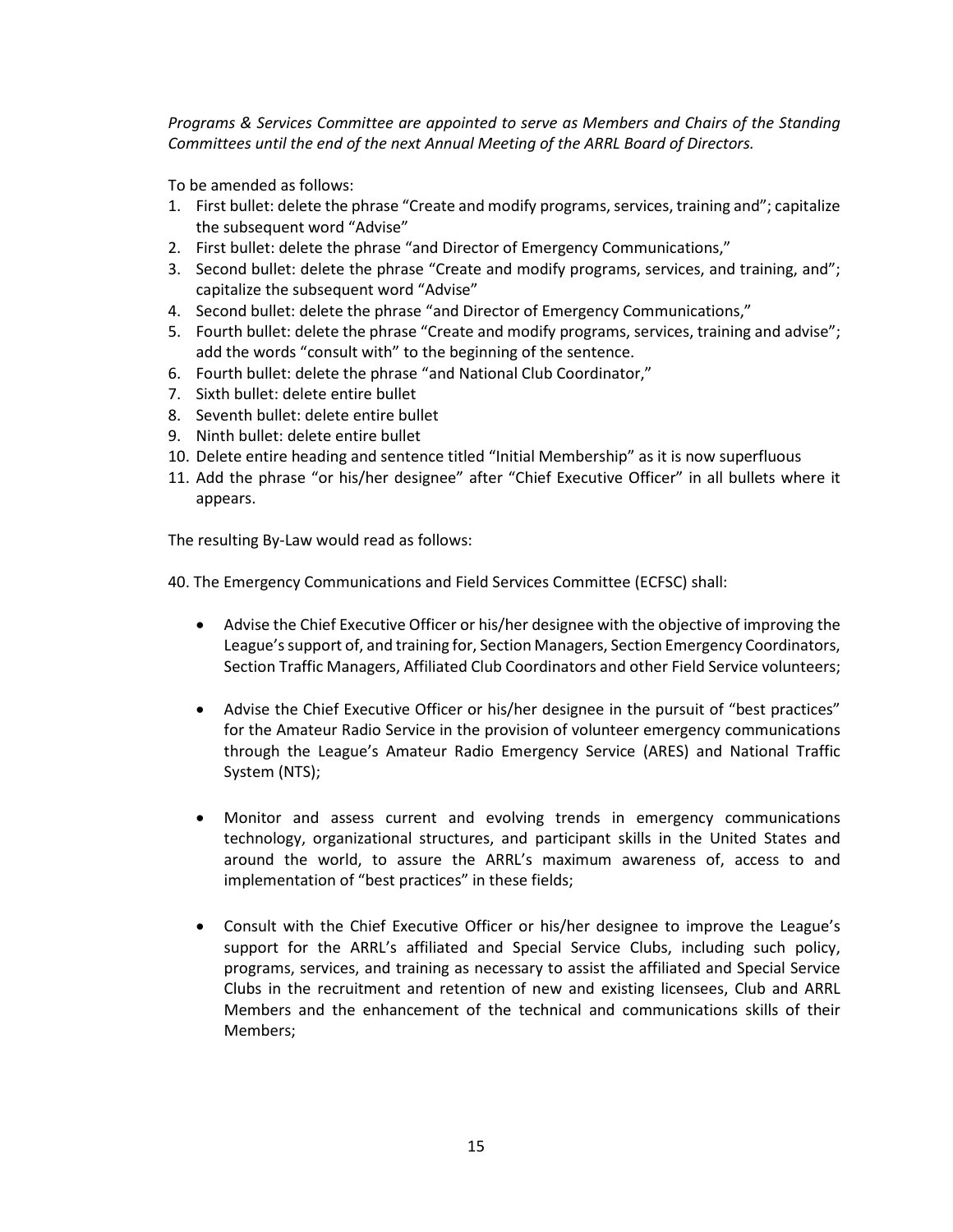*Programs & Services Committee are appointed to serve as Members and Chairs of the Standing Committees until the end of the next Annual Meeting of the ARRL Board of Directors.*

To be amended as follows:

1. First bullet: delete the phrase "Create and modify programs, services, training and"; capitalize the subsequent word "Advise"
2. First bullet: delete the phrase "and Director of Emergency Communications,"
3. Second bullet: delete the phrase "Create and modify programs, services, and training, and"; capitalize the subsequent word "Advise"
4. Second bullet: delete the phrase "and Director of Emergency Communications,"
5. Fourth bullet: delete the phrase "Create and modify programs, services, training and advise"; add the words "consult with" to the beginning of the sentence.
6. Fourth bullet: delete the phrase "and National Club Coordinator,"
7. Sixth bullet: delete entire bullet
8. Seventh bullet: delete entire bullet
9. Ninth bullet: delete entire bullet
10. Delete entire heading and sentence titled "Initial Membership" as it is now superfluous
11. Add the phrase "or his/her designee" after "Chief Executive Officer" in all bullets where it appears.

The resulting By-Law would read as follows:

40. The Emergency Communications and Field Services Committee (ECFSC) shall:

- Advise the Chief Executive Officer or his/her designee with the objective of improving the League's support of, and training for, Section Managers, Section Emergency Coordinators, Section Traffic Managers, Affiliated Club Coordinators and other Field Service volunteers;

- Advise the Chief Executive Officer or his/her designee in the pursuit of "best practices" for the Amateur Radio Service in the provision of volunteer emergency communications through the League's Amateur Radio Emergency Service (ARES) and National Traffic System (NTS);

- Monitor and assess current and evolving trends in emergency communications technology, organizational structures, and participant skills in the United States and around the world, to assure the ARRL's maximum awareness of, access to and implementation of "best practices" in these fields;

- Consult with the Chief Executive Officer or his/her designee to improve the League's support for the ARRL's affiliated and Special Service Clubs, including such policy, programs, services, and training as necessary to assist the affiliated and Special Service Clubs in the recruitment and retention of new and existing licensees, Club and ARRL Members and the enhancement of the technical and communications skills of their Members;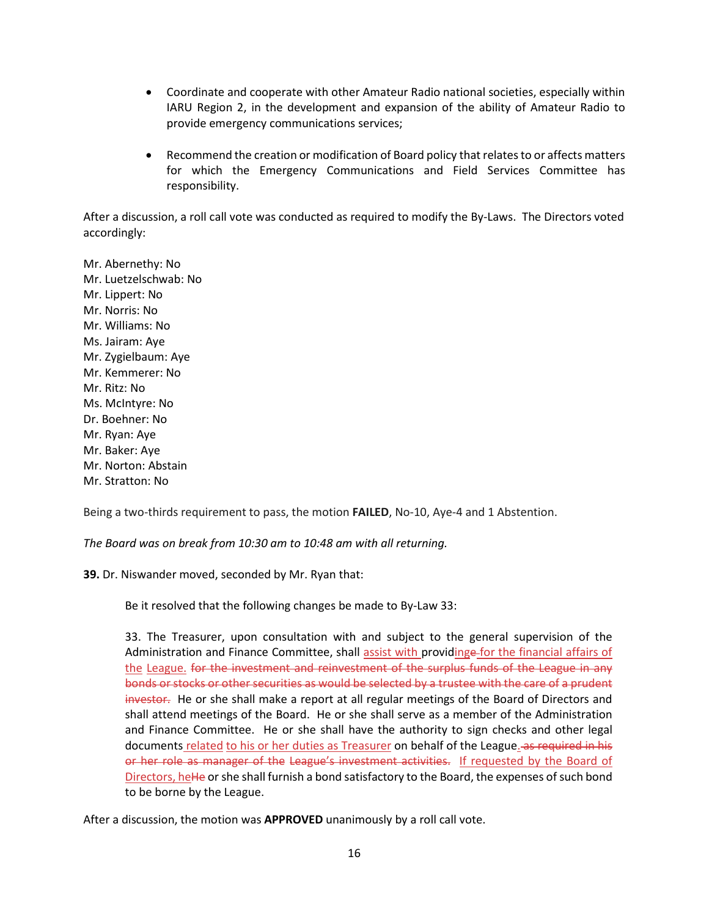- Coordinate and cooperate with other Amateur Radio national societies, especially within IARU Region 2, in the development and expansion of the ability of Amateur Radio to provide emergency communications services;

- Recommend the creation or modification of Board policy that relates to or affects matters for which the Emergency Communications and Field Services Committee has responsibility.

After a discussion, a roll call vote was conducted as required to modify the By-Laws. The Directors voted accordingly:

Mr. Abernethy: No
Mr. Luetzelschwab: No
Mr. Lippert: No
Mr. Norris: No
Mr. Williams: No
Ms. Jairam: Aye
Mr. Zygielbaum: Aye
Mr. Kemmerer: No
Mr. Ritz: No
Ms. McIntyre: No
Dr. Boehner: No
Mr. Ryan: Aye
Mr. Baker: Aye
Mr. Norton: Abstain
Mr. Stratton: No

Being a two-thirds requirement to pass, the motion **FAILED**, No-10, Aye-4 and 1 Abstention.

*The Board was on break from 10:30 am to 10:48 am with all returning.*

**39.** Dr. Niswander moved, seconded by Mr. Ryan that:

> Be it resolved that the following changes be made to By-Law 33:
>
> 33. The Treasurer, upon consultation with and subject to the general supervision of the Administration and Finance Committee, shall <u>assist with </u>provid<u>ing</u>~~e~~ <u>for the financial affairs of the</u> <u>League.</u> ~~for the investment and reinvestment of the surplus funds of the League in any bonds or stocks or other securities as would be selected by a trustee with the care of a prudent investor.~~ He or she shall make a report at all regular meetings of the Board of Directors and shall attend meetings of the Board. He or she shall serve as a member of the Administration and Finance Committee. He or she shall have the authority to sign checks and other legal documents<u> related</u> <u>to his or her duties as Treasurer</u> on behalf of the League<u>.</u>~~ as required in his or her role as manager of the League's investment activities.~~ <u>If requested by the Board of Directors, he</u>~~He~~ or she shall furnish a bond satisfactory to the Board, the expenses of such bond to be borne by the League.

After a discussion, the motion was **APPROVED** unanimously by a roll call vote.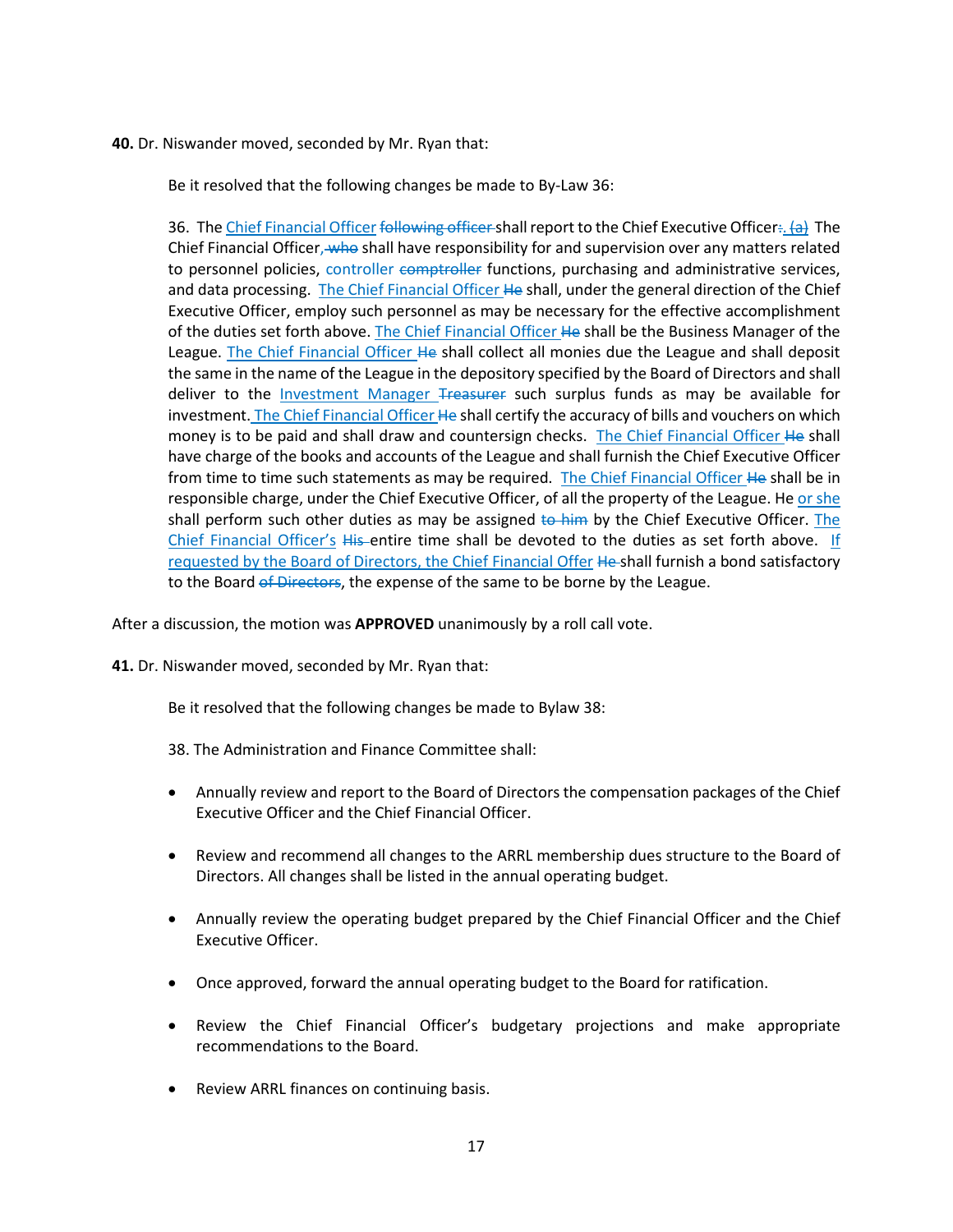**40.** Dr. Niswander moved, seconded by Mr. Ryan that:

> Be it resolved that the following changes be made to By-Law 36:
>
> 36. The <u>Chief Financial Officer</u> ~~following officer~~ shall report to the Chief Executive Officer~~:~~<u>.</u> ~~(a)~~ The Chief Financial Officer~~, who~~ shall have responsibility for and supervision over any matters related to personnel policies, <u>controller</u> ~~comptroller~~ functions, purchasing and administrative services, and data processing. <u>The Chief Financial Officer</u> ~~He~~ shall, under the general direction of the Chief Executive Officer, employ such personnel as may be necessary for the effective accomplishment of the duties set forth above. <u>The Chief Financial Officer</u> ~~He~~ shall be the Business Manager of the League. <u>The Chief Financial Officer</u> ~~He~~ shall collect all monies due the League and shall deposit the same in the name of the League in the depository specified by the Board of Directors and shall deliver to the <u>Investment Manager</u> ~~Treasurer~~ such surplus funds as may be available for investment. <u>The Chief Financial Officer</u> ~~He~~ shall certify the accuracy of bills and vouchers on which money is to be paid and shall draw and countersign checks. <u>The Chief Financial Officer</u> ~~He~~ shall have charge of the books and accounts of the League and shall furnish the Chief Executive Officer from time to time such statements as may be required. <u>The Chief Financial Officer</u> ~~He~~ shall be in responsible charge, under the Chief Executive Officer, of all the property of the League. He <u>or she</u> shall perform such other duties as may be assigned ~~to him~~ by the Chief Executive Officer. <u>The Chief Financial Officer's</u> ~~His~~ entire time shall be devoted to the duties as set forth above. <u>If requested by the Board of Directors, the Chief Financial Offer</u> ~~He~~ shall furnish a bond satisfactory to the Board ~~of Directors~~, the expense of the same to be borne by the League.

After a discussion, the motion was **APPROVED** unanimously by a roll call vote.

**41.** Dr. Niswander moved, seconded by Mr. Ryan that:

> Be it resolved that the following changes be made to Bylaw 38:
>
> 38. The Administration and Finance Committee shall:
>
> - Annually review and report to the Board of Directors the compensation packages of the Chief Executive Officer and the Chief Financial Officer.
> - Review and recommend all changes to the ARRL membership dues structure to the Board of Directors. All changes shall be listed in the annual operating budget.
> - Annually review the operating budget prepared by the Chief Financial Officer and the Chief Executive Officer.
> - Once approved, forward the annual operating budget to the Board for ratification.
> - Review the Chief Financial Officer's budgetary projections and make appropriate recommendations to the Board.
> - Review ARRL finances on continuing basis.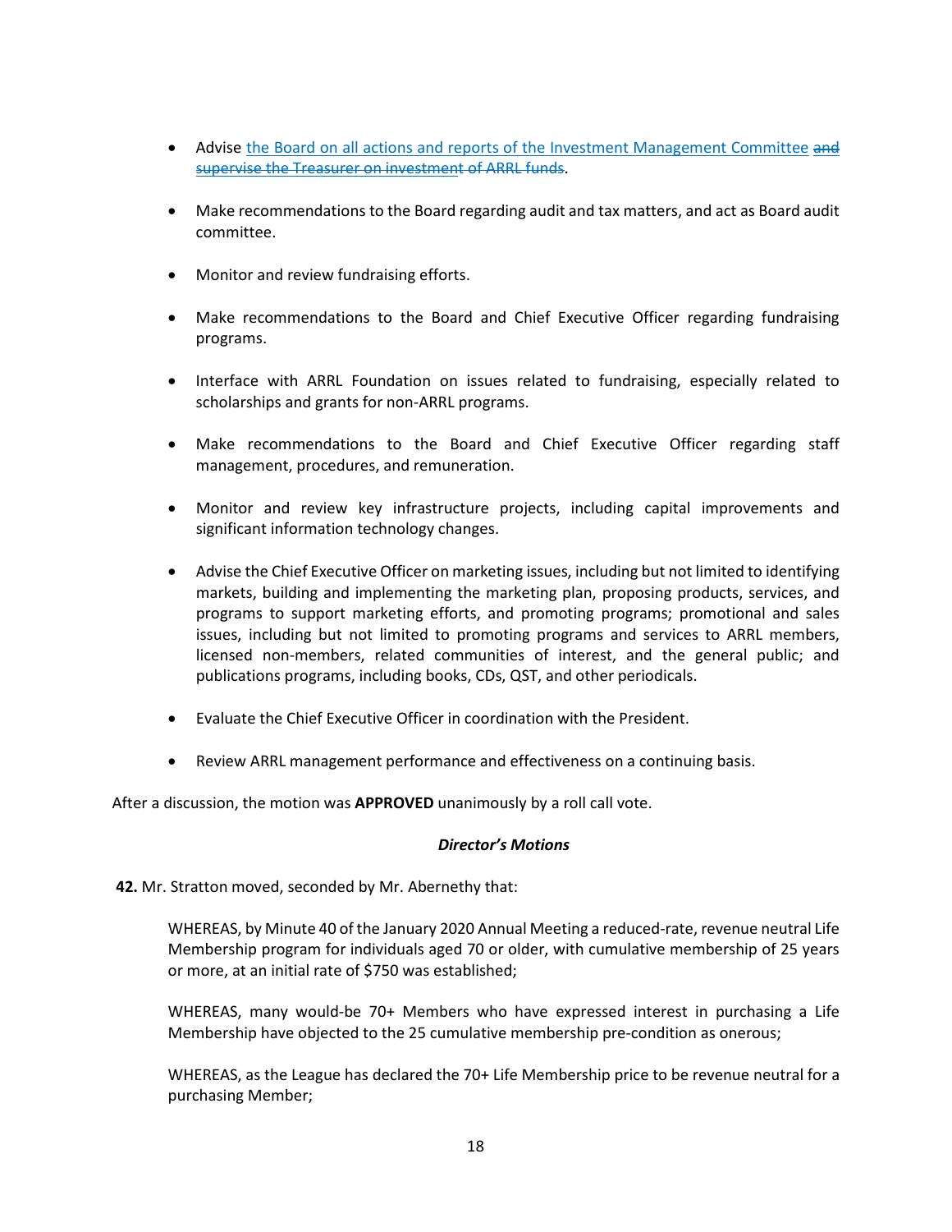- Advise the Board on all actions and reports of the Investment Management Committee ~~and supervise the Treasurer on investment of ARRL funds~~.

- Make recommendations to the Board regarding audit and tax matters, and act as Board audit committee.

- Monitor and review fundraising efforts.

- Make recommendations to the Board and Chief Executive Officer regarding fundraising programs.

- Interface with ARRL Foundation on issues related to fundraising, especially related to scholarships and grants for non-ARRL programs.

- Make recommendations to the Board and Chief Executive Officer regarding staff management, procedures, and remuneration.

- Monitor and review key infrastructure projects, including capital improvements and significant information technology changes.

- Advise the Chief Executive Officer on marketing issues, including but not limited to identifying markets, building and implementing the marketing plan, proposing products, services, and programs to support marketing efforts, and promoting programs; promotional and sales issues, including but not limited to promoting programs and services to ARRL members, licensed non-members, related communities of interest, and the general public; and publications programs, including books, CDs, QST, and other periodicals.

- Evaluate the Chief Executive Officer in coordination with the President.

- Review ARRL management performance and effectiveness on a continuing basis.

After a discussion, the motion was **APPROVED** unanimously by a roll call vote.

***Director's Motions***

**42.** Mr. Stratton moved, seconded by Mr. Abernethy that:

> WHEREAS, by Minute 40 of the January 2020 Annual Meeting a reduced-rate, revenue neutral Life Membership program for individuals aged 70 or older, with cumulative membership of 25 years or more, at an initial rate of $750 was established;
>
> WHEREAS, many would-be 70+ Members who have expressed interest in purchasing a Life Membership have objected to the 25 cumulative membership pre-condition as onerous;
>
> WHEREAS, as the League has declared the 70+ Life Membership price to be revenue neutral for a purchasing Member;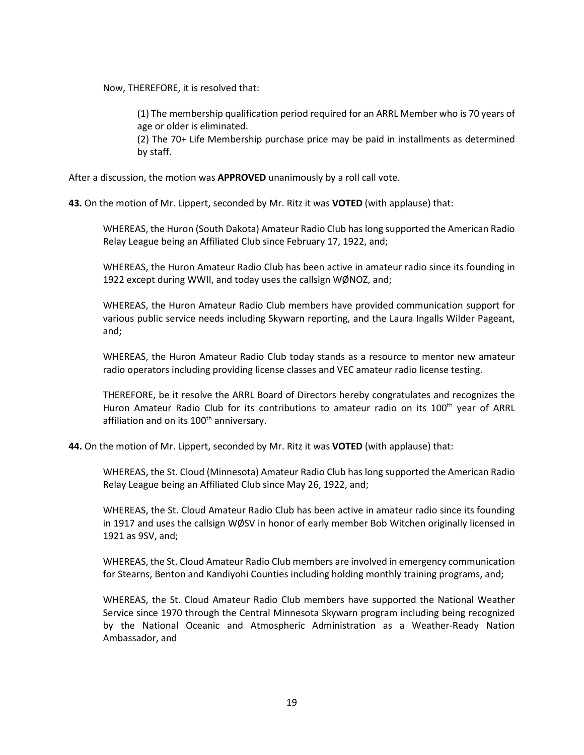Now, THEREFORE, it is resolved that:

> (1) The membership qualification period required for an ARRL Member who is 70 years of age or older is eliminated.
> (2) The 70+ Life Membership purchase price may be paid in installments as determined by staff.

After a discussion, the motion was **APPROVED** unanimously by a roll call vote.

**43.** On the motion of Mr. Lippert, seconded by Mr. Ritz it was **VOTED** (with applause) that:

> WHEREAS, the Huron (South Dakota) Amateur Radio Club has long supported the American Radio Relay League being an Affiliated Club since February 17, 1922, and;
>
> WHEREAS, the Huron Amateur Radio Club has been active in amateur radio since its founding in 1922 except during WWII, and today uses the callsign WØNOZ, and;
>
> WHEREAS, the Huron Amateur Radio Club members have provided communication support for various public service needs including Skywarn reporting, and the Laura Ingalls Wilder Pageant, and;
>
> WHEREAS, the Huron Amateur Radio Club today stands as a resource to mentor new amateur radio operators including providing license classes and VEC amateur radio license testing.
>
> THEREFORE, be it resolve the ARRL Board of Directors hereby congratulates and recognizes the Huron Amateur Radio Club for its contributions to amateur radio on its 100th year of ARRL affiliation and on its 100th anniversary.

**44.** On the motion of Mr. Lippert, seconded by Mr. Ritz it was **VOTED** (with applause) that:

> WHEREAS, the St. Cloud (Minnesota) Amateur Radio Club has long supported the American Radio Relay League being an Affiliated Club since May 26, 1922, and;
>
> WHEREAS, the St. Cloud Amateur Radio Club has been active in amateur radio since its founding in 1917 and uses the callsign WØSV in honor of early member Bob Witchen originally licensed in 1921 as 9SV, and;
>
> WHEREAS, the St. Cloud Amateur Radio Club members are involved in emergency communication for Stearns, Benton and Kandiyohi Counties including holding monthly training programs, and;
>
> WHEREAS, the St. Cloud Amateur Radio Club members have supported the National Weather Service since 1970 through the Central Minnesota Skywarn program including being recognized by the National Oceanic and Atmospheric Administration as a Weather-Ready Nation Ambassador, and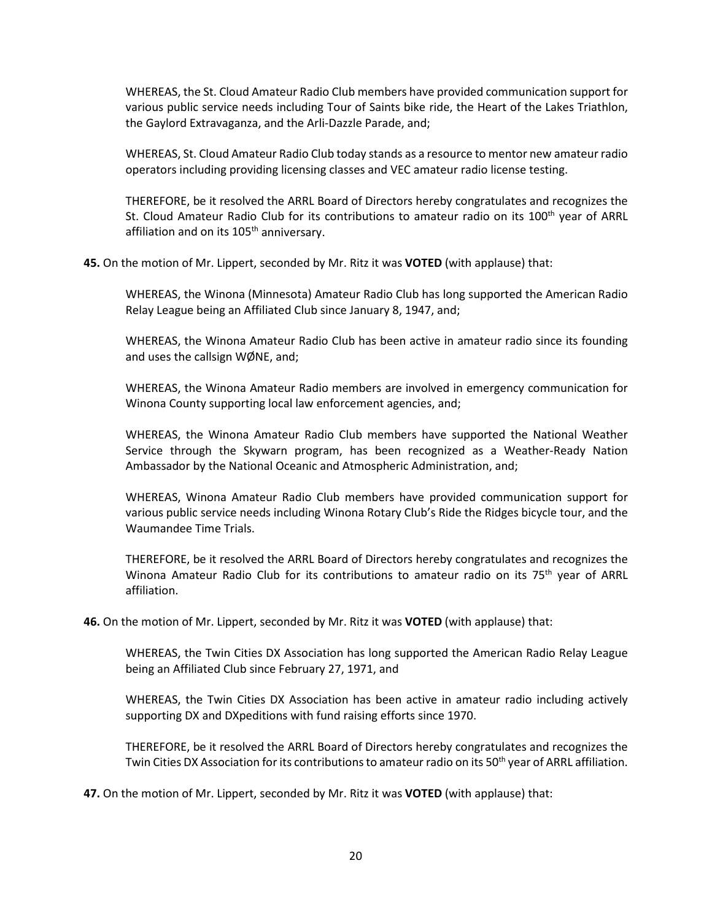WHEREAS, the St. Cloud Amateur Radio Club members have provided communication support for various public service needs including Tour of Saints bike ride, the Heart of the Lakes Triathlon, the Gaylord Extravaganza, and the Arli-Dazzle Parade, and;

WHEREAS, St. Cloud Amateur Radio Club today stands as a resource to mentor new amateur radio operators including providing licensing classes and VEC amateur radio license testing.

THEREFORE, be it resolved the ARRL Board of Directors hereby congratulates and recognizes the St. Cloud Amateur Radio Club for its contributions to amateur radio on its 100th year of ARRL affiliation and on its 105th anniversary.

**45.** On the motion of Mr. Lippert, seconded by Mr. Ritz it was **VOTED** (with applause) that:

WHEREAS, the Winona (Minnesota) Amateur Radio Club has long supported the American Radio Relay League being an Affiliated Club since January 8, 1947, and;

WHEREAS, the Winona Amateur Radio Club has been active in amateur radio since its founding and uses the callsign WØNE, and;

WHEREAS, the Winona Amateur Radio members are involved in emergency communication for Winona County supporting local law enforcement agencies, and;

WHEREAS, the Winona Amateur Radio Club members have supported the National Weather Service through the Skywarn program, has been recognized as a Weather-Ready Nation Ambassador by the National Oceanic and Atmospheric Administration, and;

WHEREAS, Winona Amateur Radio Club members have provided communication support for various public service needs including Winona Rotary Club's Ride the Ridges bicycle tour, and the Waumandee Time Trials.

THEREFORE, be it resolved the ARRL Board of Directors hereby congratulates and recognizes the Winona Amateur Radio Club for its contributions to amateur radio on its 75th year of ARRL affiliation.

**46.** On the motion of Mr. Lippert, seconded by Mr. Ritz it was **VOTED** (with applause) that:

WHEREAS, the Twin Cities DX Association has long supported the American Radio Relay League being an Affiliated Club since February 27, 1971, and

WHEREAS, the Twin Cities DX Association has been active in amateur radio including actively supporting DX and DXpeditions with fund raising efforts since 1970.

THEREFORE, be it resolved the ARRL Board of Directors hereby congratulates and recognizes the Twin Cities DX Association for its contributions to amateur radio on its 50th year of ARRL affiliation.

**47.** On the motion of Mr. Lippert, seconded by Mr. Ritz it was **VOTED** (with applause) that: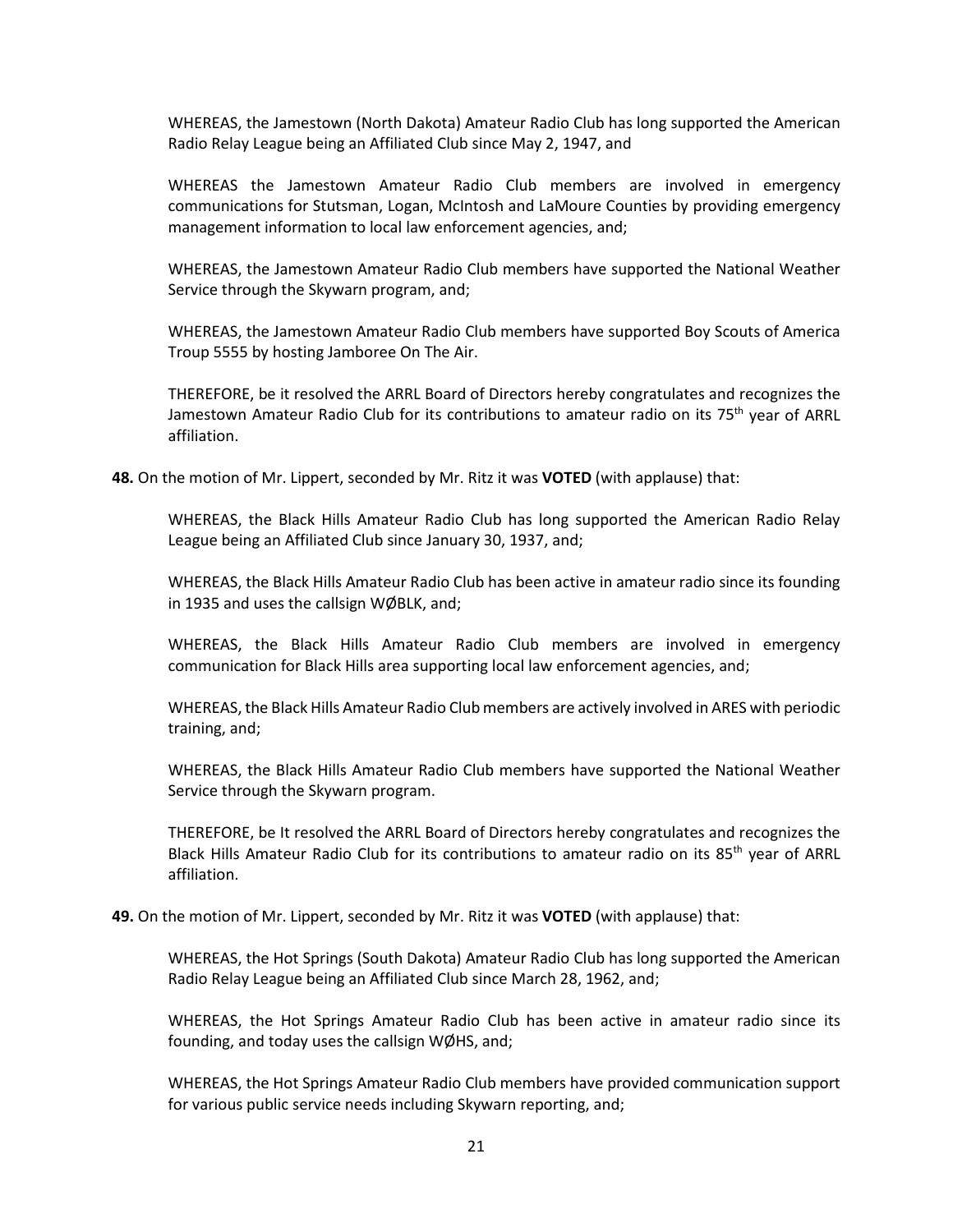WHEREAS, the Jamestown (North Dakota) Amateur Radio Club has long supported the American Radio Relay League being an Affiliated Club since May 2, 1947, and

WHEREAS the Jamestown Amateur Radio Club members are involved in emergency communications for Stutsman, Logan, McIntosh and LaMoure Counties by providing emergency management information to local law enforcement agencies, and;

WHEREAS, the Jamestown Amateur Radio Club members have supported the National Weather Service through the Skywarn program, and;

WHEREAS, the Jamestown Amateur Radio Club members have supported Boy Scouts of America Troup 5555 by hosting Jamboree On The Air.

THEREFORE, be it resolved the ARRL Board of Directors hereby congratulates and recognizes the Jamestown Amateur Radio Club for its contributions to amateur radio on its 75th year of ARRL affiliation.

**48.** On the motion of Mr. Lippert, seconded by Mr. Ritz it was **VOTED** (with applause) that:

WHEREAS, the Black Hills Amateur Radio Club has long supported the American Radio Relay League being an Affiliated Club since January 30, 1937, and;

WHEREAS, the Black Hills Amateur Radio Club has been active in amateur radio since its founding in 1935 and uses the callsign WØBLK, and;

WHEREAS, the Black Hills Amateur Radio Club members are involved in emergency communication for Black Hills area supporting local law enforcement agencies, and;

WHEREAS, the Black Hills Amateur Radio Club members are actively involved in ARES with periodic training, and;

WHEREAS, the Black Hills Amateur Radio Club members have supported the National Weather Service through the Skywarn program.

THEREFORE, be It resolved the ARRL Board of Directors hereby congratulates and recognizes the Black Hills Amateur Radio Club for its contributions to amateur radio on its 85th year of ARRL affiliation.

**49.** On the motion of Mr. Lippert, seconded by Mr. Ritz it was **VOTED** (with applause) that:

WHEREAS, the Hot Springs (South Dakota) Amateur Radio Club has long supported the American Radio Relay League being an Affiliated Club since March 28, 1962, and;

WHEREAS, the Hot Springs Amateur Radio Club has been active in amateur radio since its founding, and today uses the callsign WØHS, and;

WHEREAS, the Hot Springs Amateur Radio Club members have provided communication support for various public service needs including Skywarn reporting, and;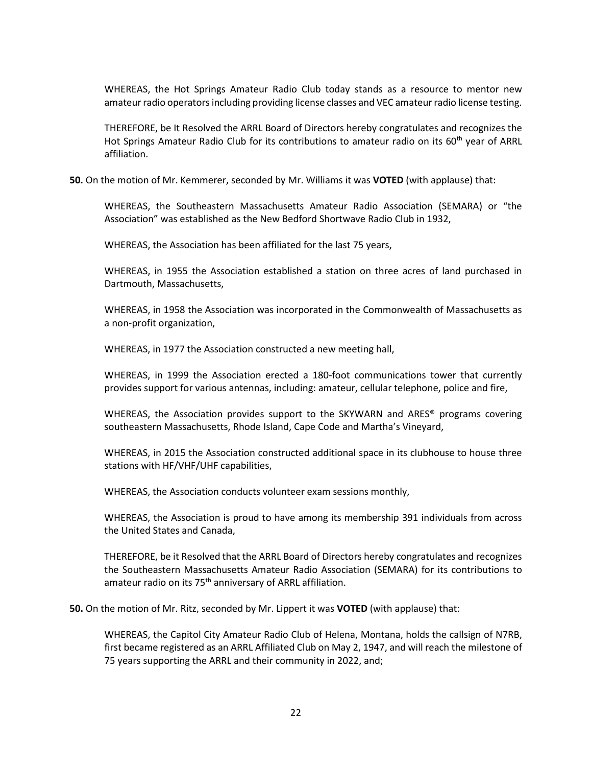WHEREAS, the Hot Springs Amateur Radio Club today stands as a resource to mentor new amateur radio operators including providing license classes and VEC amateur radio license testing.

THEREFORE, be It Resolved the ARRL Board of Directors hereby congratulates and recognizes the Hot Springs Amateur Radio Club for its contributions to amateur radio on its 60th year of ARRL affiliation.

**50.** On the motion of Mr. Kemmerer, seconded by Mr. Williams it was **VOTED** (with applause) that:

WHEREAS, the Southeastern Massachusetts Amateur Radio Association (SEMARA) or "the Association" was established as the New Bedford Shortwave Radio Club in 1932,

WHEREAS, the Association has been affiliated for the last 75 years,

WHEREAS, in 1955 the Association established a station on three acres of land purchased in Dartmouth, Massachusetts,

WHEREAS, in 1958 the Association was incorporated in the Commonwealth of Massachusetts as a non-profit organization,

WHEREAS, in 1977 the Association constructed a new meeting hall,

WHEREAS, in 1999 the Association erected a 180-foot communications tower that currently provides support for various antennas, including: amateur, cellular telephone, police and fire,

WHEREAS, the Association provides support to the SKYWARN and ARES® programs covering southeastern Massachusetts, Rhode Island, Cape Code and Martha's Vineyard,

WHEREAS, in 2015 the Association constructed additional space in its clubhouse to house three stations with HF/VHF/UHF capabilities,

WHEREAS, the Association conducts volunteer exam sessions monthly,

WHEREAS, the Association is proud to have among its membership 391 individuals from across the United States and Canada,

THEREFORE, be it Resolved that the ARRL Board of Directors hereby congratulates and recognizes the Southeastern Massachusetts Amateur Radio Association (SEMARA) for its contributions to amateur radio on its 75th anniversary of ARRL affiliation.

**50.** On the motion of Mr. Ritz, seconded by Mr. Lippert it was **VOTED** (with applause) that:

WHEREAS, the Capitol City Amateur Radio Club of Helena, Montana, holds the callsign of N7RB, first became registered as an ARRL Affiliated Club on May 2, 1947, and will reach the milestone of 75 years supporting the ARRL and their community in 2022, and;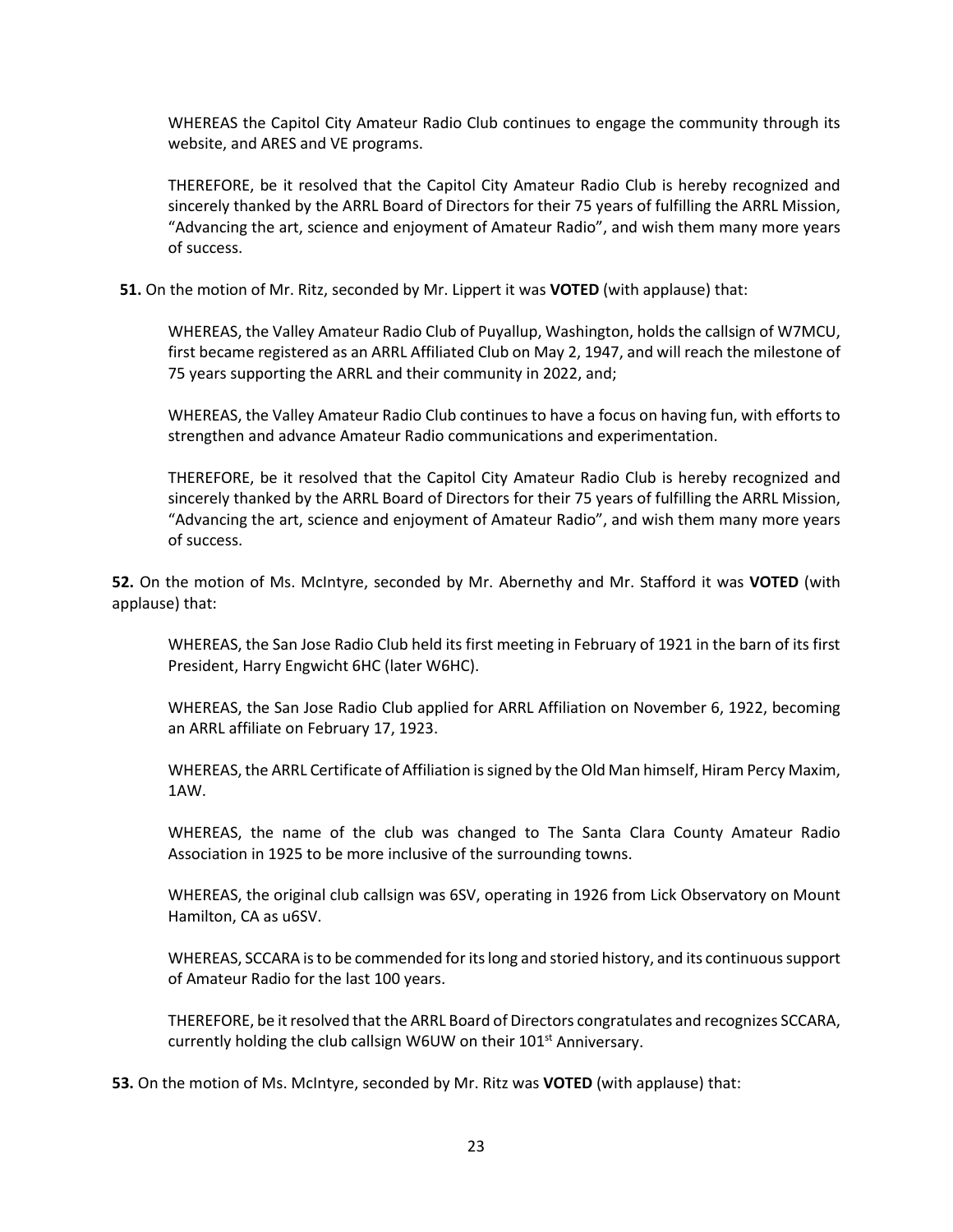WHEREAS the Capitol City Amateur Radio Club continues to engage the community through its website, and ARES and VE programs.

THEREFORE, be it resolved that the Capitol City Amateur Radio Club is hereby recognized and sincerely thanked by the ARRL Board of Directors for their 75 years of fulfilling the ARRL Mission, "Advancing the art, science and enjoyment of Amateur Radio", and wish them many more years of success.

**51.** On the motion of Mr. Ritz, seconded by Mr. Lippert it was **VOTED** (with applause) that:

WHEREAS, the Valley Amateur Radio Club of Puyallup, Washington, holds the callsign of W7MCU, first became registered as an ARRL Affiliated Club on May 2, 1947, and will reach the milestone of 75 years supporting the ARRL and their community in 2022, and;

WHEREAS, the Valley Amateur Radio Club continues to have a focus on having fun, with efforts to strengthen and advance Amateur Radio communications and experimentation.

THEREFORE, be it resolved that the Capitol City Amateur Radio Club is hereby recognized and sincerely thanked by the ARRL Board of Directors for their 75 years of fulfilling the ARRL Mission, "Advancing the art, science and enjoyment of Amateur Radio", and wish them many more years of success.

**52.** On the motion of Ms. McIntyre, seconded by Mr. Abernethy and Mr. Stafford it was **VOTED** (with applause) that:

WHEREAS, the San Jose Radio Club held its first meeting in February of 1921 in the barn of its first President, Harry Engwicht 6HC (later W6HC).

WHEREAS, the San Jose Radio Club applied for ARRL Affiliation on November 6, 1922, becoming an ARRL affiliate on February 17, 1923.

WHEREAS, the ARRL Certificate of Affiliation is signed by the Old Man himself, Hiram Percy Maxim, 1AW.

WHEREAS, the name of the club was changed to The Santa Clara County Amateur Radio Association in 1925 to be more inclusive of the surrounding towns.

WHEREAS, the original club callsign was 6SV, operating in 1926 from Lick Observatory on Mount Hamilton, CA as u6SV.

WHEREAS, SCCARA is to be commended for its long and storied history, and its continuous support of Amateur Radio for the last 100 years.

THEREFORE, be it resolved that the ARRL Board of Directors congratulates and recognizes SCCARA, currently holding the club callsign W6UW on their 101st Anniversary.

**53.** On the motion of Ms. McIntyre, seconded by Mr. Ritz was **VOTED** (with applause) that: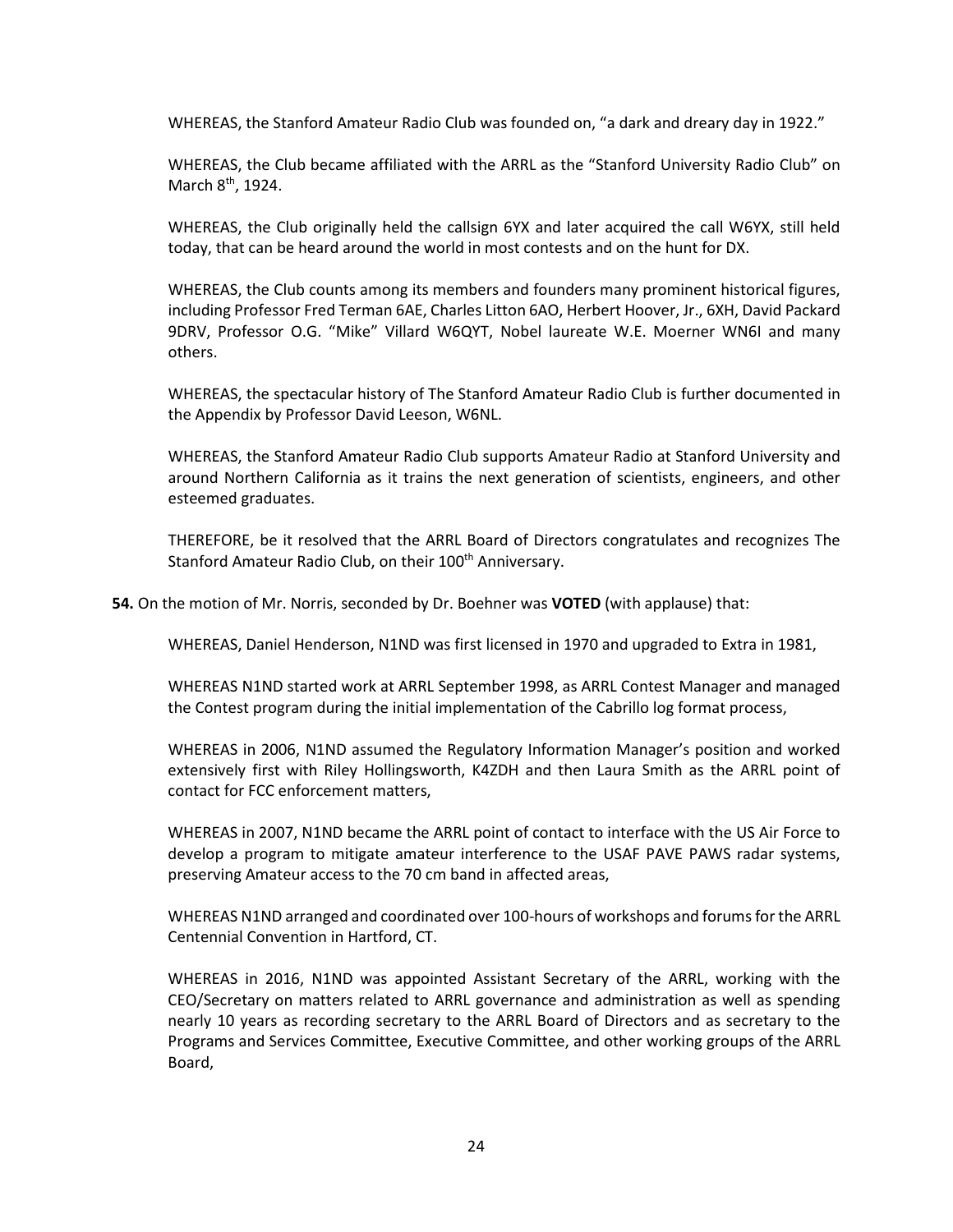WHEREAS, the Stanford Amateur Radio Club was founded on, "a dark and dreary day in 1922."

WHEREAS, the Club became affiliated with the ARRL as the "Stanford University Radio Club" on March 8th, 1924.

WHEREAS, the Club originally held the callsign 6YX and later acquired the call W6YX, still held today, that can be heard around the world in most contests and on the hunt for DX.

WHEREAS, the Club counts among its members and founders many prominent historical figures, including Professor Fred Terman 6AE, Charles Litton 6AO, Herbert Hoover, Jr., 6XH, David Packard 9DRV, Professor O.G. "Mike" Villard W6QYT, Nobel laureate W.E. Moerner WN6I and many others.

WHEREAS, the spectacular history of The Stanford Amateur Radio Club is further documented in the Appendix by Professor David Leeson, W6NL.

WHEREAS, the Stanford Amateur Radio Club supports Amateur Radio at Stanford University and around Northern California as it trains the next generation of scientists, engineers, and other esteemed graduates.

THEREFORE, be it resolved that the ARRL Board of Directors congratulates and recognizes The Stanford Amateur Radio Club, on their 100th Anniversary.

**54.** On the motion of Mr. Norris, seconded by Dr. Boehner was **VOTED** (with applause) that:

WHEREAS, Daniel Henderson, N1ND was first licensed in 1970 and upgraded to Extra in 1981,

WHEREAS N1ND started work at ARRL September 1998, as ARRL Contest Manager and managed the Contest program during the initial implementation of the Cabrillo log format process,

WHEREAS in 2006, N1ND assumed the Regulatory Information Manager's position and worked extensively first with Riley Hollingsworth, K4ZDH and then Laura Smith as the ARRL point of contact for FCC enforcement matters,

WHEREAS in 2007, N1ND became the ARRL point of contact to interface with the US Air Force to develop a program to mitigate amateur interference to the USAF PAVE PAWS radar systems, preserving Amateur access to the 70 cm band in affected areas,

WHEREAS N1ND arranged and coordinated over 100-hours of workshops and forums for the ARRL Centennial Convention in Hartford, CT.

WHEREAS in 2016, N1ND was appointed Assistant Secretary of the ARRL, working with the CEO/Secretary on matters related to ARRL governance and administration as well as spending nearly 10 years as recording secretary to the ARRL Board of Directors and as secretary to the Programs and Services Committee, Executive Committee, and other working groups of the ARRL Board,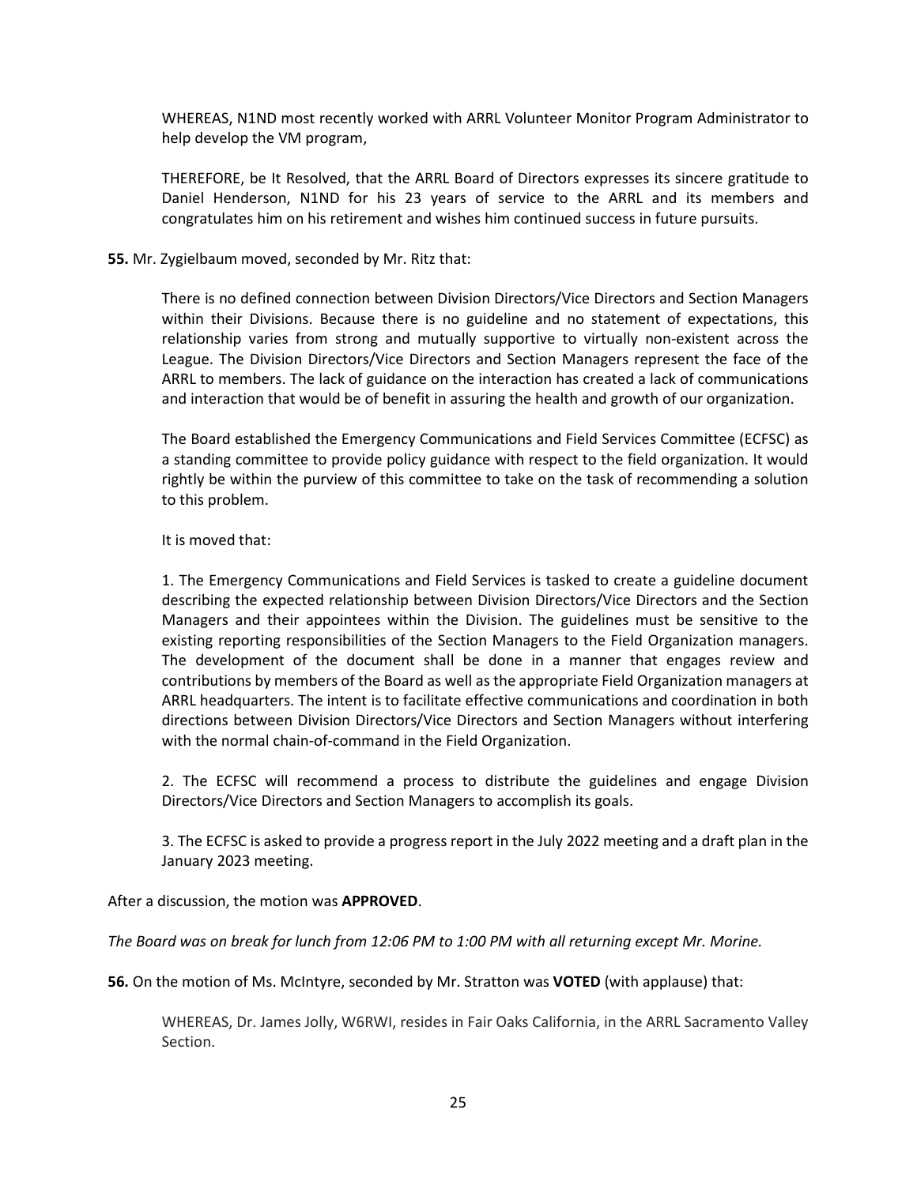WHEREAS, N1ND most recently worked with ARRL Volunteer Monitor Program Administrator to help develop the VM program,

THEREFORE, be It Resolved, that the ARRL Board of Directors expresses its sincere gratitude to Daniel Henderson, N1ND for his 23 years of service to the ARRL and its members and congratulates him on his retirement and wishes him continued success in future pursuits.

**55.** Mr. Zygielbaum moved, seconded by Mr. Ritz that:

> There is no defined connection between Division Directors/Vice Directors and Section Managers within their Divisions. Because there is no guideline and no statement of expectations, this relationship varies from strong and mutually supportive to virtually non-existent across the League. The Division Directors/Vice Directors and Section Managers represent the face of the ARRL to members. The lack of guidance on the interaction has created a lack of communications and interaction that would be of benefit in assuring the health and growth of our organization.
>
> The Board established the Emergency Communications and Field Services Committee (ECFSC) as a standing committee to provide policy guidance with respect to the field organization. It would rightly be within the purview of this committee to take on the task of recommending a solution to this problem.
>
> It is moved that:
>
> 1. The Emergency Communications and Field Services is tasked to create a guideline document describing the expected relationship between Division Directors/Vice Directors and the Section Managers and their appointees within the Division. The guidelines must be sensitive to the existing reporting responsibilities of the Section Managers to the Field Organization managers. The development of the document shall be done in a manner that engages review and contributions by members of the Board as well as the appropriate Field Organization managers at ARRL headquarters. The intent is to facilitate effective communications and coordination in both directions between Division Directors/Vice Directors and Section Managers without interfering with the normal chain-of-command in the Field Organization.
>
> 2. The ECFSC will recommend a process to distribute the guidelines and engage Division Directors/Vice Directors and Section Managers to accomplish its goals.
>
> 3. The ECFSC is asked to provide a progress report in the July 2022 meeting and a draft plan in the January 2023 meeting.

After a discussion, the motion was **APPROVED**.

*The Board was on break for lunch from 12:06 PM to 1:00 PM with all returning except Mr. Morine.*

**56.** On the motion of Ms. McIntyre, seconded by Mr. Stratton was **VOTED** (with applause) that:

> WHEREAS, Dr. James Jolly, W6RWI, resides in Fair Oaks California, in the ARRL Sacramento Valley Section.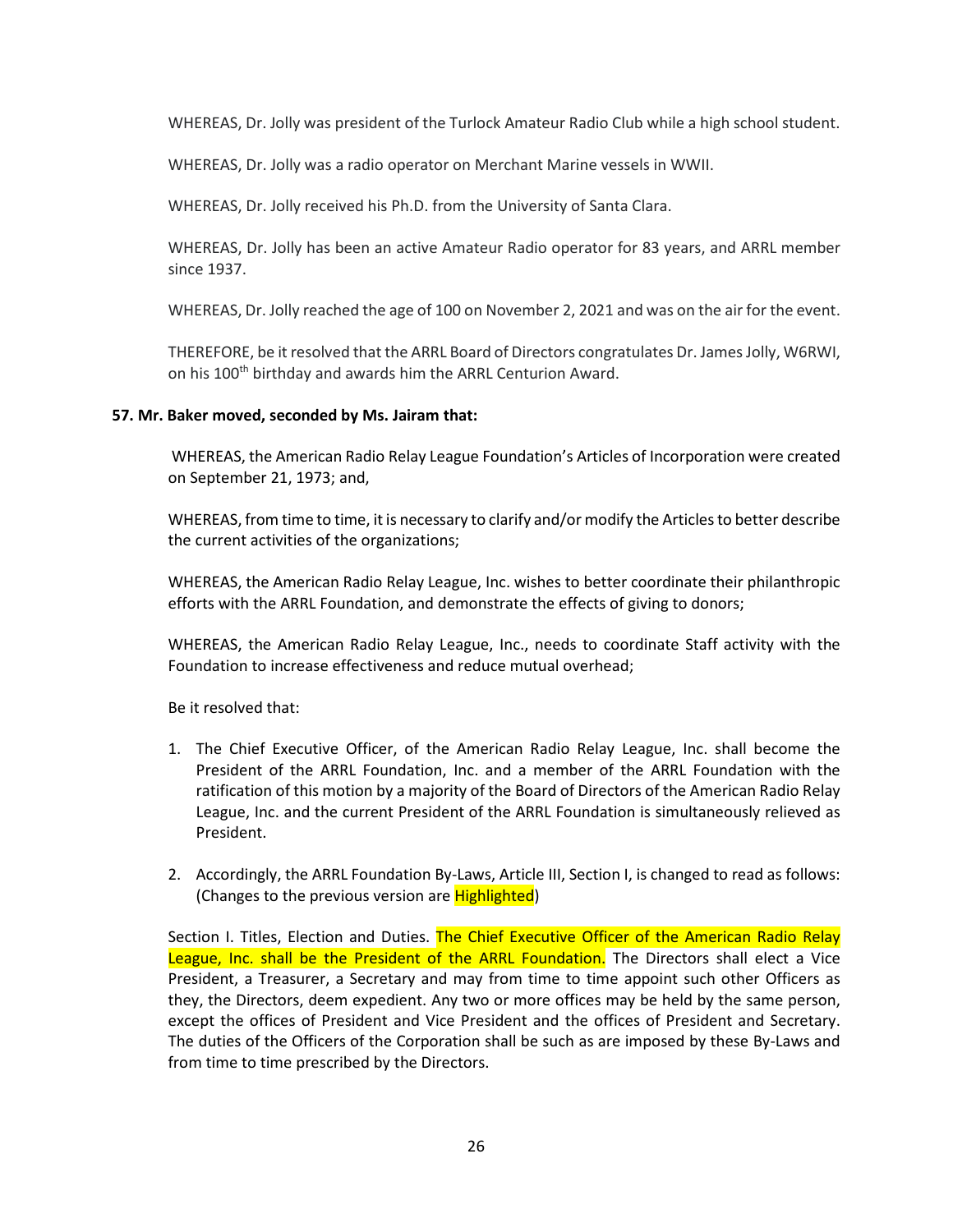WHEREAS, Dr. Jolly was president of the Turlock Amateur Radio Club while a high school student.

WHEREAS, Dr. Jolly was a radio operator on Merchant Marine vessels in WWII.

WHEREAS, Dr. Jolly received his Ph.D. from the University of Santa Clara.

WHEREAS, Dr. Jolly has been an active Amateur Radio operator for 83 years, and ARRL member since 1937.

WHEREAS, Dr. Jolly reached the age of 100 on November 2, 2021 and was on the air for the event.

THEREFORE, be it resolved that the ARRL Board of Directors congratulates Dr. James Jolly, W6RWI, on his 100th birthday and awards him the ARRL Centurion Award.

**57. Mr. Baker moved, seconded by Ms. Jairam that:**

WHEREAS, the American Radio Relay League Foundation's Articles of Incorporation were created on September 21, 1973; and,

WHEREAS, from time to time, it is necessary to clarify and/or modify the Articles to better describe the current activities of the organizations;

WHEREAS, the American Radio Relay League, Inc. wishes to better coordinate their philanthropic efforts with the ARRL Foundation, and demonstrate the effects of giving to donors;

WHEREAS, the American Radio Relay League, Inc., needs to coordinate Staff activity with the Foundation to increase effectiveness and reduce mutual overhead;

Be it resolved that:

1. The Chief Executive Officer, of the American Radio Relay League, Inc. shall become the President of the ARRL Foundation, Inc. and a member of the ARRL Foundation with the ratification of this motion by a majority of the Board of Directors of the American Radio Relay League, Inc. and the current President of the ARRL Foundation is simultaneously relieved as President.

2. Accordingly, the ARRL Foundation By-Laws, Article III, Section I, is changed to read as follows: (Changes to the previous version are Highlighted)

Section I. Titles, Election and Duties. The Chief Executive Officer of the American Radio Relay League, Inc. shall be the President of the ARRL Foundation. The Directors shall elect a Vice President, a Treasurer, a Secretary and may from time to time appoint such other Officers as they, the Directors, deem expedient. Any two or more offices may be held by the same person, except the offices of President and Vice President and the offices of President and Secretary. The duties of the Officers of the Corporation shall be such as are imposed by these By-Laws and from time to time prescribed by the Directors.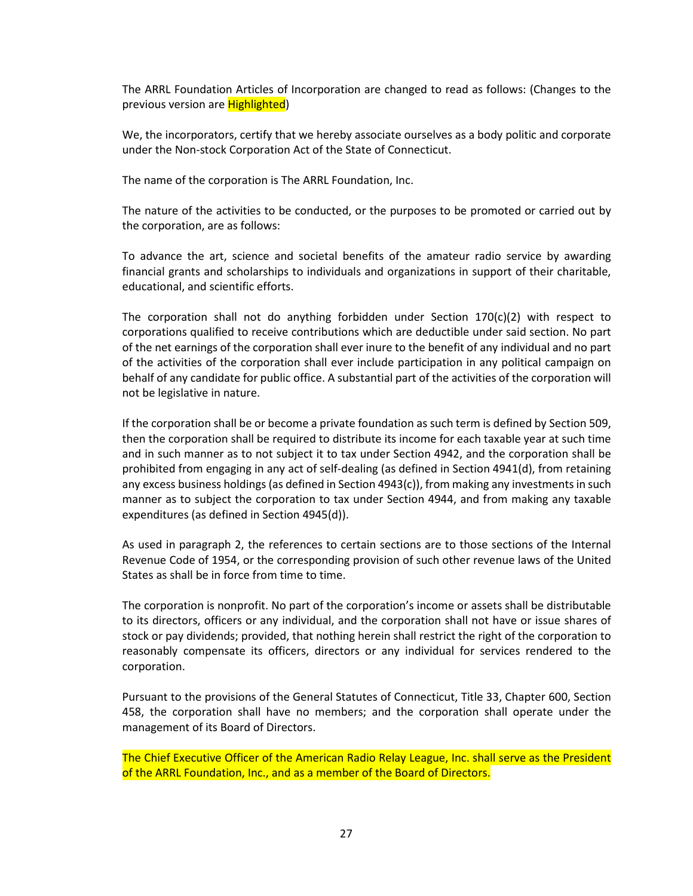The ARRL Foundation Articles of Incorporation are changed to read as follows: (Changes to the previous version are Highlighted)

We, the incorporators, certify that we hereby associate ourselves as a body politic and corporate under the Non-stock Corporation Act of the State of Connecticut.

The name of the corporation is The ARRL Foundation, Inc.

The nature of the activities to be conducted, or the purposes to be promoted or carried out by the corporation, are as follows:

To advance the art, science and societal benefits of the amateur radio service by awarding financial grants and scholarships to individuals and organizations in support of their charitable, educational, and scientific efforts.

The corporation shall not do anything forbidden under Section 170(c)(2) with respect to corporations qualified to receive contributions which are deductible under said section. No part of the net earnings of the corporation shall ever inure to the benefit of any individual and no part of the activities of the corporation shall ever include participation in any political campaign on behalf of any candidate for public office. A substantial part of the activities of the corporation will not be legislative in nature.

If the corporation shall be or become a private foundation as such term is defined by Section 509, then the corporation shall be required to distribute its income for each taxable year at such time and in such manner as to not subject it to tax under Section 4942, and the corporation shall be prohibited from engaging in any act of self-dealing (as defined in Section 4941(d), from retaining any excess business holdings (as defined in Section 4943(c)), from making any investments in such manner as to subject the corporation to tax under Section 4944, and from making any taxable expenditures (as defined in Section 4945(d)).

As used in paragraph 2, the references to certain sections are to those sections of the Internal Revenue Code of 1954, or the corresponding provision of such other revenue laws of the United States as shall be in force from time to time.

The corporation is nonprofit. No part of the corporation's income or assets shall be distributable to its directors, officers or any individual, and the corporation shall not have or issue shares of stock or pay dividends; provided, that nothing herein shall restrict the right of the corporation to reasonably compensate its officers, directors or any individual for services rendered to the corporation.

Pursuant to the provisions of the General Statutes of Connecticut, Title 33, Chapter 600, Section 458, the corporation shall have no members; and the corporation shall operate under the management of its Board of Directors.

The Chief Executive Officer of the American Radio Relay League, Inc. shall serve as the President of the ARRL Foundation, Inc., and as a member of the Board of Directors.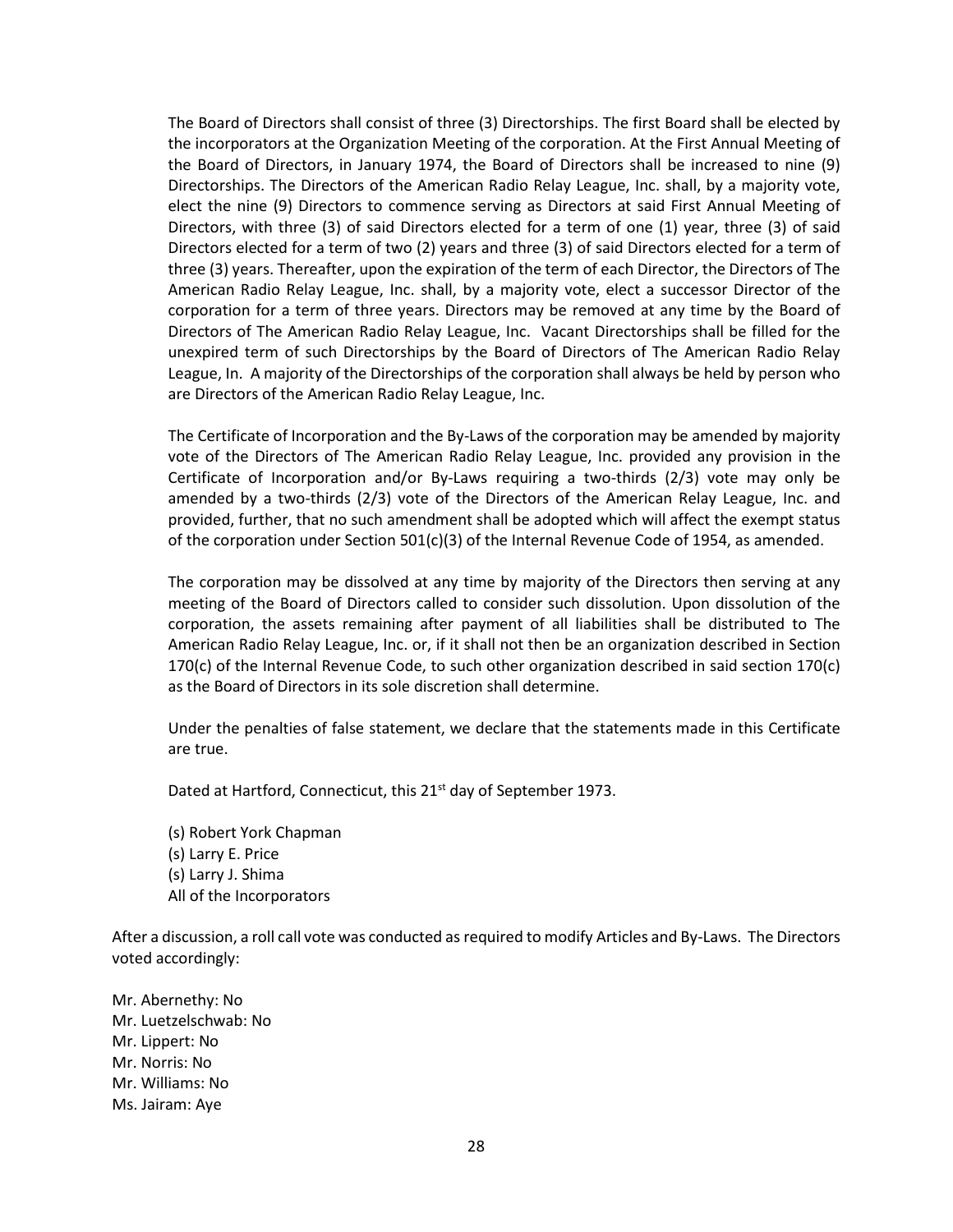The Board of Directors shall consist of three (3) Directorships. The first Board shall be elected by the incorporators at the Organization Meeting of the corporation. At the First Annual Meeting of the Board of Directors, in January 1974, the Board of Directors shall be increased to nine (9) Directorships. The Directors of the American Radio Relay League, Inc. shall, by a majority vote, elect the nine (9) Directors to commence serving as Directors at said First Annual Meeting of Directors, with three (3) of said Directors elected for a term of one (1) year, three (3) of said Directors elected for a term of two (2) years and three (3) of said Directors elected for a term of three (3) years. Thereafter, upon the expiration of the term of each Director, the Directors of The American Radio Relay League, Inc. shall, by a majority vote, elect a successor Director of the corporation for a term of three years. Directors may be removed at any time by the Board of Directors of The American Radio Relay League, Inc.  Vacant Directorships shall be filled for the unexpired term of such Directorships by the Board of Directors of The American Radio Relay League, In.  A majority of the Directorships of the corporation shall always be held by person who are Directors of the American Radio Relay League, Inc.

The Certificate of Incorporation and the By-Laws of the corporation may be amended by majority vote of the Directors of The American Radio Relay League, Inc. provided any provision in the Certificate of Incorporation and/or By-Laws requiring a two-thirds (2/3) vote may only be amended by a two-thirds (2/3) vote of the Directors of the American Relay League, Inc. and provided, further, that no such amendment shall be adopted which will affect the exempt status of the corporation under Section 501(c)(3) of the Internal Revenue Code of 1954, as amended.

The corporation may be dissolved at any time by majority of the Directors then serving at any meeting of the Board of Directors called to consider such dissolution. Upon dissolution of the corporation, the assets remaining after payment of all liabilities shall be distributed to The American Radio Relay League, Inc. or, if it shall not then be an organization described in Section 170(c) of the Internal Revenue Code, to such other organization described in said section 170(c) as the Board of Directors in its sole discretion shall determine.

Under the penalties of false statement, we declare that the statements made in this Certificate are true.

Dated at Hartford, Connecticut, this 21st day of September 1973.

(s) Robert York Chapman
(s) Larry E. Price
(s) Larry J. Shima
All of the Incorporators

After a discussion, a roll call vote was conducted as required to modify Articles and By-Laws. The Directors voted accordingly:

Mr. Abernethy: No
Mr. Luetzelschwab: No
Mr. Lippert: No
Mr. Norris: No
Mr. Williams: No
Ms. Jairam: Aye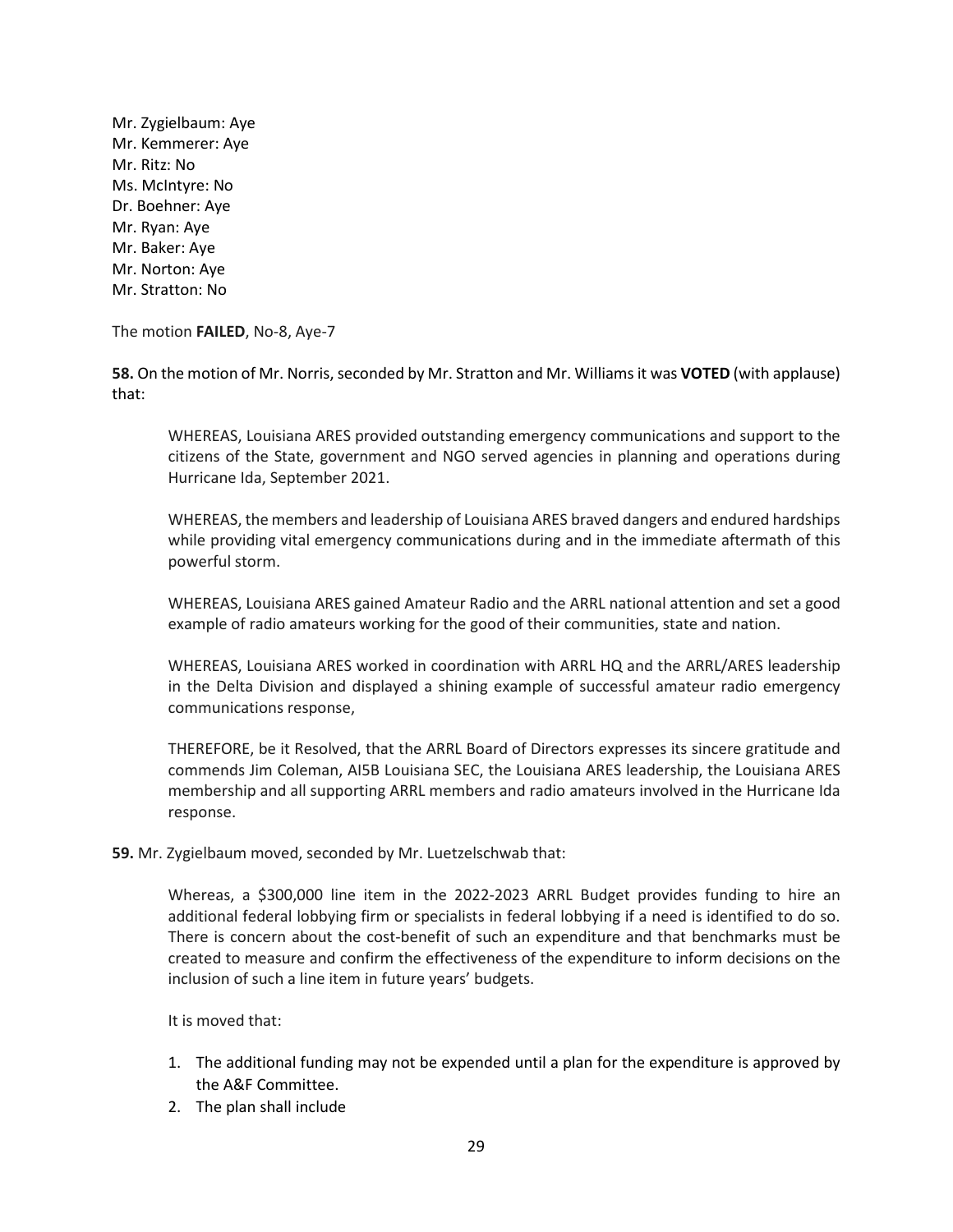Mr. Zygielbaum: Aye
Mr. Kemmerer: Aye
Mr. Ritz: No
Ms. McIntyre: No
Dr. Boehner: Aye
Mr. Ryan: Aye
Mr. Baker: Aye
Mr. Norton: Aye
Mr. Stratton: No

The motion **FAILED**, No-8, Aye-7

**58.** On the motion of Mr. Norris, seconded by Mr. Stratton and Mr. Williams it was **VOTED** (with applause) that:

> WHEREAS, Louisiana ARES provided outstanding emergency communications and support to the citizens of the State, government and NGO served agencies in planning and operations during Hurricane Ida, September 2021.
>
> WHEREAS, the members and leadership of Louisiana ARES braved dangers and endured hardships while providing vital emergency communications during and in the immediate aftermath of this powerful storm.
>
> WHEREAS, Louisiana ARES gained Amateur Radio and the ARRL national attention and set a good example of radio amateurs working for the good of their communities, state and nation.
>
> WHEREAS, Louisiana ARES worked in coordination with ARRL HQ and the ARRL/ARES leadership in the Delta Division and displayed a shining example of successful amateur radio emergency communications response,
>
> THEREFORE, be it Resolved, that the ARRL Board of Directors expresses its sincere gratitude and commends Jim Coleman, AI5B Louisiana SEC, the Louisiana ARES leadership, the Louisiana ARES membership and all supporting ARRL members and radio amateurs involved in the Hurricane Ida response.

**59.** Mr. Zygielbaum moved, seconded by Mr. Luetzelschwab that:

> Whereas, a $300,000 line item in the 2022-2023 ARRL Budget provides funding to hire an additional federal lobbying firm or specialists in federal lobbying if a need is identified to do so. There is concern about the cost-benefit of such an expenditure and that benchmarks must be created to measure and confirm the effectiveness of the expenditure to inform decisions on the inclusion of such a line item in future years' budgets.
>
> It is moved that:
>
> 1. The additional funding may not be expended until a plan for the expenditure is approved by the A&F Committee.
> 2. The plan shall include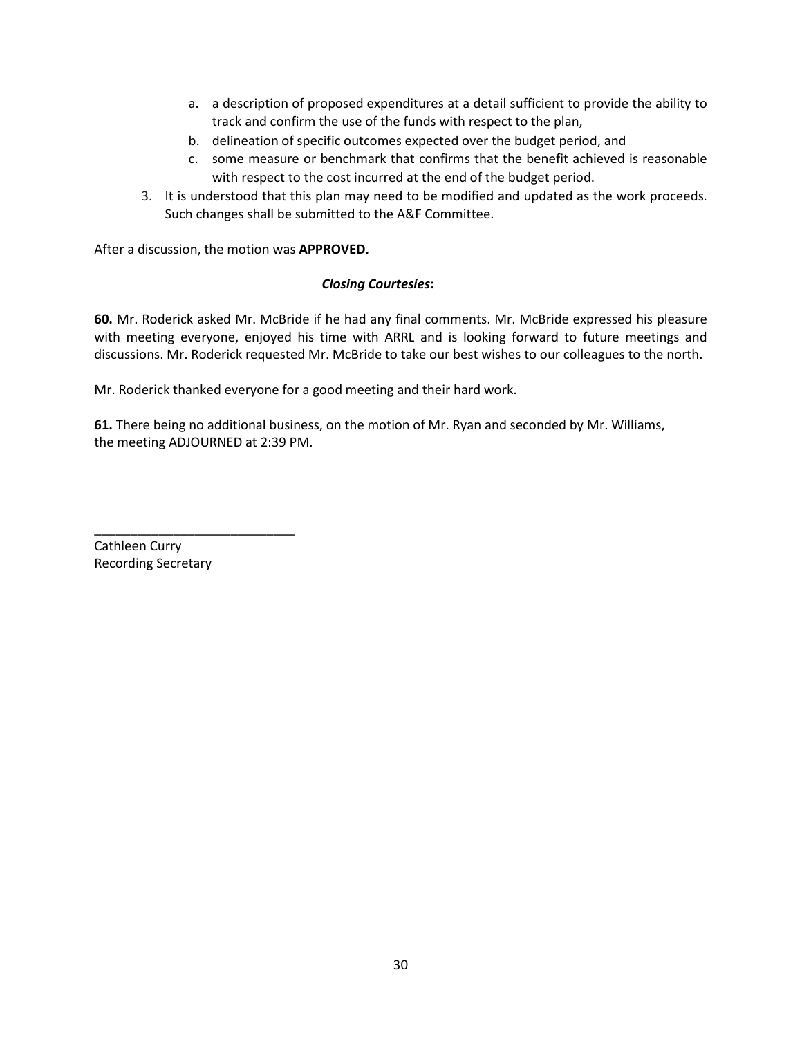a. a description of proposed expenditures at a detail sufficient to provide the ability to track and confirm the use of the funds with respect to the plan,
   b. delineation of specific outcomes expected over the budget period, and
   c. some measure or benchmark that confirms that the benefit achieved is reasonable with respect to the cost incurred at the end of the budget period.
3. It is understood that this plan may need to be modified and updated as the work proceeds. Such changes shall be submitted to the A&F Committee.

After a discussion, the motion was **APPROVED.**

***Closing Courtesies*:**

**60.** Mr. Roderick asked Mr. McBride if he had any final comments. Mr. McBride expressed his pleasure with meeting everyone, enjoyed his time with ARRL and is looking forward to future meetings and discussions. Mr. Roderick requested Mr. McBride to take our best wishes to our colleagues to the north.

Mr. Roderick thanked everyone for a good meeting and their hard work.

**61.** There being no additional business, on the motion of Mr. Ryan and seconded by Mr. Williams, the meeting ADJOURNED at 2:39 PM.

\_\_\_\_\_\_\_\_\_\_\_\_\_\_\_\_\_\_\_\_\_\_\_\_\_\_\_\_

Cathleen Curry
Recording Secretary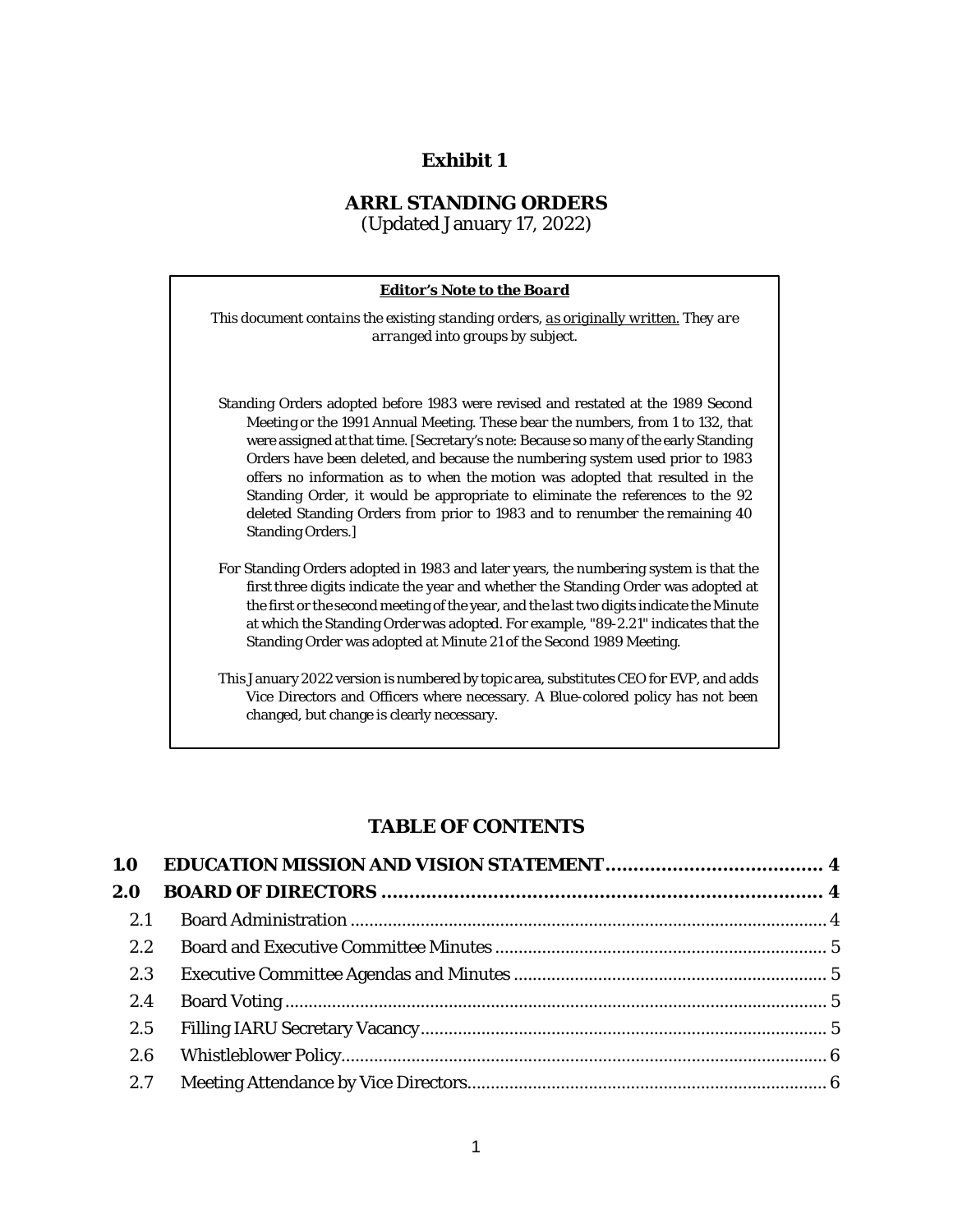**Exhibit 1**

# ARRL STANDING ORDERS

(Updated January 17, 2022)

> ***Editor's Note to the Board***
>
> *This document contains the existing standing orders, as originally written. They are arranged into groups by subject.*
>
> Standing Orders adopted before 1983 were revised and restated at the 1989 Second Meeting or the 1991 Annual Meeting. These bear the numbers, from 1 to 132, that were assigned at that time. [Secretary's note: Because so many of the early Standing Orders have been deleted, and because the numbering system used prior to 1983 offers no information as to when the motion was adopted that resulted in the Standing Order, it would be appropriate to eliminate the references to the 92 deleted Standing Orders from prior to 1983 and to renumber the remaining 40 Standing Orders.]
>
> For Standing Orders adopted in 1983 and later years, the numbering system is that the first three digits indicate the year and whether the Standing Order was adopted at the first or the second meeting of the year, and the last two digits indicate the Minute at which the Standing Order was adopted. For example, "89-2.21" indicates that the Standing Order was adopted at Minute 21 of the Second 1989 Meeting.
>
> This January 2022 version is numbered by topic area, substitutes CEO for EVP, and adds Vice Directors and Officers where necessary. A Blue-colored policy has not been changed, but change is clearly necessary.

## TABLE OF CONTENTS

**1.0 EDUCATION MISSION AND VISION STATEMENT .......... 4**

**2.0 BOARD OF DIRECTORS .......... 4**

- 2.1 Board Administration .......... 4
- 2.2 Board and Executive Committee Minutes .......... 5
- 2.3 Executive Committee Agendas and Minutes .......... 5
- 2.4 Board Voting .......... 5
- 2.5 Filling IARU Secretary Vacancy .......... 5
- 2.6 Whistleblower Policy .......... 6
- 2.7 Meeting Attendance by Vice Directors .......... 6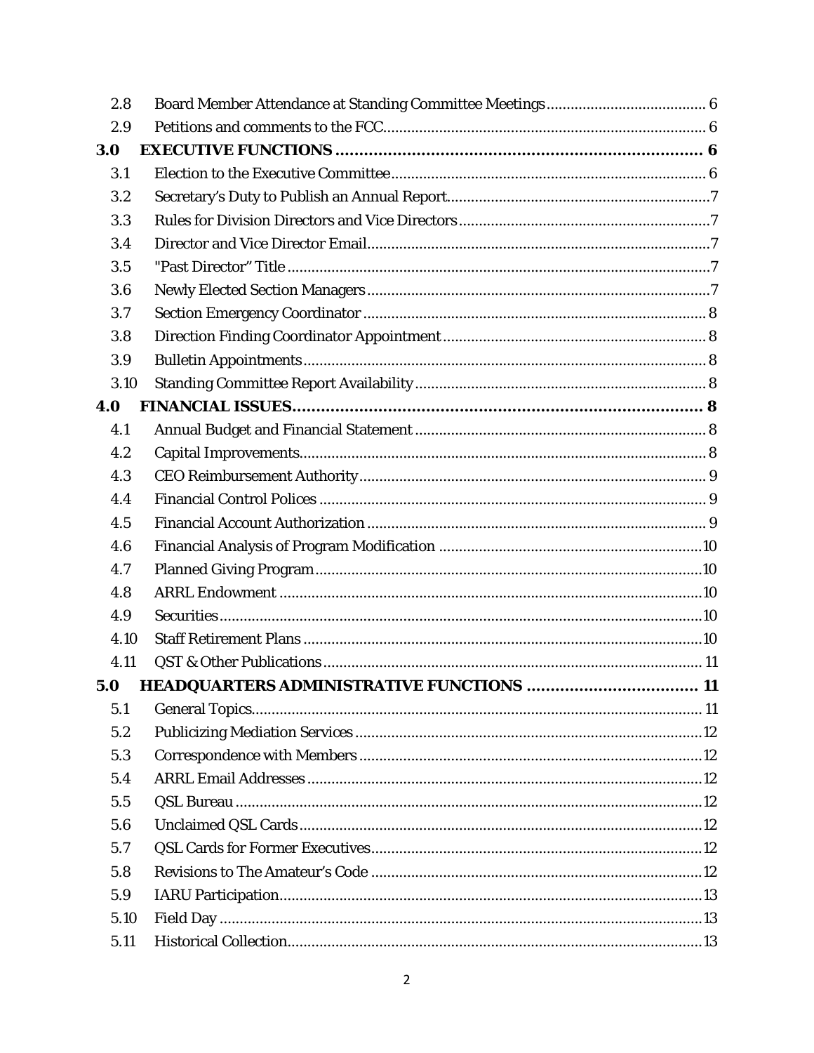| | | |
|---|---|---|
| 2.8 | Board Member Attendance at Standing Committee Meetings | 6 |
| 2.9 | Petitions and comments to the FCC | 6 |
| **3.0** | **EXECUTIVE FUNCTIONS** | **6** |
| 3.1 | Election to the Executive Committee | 6 |
| 3.2 | Secretary's Duty to Publish an Annual Report | 7 |
| 3.3 | Rules for Division Directors and Vice Directors | 7 |
| 3.4 | Director and Vice Director Email | 7 |
| 3.5 | "Past Director" Title | 7 |
| 3.6 | Newly Elected Section Managers | 7 |
| 3.7 | Section Emergency Coordinator | 8 |
| 3.8 | Direction Finding Coordinator Appointment | 8 |
| 3.9 | Bulletin Appointments | 8 |
| 3.10 | Standing Committee Report Availability | 8 |
| **4.0** | **FINANCIAL ISSUES** | **8** |
| 4.1 | Annual Budget and Financial Statement | 8 |
| 4.2 | Capital Improvements | 8 |
| 4.3 | CEO Reimbursement Authority | 9 |
| 4.4 | Financial Control Polices | 9 |
| 4.5 | Financial Account Authorization | 9 |
| 4.6 | Financial Analysis of Program Modification | 10 |
| 4.7 | Planned Giving Program | 10 |
| 4.8 | ARRL Endowment | 10 |
| 4.9 | Securities | 10 |
| 4.10 | Staff Retirement Plans | 10 |
| 4.11 | QST & Other Publications | 11 |
| **5.0** | **HEADQUARTERS ADMINISTRATIVE FUNCTIONS** | **11** |
| 5.1 | General Topics | 11 |
| 5.2 | Publicizing Mediation Services | 12 |
| 5.3 | Correspondence with Members | 12 |
| 5.4 | ARRL Email Addresses | 12 |
| 5.5 | QSL Bureau | 12 |
| 5.6 | Unclaimed QSL Cards | 12 |
| 5.7 | QSL Cards for Former Executives | 12 |
| 5.8 | Revisions to The Amateur's Code | 12 |
| 5.9 | IARU Participation | 13 |
| 5.10 | Field Day | 13 |
| 5.11 | Historical Collection | 13 |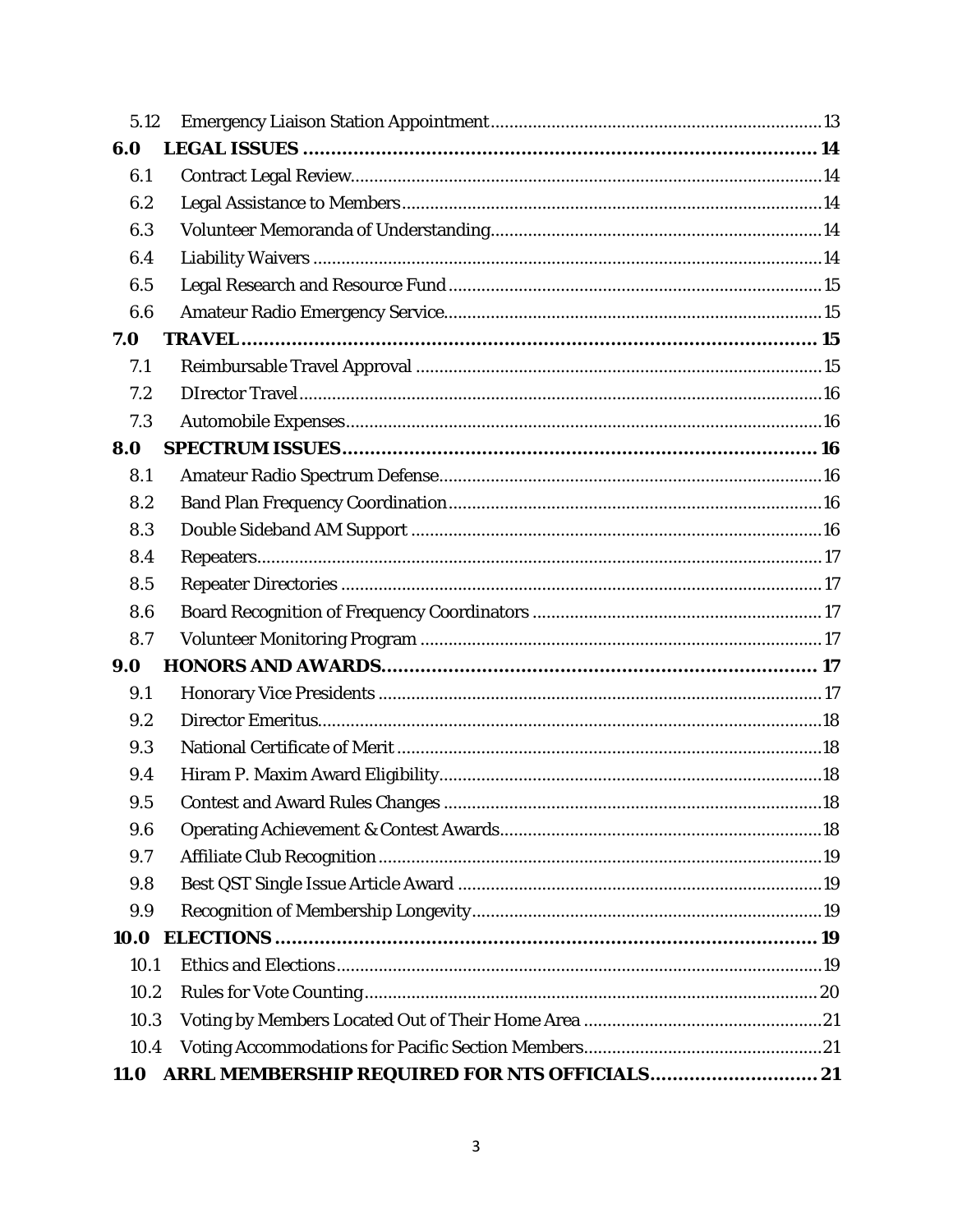| | | |
|---|---|---|
| 5.12 | Emergency Liaison Station Appointment | 13 |
| **6.0** | **LEGAL ISSUES** | **14** |
| 6.1 | Contract Legal Review | 14 |
| 6.2 | Legal Assistance to Members | 14 |
| 6.3 | Volunteer Memoranda of Understanding | 14 |
| 6.4 | Liability Waivers | 14 |
| 6.5 | Legal Research and Resource Fund | 15 |
| 6.6 | Amateur Radio Emergency Service | 15 |
| **7.0** | **TRAVEL** | **15** |
| 7.1 | Reimbursable Travel Approval | 15 |
| 7.2 | DIrector Travel | 16 |
| 7.3 | Automobile Expenses | 16 |
| **8.0** | **SPECTRUM ISSUES** | **16** |
| 8.1 | Amateur Radio Spectrum Defense | 16 |
| 8.2 | Band Plan Frequency Coordination | 16 |
| 8.3 | Double Sideband AM Support | 16 |
| 8.4 | Repeaters | 17 |
| 8.5 | Repeater Directories | 17 |
| 8.6 | Board Recognition of Frequency Coordinators | 17 |
| 8.7 | Volunteer Monitoring Program | 17 |
| **9.0** | **HONORS AND AWARDS** | **17** |
| 9.1 | Honorary Vice Presidents | 17 |
| 9.2 | Director Emeritus | 18 |
| 9.3 | National Certificate of Merit | 18 |
| 9.4 | Hiram P. Maxim Award Eligibility | 18 |
| 9.5 | Contest and Award Rules Changes | 18 |
| 9.6 | Operating Achievement & Contest Awards | 18 |
| 9.7 | Affiliate Club Recognition | 19 |
| 9.8 | Best QST Single Issue Article Award | 19 |
| 9.9 | Recognition of Membership Longevity | 19 |
| **10.0** | **ELECTIONS** | **19** |
| 10.1 | Ethics and Elections | 19 |
| 10.2 | Rules for Vote Counting | 20 |
| 10.3 | Voting by Members Located Out of Their Home Area | 21 |
| 10.4 | Voting Accommodations for Pacific Section Members | 21 |
| **11.0** | **ARRL MEMBERSHIP REQUIRED FOR NTS OFFICIALS** | **21** |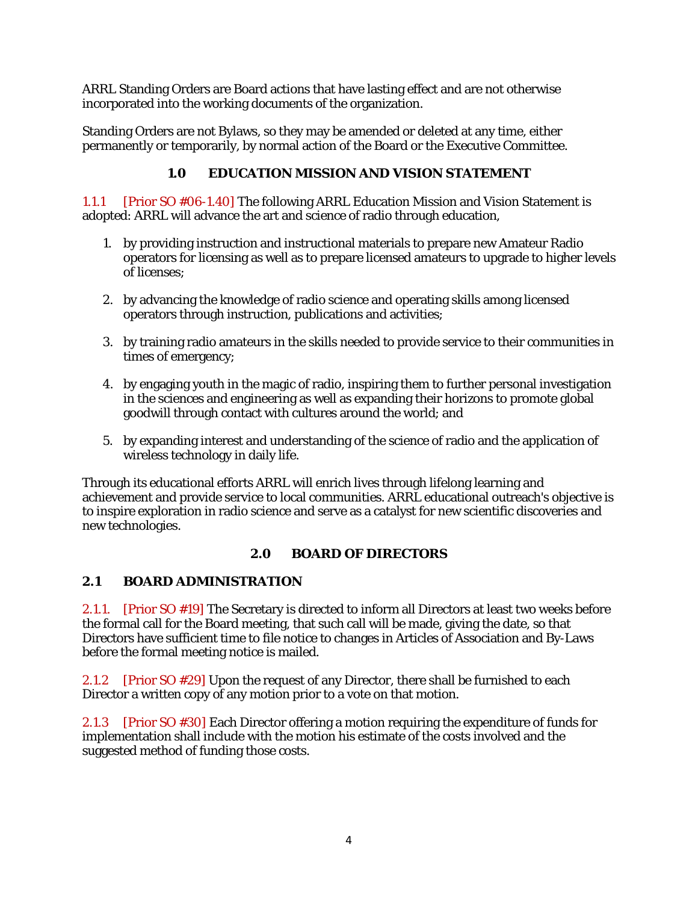ARRL Standing Orders are Board actions that have lasting effect and are not otherwise incorporated into the working documents of the organization.

Standing Orders are not Bylaws, so they may be amended or deleted at any time, either permanently or temporarily, by normal action of the Board or the Executive Committee.

# 1.0 EDUCATION MISSION AND VISION STATEMENT

1.1.1 [Prior SO #06-1.40] The following ARRL Education Mission and Vision Statement is adopted: ARRL will advance the art and science of radio through education,

1. by providing instruction and instructional materials to prepare new Amateur Radio operators for licensing as well as to prepare licensed amateurs to upgrade to higher levels of licenses;

2. by advancing the knowledge of radio science and operating skills among licensed operators through instruction, publications and activities;

3. by training radio amateurs in the skills needed to provide service to their communities in times of emergency;

4. by engaging youth in the magic of radio, inspiring them to further personal investigation in the sciences and engineering as well as expanding their horizons to promote global goodwill through contact with cultures around the world; and

5. by expanding interest and understanding of the science of radio and the application of wireless technology in daily life.

Through its educational efforts ARRL will enrich lives through lifelong learning and achievement and provide service to local communities. ARRL educational outreach's objective is to inspire exploration in radio science and serve as a catalyst for new scientific discoveries and new technologies.

# 2.0 BOARD OF DIRECTORS

## 2.1 BOARD ADMINISTRATION

2.1.1. [Prior SO #19] The Secretary is directed to inform all Directors at least two weeks before the formal call for the Board meeting, that such call will be made, giving the date, so that Directors have sufficient time to file notice to changes in Articles of Association and By-Laws before the formal meeting notice is mailed.

2.1.2 [Prior SO #29] Upon the request of any Director, there shall be furnished to each Director a written copy of any motion prior to a vote on that motion.

2.1.3 [Prior SO #30] Each Director offering a motion requiring the expenditure of funds for implementation shall include with the motion his estimate of the costs involved and the suggested method of funding those costs.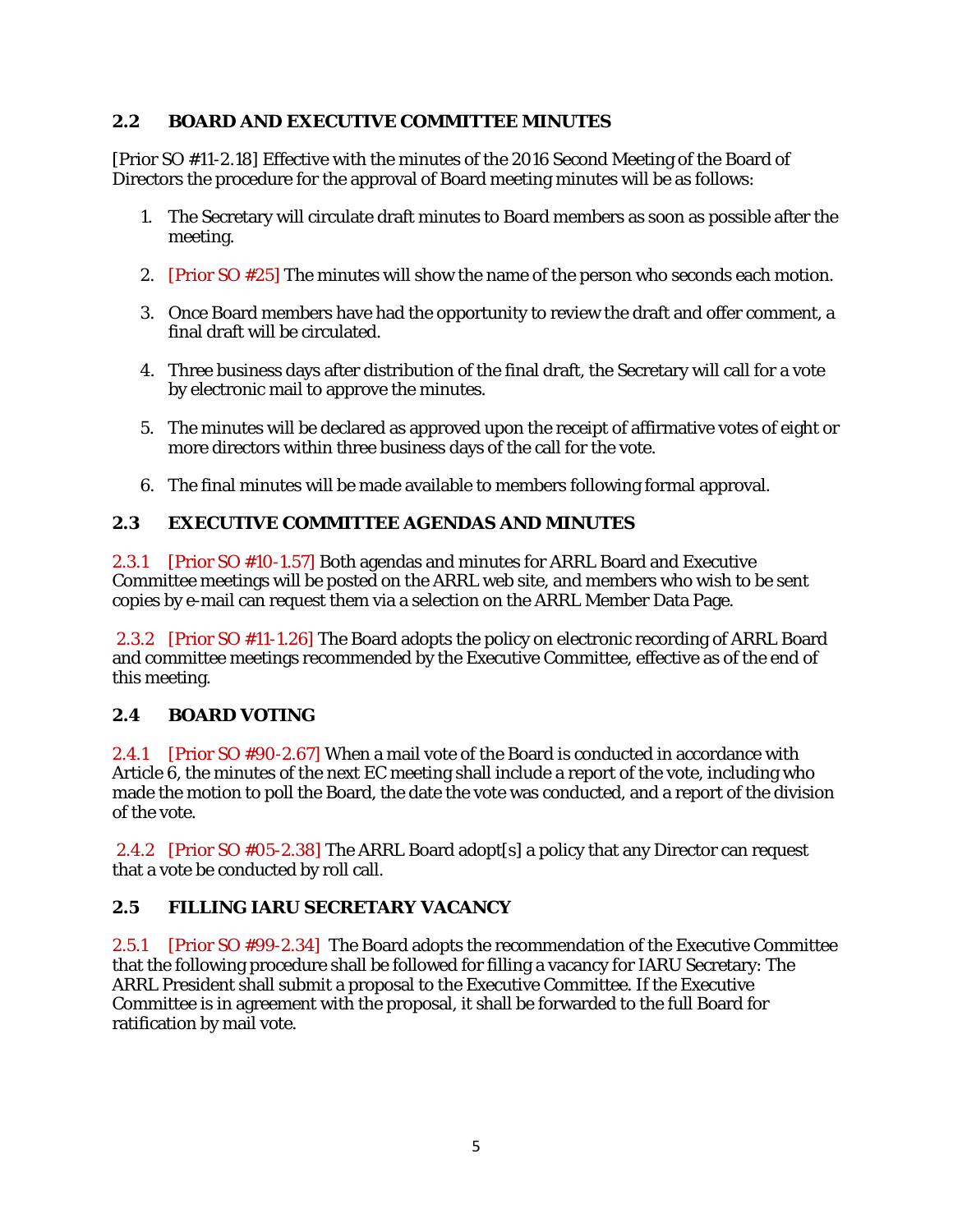## 2.2 BOARD AND EXECUTIVE COMMITTEE MINUTES

[Prior SO #11-2.18] Effective with the minutes of the 2016 Second Meeting of the Board of Directors the procedure for the approval of Board meeting minutes will be as follows:

1. The Secretary will circulate draft minutes to Board members as soon as possible after the meeting.

2. [Prior SO #25] The minutes will show the name of the person who seconds each motion.

3. Once Board members have had the opportunity to review the draft and offer comment, a final draft will be circulated.

4. Three business days after distribution of the final draft, the Secretary will call for a vote by electronic mail to approve the minutes.

5. The minutes will be declared as approved upon the receipt of affirmative votes of eight or more directors within three business days of the call for the vote.

6. The final minutes will be made available to members following formal approval.

## 2.3 EXECUTIVE COMMITTEE AGENDAS AND MINUTES

2.3.1 [Prior SO #10-1.57] Both agendas and minutes for ARRL Board and Executive Committee meetings will be posted on the ARRL web site, and members who wish to be sent copies by e-mail can request them via a selection on the ARRL Member Data Page.

2.3.2 [Prior SO #11-1.26] The Board adopts the policy on electronic recording of ARRL Board and committee meetings recommended by the Executive Committee, effective as of the end of this meeting.

## 2.4 BOARD VOTING

2.4.1 [Prior SO #90-2.67] When a mail vote of the Board is conducted in accordance with Article 6, the minutes of the next EC meeting shall include a report of the vote, including who made the motion to poll the Board, the date the vote was conducted, and a report of the division of the vote.

2.4.2 [Prior SO #05-2.38] The ARRL Board adopt[s] a policy that any Director can request that a vote be conducted by roll call.

## 2.5 FILLING IARU SECRETARY VACANCY

2.5.1 [Prior SO #99-2.34] The Board adopts the recommendation of the Executive Committee that the following procedure shall be followed for filling a vacancy for IARU Secretary: The ARRL President shall submit a proposal to the Executive Committee. If the Executive Committee is in agreement with the proposal, it shall be forwarded to the full Board for ratification by mail vote.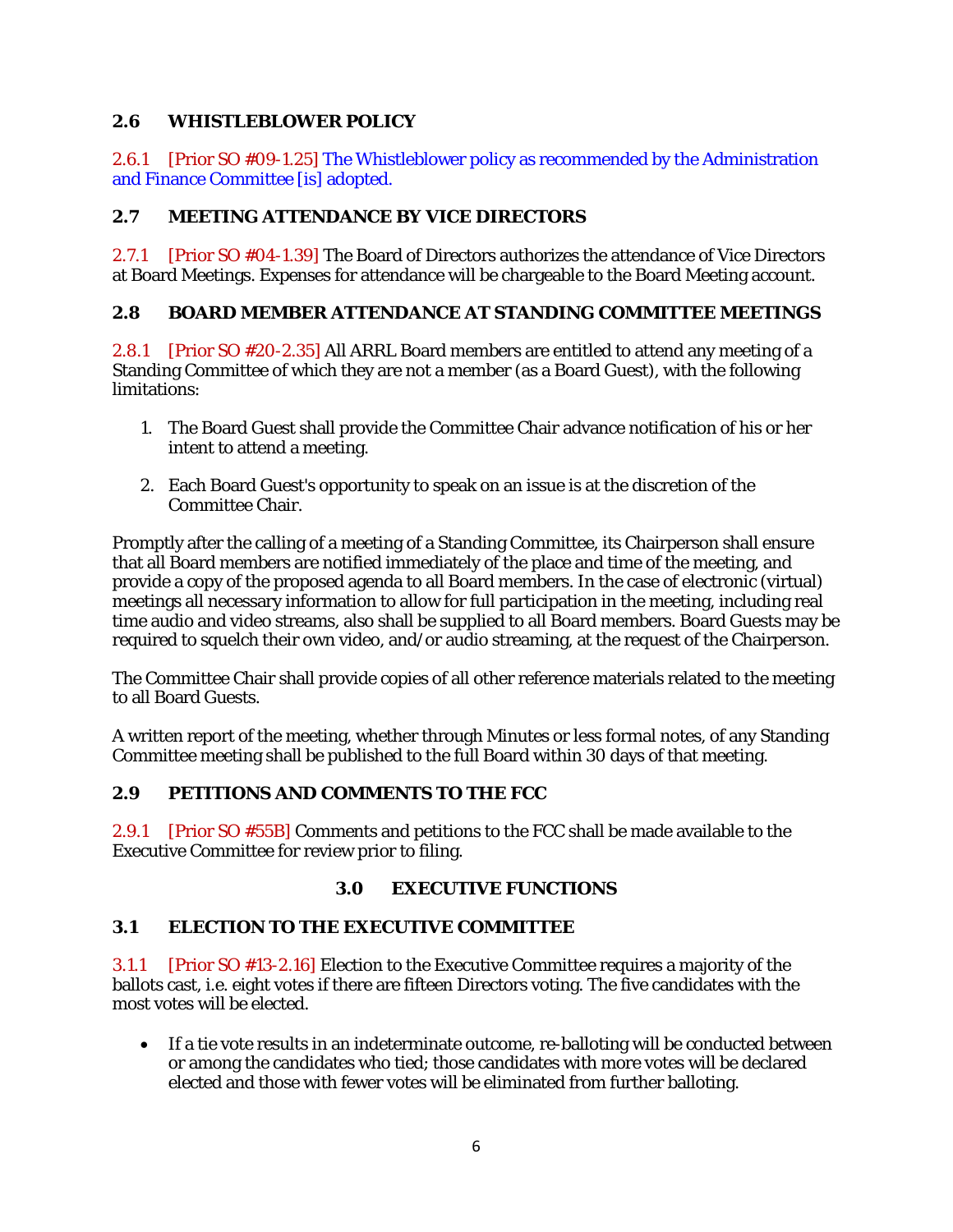## 2.6 WHISTLEBLOWER POLICY

2.6.1 [Prior SO #09-1.25] The Whistleblower policy as recommended by the Administration and Finance Committee [is] adopted.

## 2.7 MEETING ATTENDANCE BY VICE DIRECTORS

2.7.1 [Prior SO #04-1.39] The Board of Directors authorizes the attendance of Vice Directors at Board Meetings. Expenses for attendance will be chargeable to the Board Meeting account.

## 2.8 BOARD MEMBER ATTENDANCE AT STANDING COMMITTEE MEETINGS

2.8.1 [Prior SO #20-2.35] All ARRL Board members are entitled to attend any meeting of a Standing Committee of which they are not a member (as a Board Guest), with the following limitations:

1. The Board Guest shall provide the Committee Chair advance notification of his or her intent to attend a meeting.
2. Each Board Guest's opportunity to speak on an issue is at the discretion of the Committee Chair.

Promptly after the calling of a meeting of a Standing Committee, its Chairperson shall ensure that all Board members are notified immediately of the place and time of the meeting, and provide a copy of the proposed agenda to all Board members. In the case of electronic (virtual) meetings all necessary information to allow for full participation in the meeting, including real time audio and video streams, also shall be supplied to all Board members. Board Guests may be required to squelch their own video, and/or audio streaming, at the request of the Chairperson.

The Committee Chair shall provide copies of all other reference materials related to the meeting to all Board Guests.

A written report of the meeting, whether through Minutes or less formal notes, of any Standing Committee meeting shall be published to the full Board within 30 days of that meeting.

## 2.9 PETITIONS AND COMMENTS TO THE FCC

2.9.1 [Prior SO #55B] Comments and petitions to the FCC shall be made available to the Executive Committee for review prior to filing.

# 3.0 EXECUTIVE FUNCTIONS

## 3.1 ELECTION TO THE EXECUTIVE COMMITTEE

3.1.1 [Prior SO #13-2.16] Election to the Executive Committee requires a majority of the ballots cast, i.e. eight votes if there are fifteen Directors voting. The five candidates with the most votes will be elected.

- If a tie vote results in an indeterminate outcome, re-balloting will be conducted between or among the candidates who tied; those candidates with more votes will be declared elected and those with fewer votes will be eliminated from further balloting.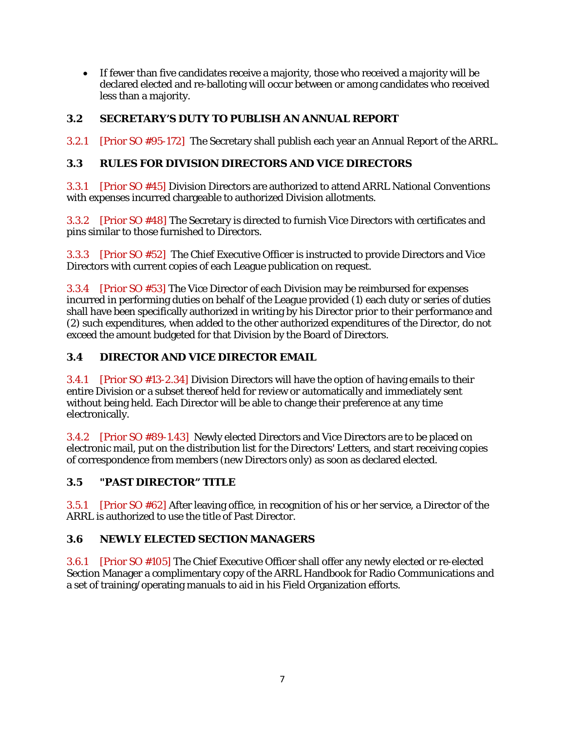- If fewer than five candidates receive a majority, those who received a majority will be declared elected and re-balloting will occur between or among candidates who received less than a majority.

### 3.2 SECRETARY'S DUTY TO PUBLISH AN ANNUAL REPORT

3.2.1 [Prior SO #95-172] The Secretary shall publish each year an Annual Report of the ARRL.

### 3.3 RULES FOR DIVISION DIRECTORS AND VICE DIRECTORS

3.3.1 [Prior SO #45] Division Directors are authorized to attend ARRL National Conventions with expenses incurred chargeable to authorized Division allotments.

3.3.2 [Prior SO #48] The Secretary is directed to furnish Vice Directors with certificates and pins similar to those furnished to Directors.

3.3.3 [Prior SO #52] The Chief Executive Officer is instructed to provide Directors and Vice Directors with current copies of each League publication on request.

3.3.4 [Prior SO #53] The Vice Director of each Division may be reimbursed for expenses incurred in performing duties on behalf of the League provided (1) each duty or series of duties shall have been specifically authorized in writing by his Director prior to their performance and (2) such expenditures, when added to the other authorized expenditures of the Director, do not exceed the amount budgeted for that Division by the Board of Directors.

### 3.4 DIRECTOR AND VICE DIRECTOR EMAIL

3.4.1 [Prior SO #13-2.34] Division Directors will have the option of having emails to their entire Division or a subset thereof held for review or automatically and immediately sent without being held. Each Director will be able to change their preference at any time electronically.

3.4.2 [Prior SO #89-1.43] Newly elected Directors and Vice Directors are to be placed on electronic mail, put on the distribution list for the Directors' Letters, and start receiving copies of correspondence from members (new Directors only) as soon as declared elected.

### 3.5 "PAST DIRECTOR" TITLE

3.5.1 [Prior SO #62] After leaving office, in recognition of his or her service, a Director of the ARRL is authorized to use the title of Past Director.

### 3.6 NEWLY ELECTED SECTION MANAGERS

3.6.1 [Prior SO #105] The Chief Executive Officer shall offer any newly elected or re-elected Section Manager a complimentary copy of the ARRL Handbook for Radio Communications and a set of training/operating manuals to aid in his Field Organization efforts.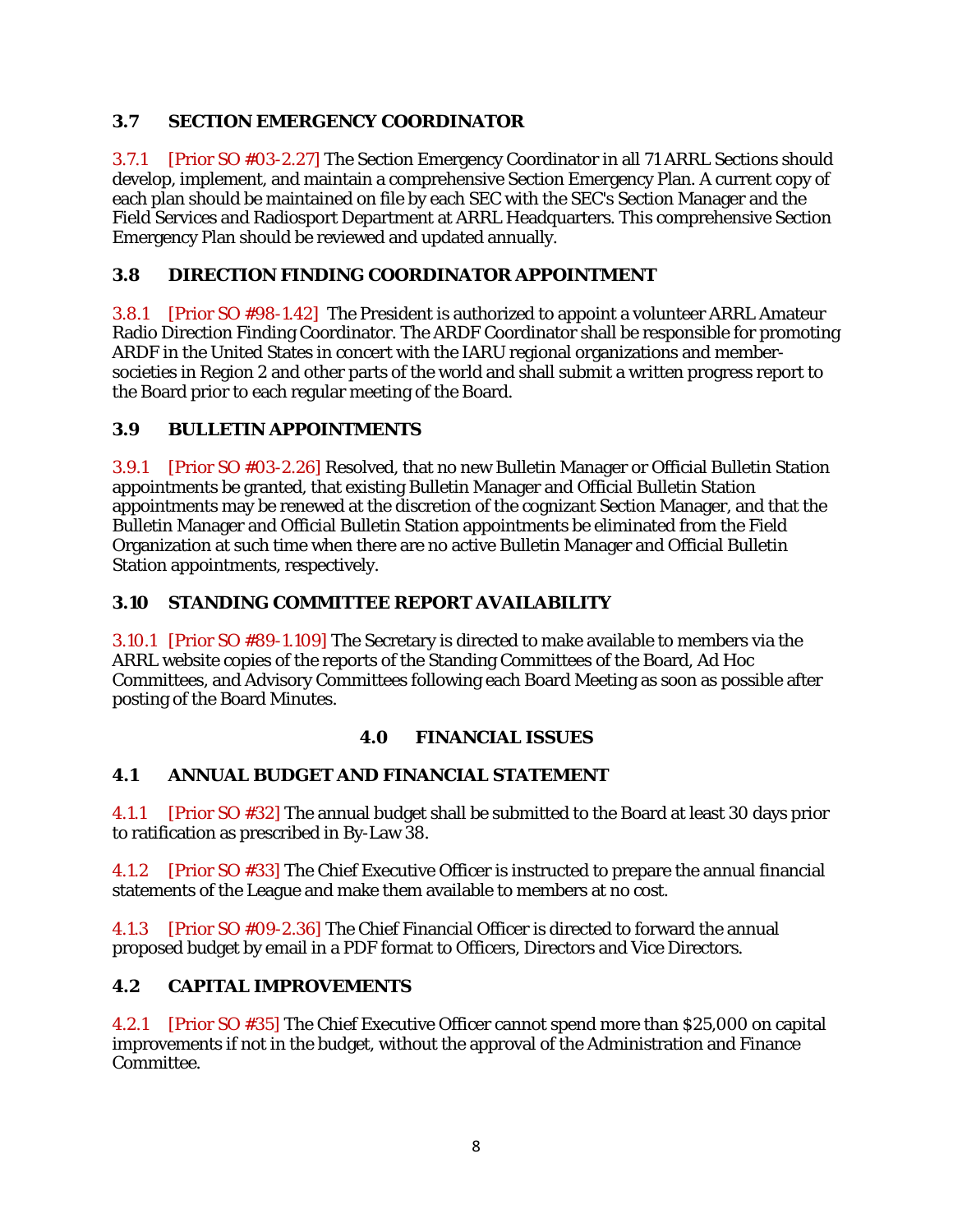### 3.7 SECTION EMERGENCY COORDINATOR

3.7.1 [Prior SO #03-2.27] The Section Emergency Coordinator in all 71 ARRL Sections should develop, implement, and maintain a comprehensive Section Emergency Plan. A current copy of each plan should be maintained on file by each SEC with the SEC's Section Manager and the Field Services and Radiosport Department at ARRL Headquarters. This comprehensive Section Emergency Plan should be reviewed and updated annually.

### 3.8 DIRECTION FINDING COORDINATOR APPOINTMENT

3.8.1 [Prior SO #98-1.42] The President is authorized to appoint a volunteer ARRL Amateur Radio Direction Finding Coordinator. The ARDF Coordinator shall be responsible for promoting ARDF in the United States in concert with the IARU regional organizations and member-societies in Region 2 and other parts of the world and shall submit a written progress report to the Board prior to each regular meeting of the Board.

### 3.9 BULLETIN APPOINTMENTS

3.9.1 [Prior SO #03-2.26] Resolved, that no new Bulletin Manager or Official Bulletin Station appointments be granted, that existing Bulletin Manager and Official Bulletin Station appointments may be renewed at the discretion of the cognizant Section Manager, and that the Bulletin Manager and Official Bulletin Station appointments be eliminated from the Field Organization at such time when there are no active Bulletin Manager and Official Bulletin Station appointments, respectively.

### 3.10 STANDING COMMITTEE REPORT AVAILABILITY

3.10.1 [Prior SO #89-1.109] The Secretary is directed to make available to members via the ARRL website copies of the reports of the Standing Committees of the Board, Ad Hoc Committees, and Advisory Committees following each Board Meeting as soon as possible after posting of the Board Minutes.

## 4.0 FINANCIAL ISSUES

### 4.1 ANNUAL BUDGET AND FINANCIAL STATEMENT

4.1.1 [Prior SO #32] The annual budget shall be submitted to the Board at least 30 days prior to ratification as prescribed in By-Law 38.

4.1.2 [Prior SO #33] The Chief Executive Officer is instructed to prepare the annual financial statements of the League and make them available to members at no cost.

4.1.3 [Prior SO #09-2.36] The Chief Financial Officer is directed to forward the annual proposed budget by email in a PDF format to Officers, Directors and Vice Directors.

### 4.2 CAPITAL IMPROVEMENTS

4.2.1 [Prior SO #35] The Chief Executive Officer cannot spend more than $25,000 on capital improvements if not in the budget, without the approval of the Administration and Finance Committee.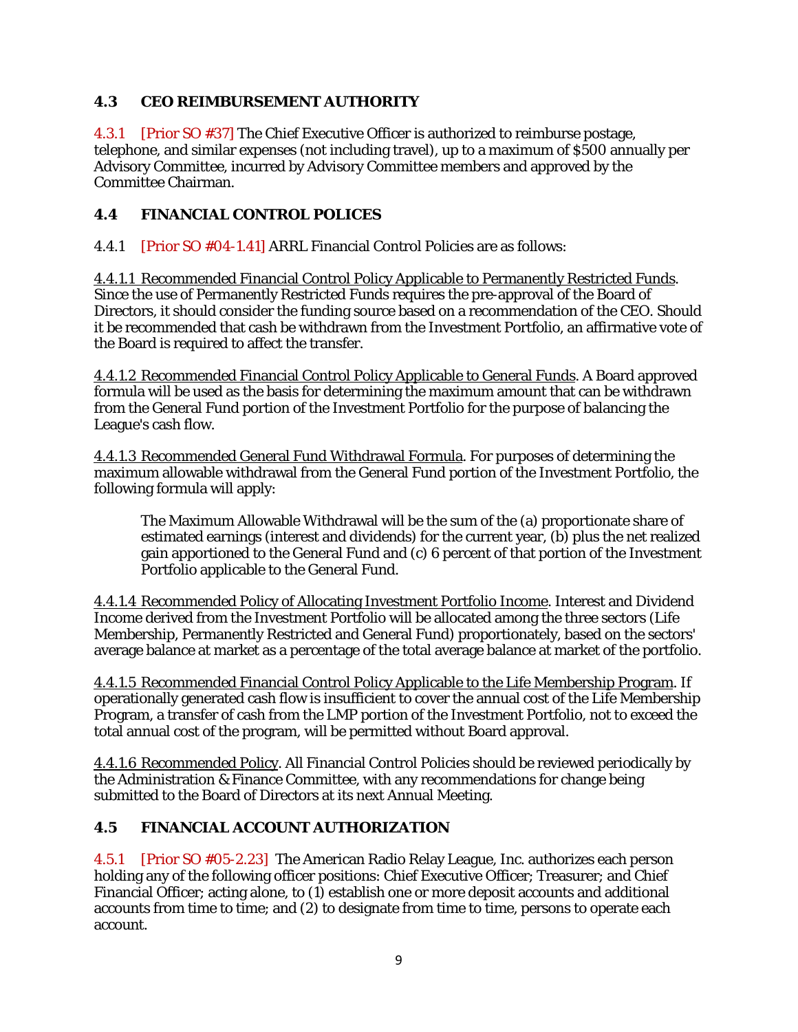## 4.3 CEO REIMBURSEMENT AUTHORITY

4.3.1 [Prior SO #37] The Chief Executive Officer is authorized to reimburse postage, telephone, and similar expenses (not including travel), up to a maximum of $500 annually per Advisory Committee, incurred by Advisory Committee members and approved by the Committee Chairman.

## 4.4 FINANCIAL CONTROL POLICES

4.4.1 [Prior SO #04-1.41] ARRL Financial Control Policies are as follows:

4.4.1.1 Recommended Financial Control Policy Applicable to Permanently Restricted Funds. Since the use of Permanently Restricted Funds requires the pre-approval of the Board of Directors, it should consider the funding source based on a recommendation of the CEO. Should it be recommended that cash be withdrawn from the Investment Portfolio, an affirmative vote of the Board is required to affect the transfer.

4.4.1.2 Recommended Financial Control Policy Applicable to General Funds. A Board approved formula will be used as the basis for determining the maximum amount that can be withdrawn from the General Fund portion of the Investment Portfolio for the purpose of balancing the League's cash flow.

4.4.1.3 Recommended General Fund Withdrawal Formula. For purposes of determining the maximum allowable withdrawal from the General Fund portion of the Investment Portfolio, the following formula will apply:

> The Maximum Allowable Withdrawal will be the sum of the (a) proportionate share of estimated earnings (interest and dividends) for the current year, (b) plus the net realized gain apportioned to the General Fund and (c) 6 percent of that portion of the Investment Portfolio applicable to the General Fund.

4.4.1.4 Recommended Policy of Allocating Investment Portfolio Income. Interest and Dividend Income derived from the Investment Portfolio will be allocated among the three sectors (Life Membership, Permanently Restricted and General Fund) proportionately, based on the sectors' average balance at market as a percentage of the total average balance at market of the portfolio.

4.4.1.5 Recommended Financial Control Policy Applicable to the Life Membership Program. If operationally generated cash flow is insufficient to cover the annual cost of the Life Membership Program, a transfer of cash from the LMP portion of the Investment Portfolio, not to exceed the total annual cost of the program, will be permitted without Board approval.

4.4.1.6 Recommended Policy. All Financial Control Policies should be reviewed periodically by the Administration & Finance Committee, with any recommendations for change being submitted to the Board of Directors at its next Annual Meeting.

## 4.5 FINANCIAL ACCOUNT AUTHORIZATION

4.5.1 [Prior SO #05-2.23] The American Radio Relay League, Inc. authorizes each person holding any of the following officer positions: Chief Executive Officer; Treasurer; and Chief Financial Officer; acting alone, to (1) establish one or more deposit accounts and additional accounts from time to time; and (2) to designate from time to time, persons to operate each account.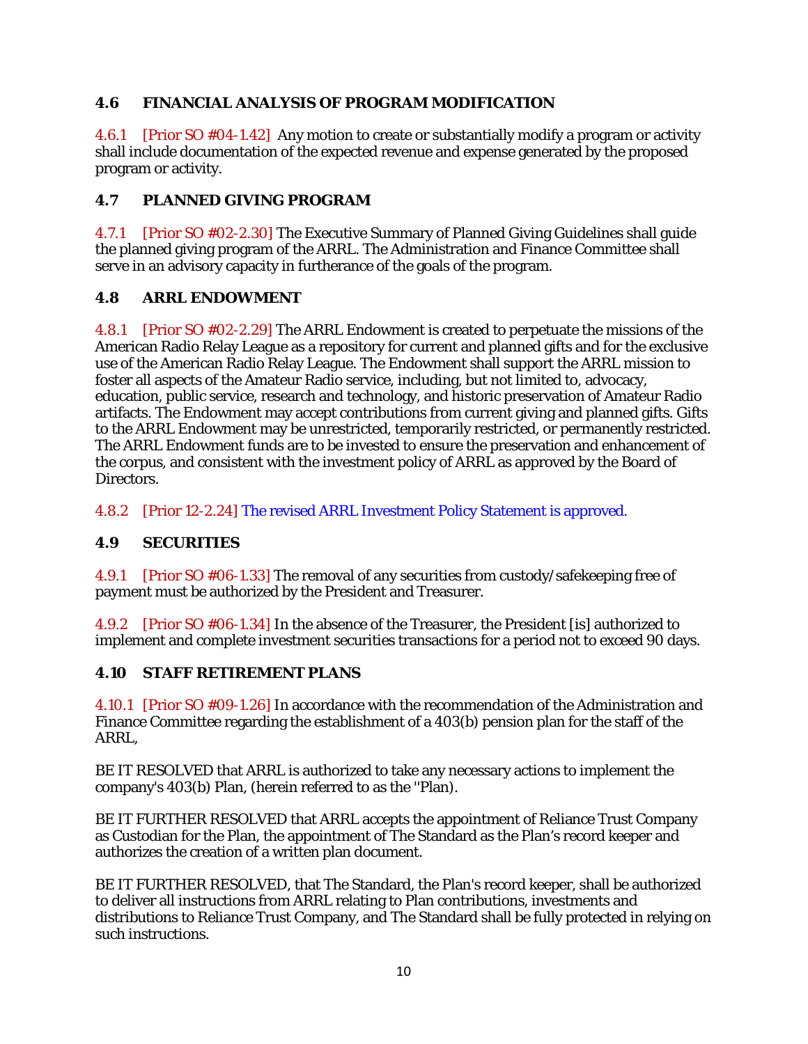## 4.6 FINANCIAL ANALYSIS OF PROGRAM MODIFICATION

4.6.1 [Prior SO #04-1.42] Any motion to create or substantially modify a program or activity shall include documentation of the expected revenue and expense generated by the proposed program or activity.

## 4.7 PLANNED GIVING PROGRAM

4.7.1 [Prior SO #02-2.30] The Executive Summary of Planned Giving Guidelines shall guide the planned giving program of the ARRL. The Administration and Finance Committee shall serve in an advisory capacity in furtherance of the goals of the program.

## 4.8 ARRL ENDOWMENT

4.8.1 [Prior SO #02-2.29] The ARRL Endowment is created to perpetuate the missions of the American Radio Relay League as a repository for current and planned gifts and for the exclusive use of the American Radio Relay League. The Endowment shall support the ARRL mission to foster all aspects of the Amateur Radio service, including, but not limited to, advocacy, education, public service, research and technology, and historic preservation of Amateur Radio artifacts. The Endowment may accept contributions from current giving and planned gifts. Gifts to the ARRL Endowment may be unrestricted, temporarily restricted, or permanently restricted. The ARRL Endowment funds are to be invested to ensure the preservation and enhancement of the corpus, and consistent with the investment policy of ARRL as approved by the Board of Directors.

4.8.2 [Prior 12-2.24] The revised ARRL Investment Policy Statement is approved.

## 4.9 SECURITIES

4.9.1 [Prior SO #06-1.33] The removal of any securities from custody/safekeeping free of payment must be authorized by the President and Treasurer.

4.9.2 [Prior SO #06-1.34] In the absence of the Treasurer, the President [is] authorized to implement and complete investment securities transactions for a period not to exceed 90 days.

## 4.10 STAFF RETIREMENT PLANS

4.10.1 [Prior SO #09-1.26] In accordance with the recommendation of the Administration and Finance Committee regarding the establishment of a 403(b) pension plan for the staff of the ARRL,

BE IT RESOLVED that ARRL is authorized to take any necessary actions to implement the company's 403(b) Plan, (herein referred to as the "Plan).

BE IT FURTHER RESOLVED that ARRL accepts the appointment of Reliance Trust Company as Custodian for the Plan, the appointment of The Standard as the Plan's record keeper and authorizes the creation of a written plan document.

BE IT FURTHER RESOLVED, that The Standard, the Plan's record keeper, shall be authorized to deliver all instructions from ARRL relating to Plan contributions, investments and distributions to Reliance Trust Company, and The Standard shall be fully protected in relying on such instructions.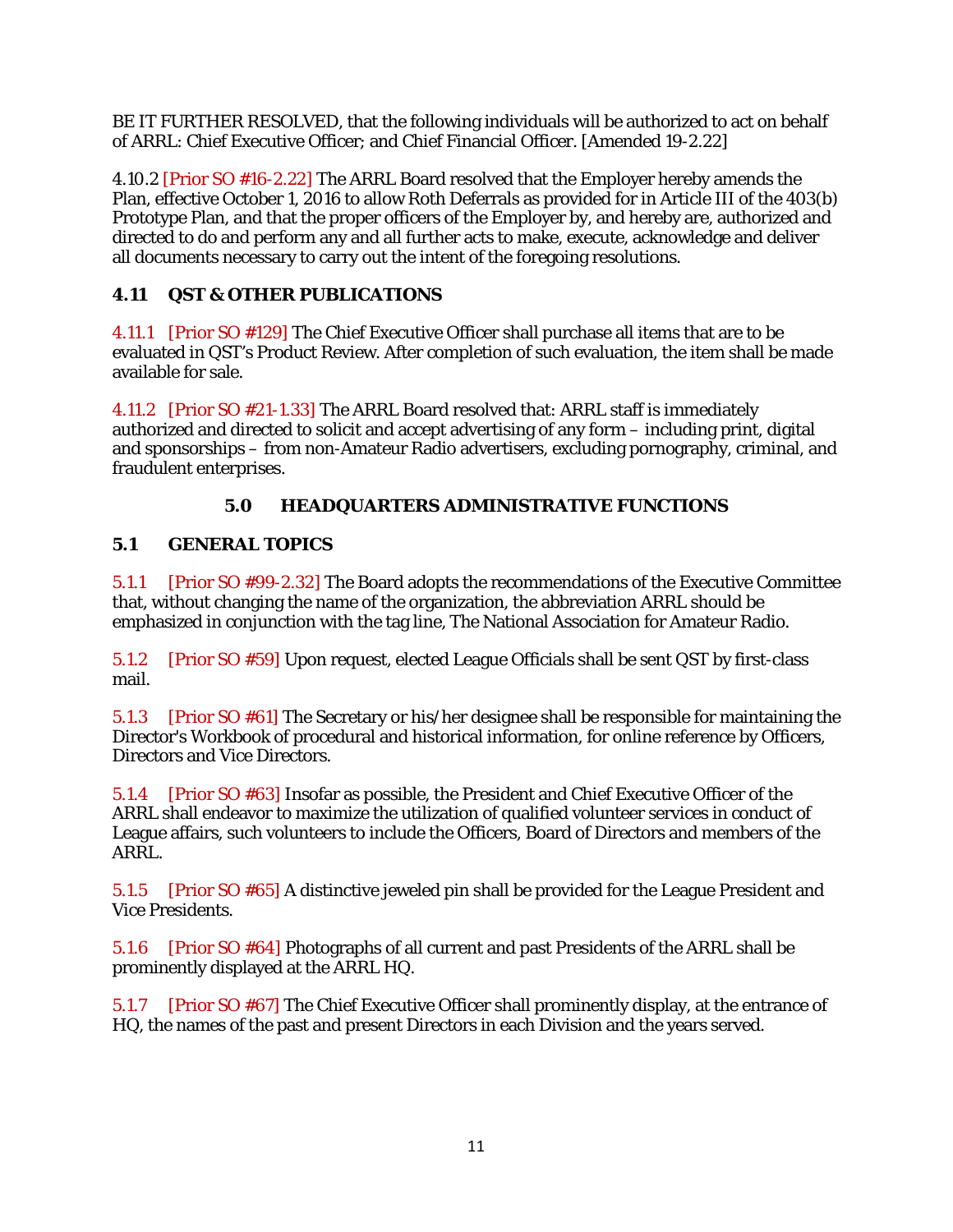BE IT FURTHER RESOLVED, that the following individuals will be authorized to act on behalf of ARRL: Chief Executive Officer; and Chief Financial Officer. [Amended 19-2.22]

4.10.2 [Prior SO #16-2.22] The ARRL Board resolved that the Employer hereby amends the Plan, effective October 1, 2016 to allow Roth Deferrals as provided for in Article III of the 403(b) Prototype Plan, and that the proper officers of the Employer by, and hereby are, authorized and directed to do and perform any and all further acts to make, execute, acknowledge and deliver all documents necessary to carry out the intent of the foregoing resolutions.

### 4.11 QST & OTHER PUBLICATIONS

4.11.1 [Prior SO #129] The Chief Executive Officer shall purchase all items that are to be evaluated in QST's Product Review. After completion of such evaluation, the item shall be made available for sale.

4.11.2 [Prior SO #21-1.33] The ARRL Board resolved that: ARRL staff is immediately authorized and directed to solicit and accept advertising of any form – including print, digital and sponsorships – from non-Amateur Radio advertisers, excluding pornography, criminal, and fraudulent enterprises.

## 5.0 HEADQUARTERS ADMINISTRATIVE FUNCTIONS

### 5.1 GENERAL TOPICS

5.1.1 [Prior SO #99-2.32] The Board adopts the recommendations of the Executive Committee that, without changing the name of the organization, the abbreviation ARRL should be emphasized in conjunction with the tag line, The National Association for Amateur Radio.

5.1.2 [Prior SO #59] Upon request, elected League Officials shall be sent QST by first-class mail.

5.1.3 [Prior SO #61] The Secretary or his/her designee shall be responsible for maintaining the Director's Workbook of procedural and historical information, for online reference by Officers, Directors and Vice Directors.

5.1.4 [Prior SO #63] Insofar as possible, the President and Chief Executive Officer of the ARRL shall endeavor to maximize the utilization of qualified volunteer services in conduct of League affairs, such volunteers to include the Officers, Board of Directors and members of the ARRL.

5.1.5 [Prior SO #65] A distinctive jeweled pin shall be provided for the League President and Vice Presidents.

5.1.6 [Prior SO #64] Photographs of all current and past Presidents of the ARRL shall be prominently displayed at the ARRL HQ.

5.1.7 [Prior SO #67] The Chief Executive Officer shall prominently display, at the entrance of HQ, the names of the past and present Directors in each Division and the years served.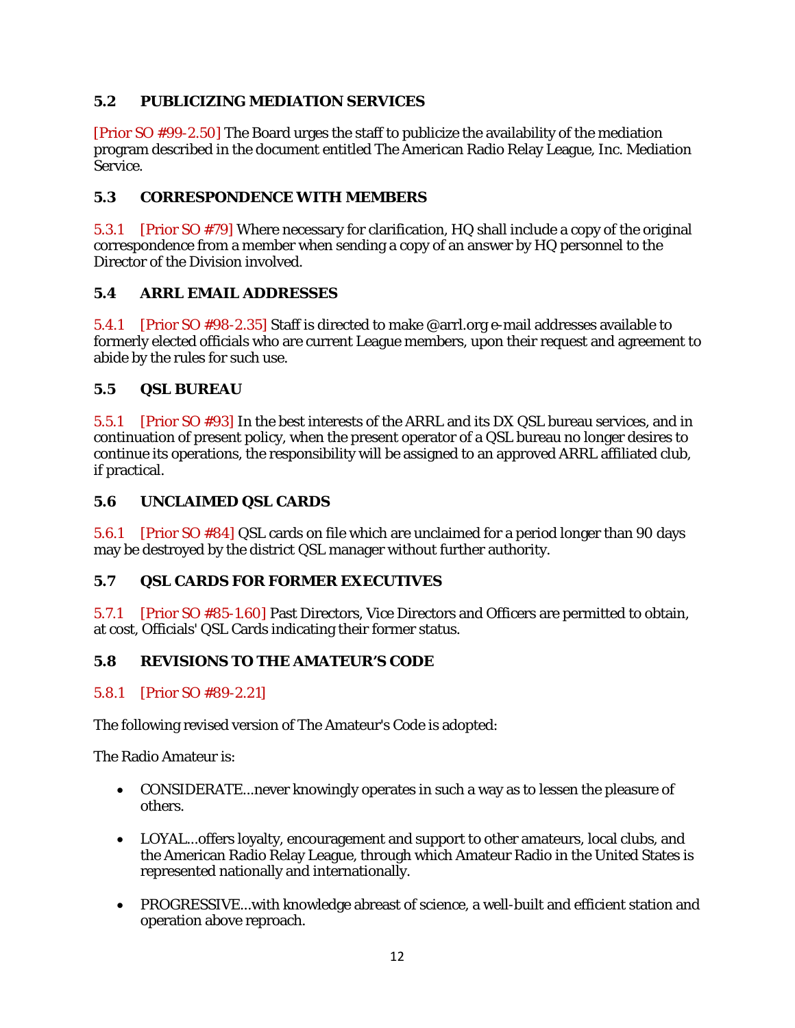## 5.2 PUBLICIZING MEDIATION SERVICES

[Prior SO #99-2.50] The Board urges the staff to publicize the availability of the mediation program described in the document entitled The American Radio Relay League, Inc. Mediation Service.

## 5.3 CORRESPONDENCE WITH MEMBERS

5.3.1 [Prior SO #79] Where necessary for clarification, HQ shall include a copy of the original correspondence from a member when sending a copy of an answer by HQ personnel to the Director of the Division involved.

## 5.4 ARRL EMAIL ADDRESSES

5.4.1 [Prior SO #98-2.35] Staff is directed to make @arrl.org e-mail addresses available to formerly elected officials who are current League members, upon their request and agreement to abide by the rules for such use.

## 5.5 QSL BUREAU

5.5.1 [Prior SO #93] In the best interests of the ARRL and its DX QSL bureau services, and in continuation of present policy, when the present operator of a QSL bureau no longer desires to continue its operations, the responsibility will be assigned to an approved ARRL affiliated club, if practical.

## 5.6 UNCLAIMED QSL CARDS

5.6.1 [Prior SO #84] QSL cards on file which are unclaimed for a period longer than 90 days may be destroyed by the district QSL manager without further authority.

## 5.7 QSL CARDS FOR FORMER EXECUTIVES

5.7.1 [Prior SO #85-1.60] Past Directors, Vice Directors and Officers are permitted to obtain, at cost, Officials' QSL Cards indicating their former status.

## 5.8 REVISIONS TO THE AMATEUR'S CODE

5.8.1 [Prior SO #89-2.21]

The following revised version of The Amateur's Code is adopted:

The Radio Amateur is:

- CONSIDERATE...never knowingly operates in such a way as to lessen the pleasure of others.
- LOYAL...offers loyalty, encouragement and support to other amateurs, local clubs, and the American Radio Relay League, through which Amateur Radio in the United States is represented nationally and internationally.
- PROGRESSIVE...with knowledge abreast of science, a well-built and efficient station and operation above reproach.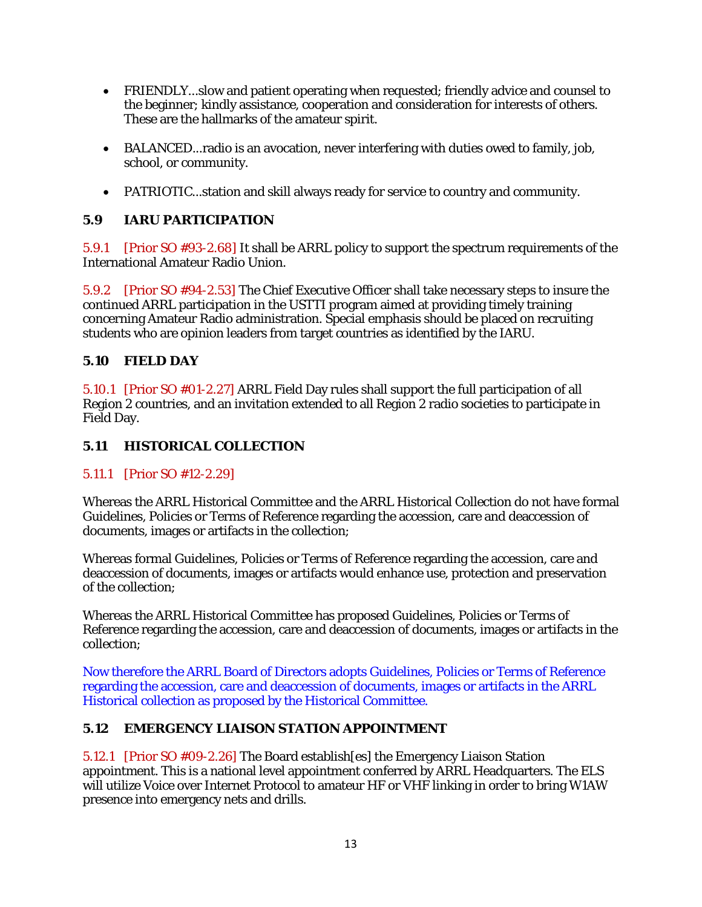- FRIENDLY...slow and patient operating when requested; friendly advice and counsel to the beginner; kindly assistance, cooperation and consideration for interests of others. These are the hallmarks of the amateur spirit.

- BALANCED...radio is an avocation, never interfering with duties owed to family, job, school, or community.

- PATRIOTIC...station and skill always ready for service to country and community.

## 5.9 IARU PARTICIPATION

5.9.1 [Prior SO #93-2.68] It shall be ARRL policy to support the spectrum requirements of the International Amateur Radio Union.

5.9.2 [Prior SO #94-2.53] The Chief Executive Officer shall take necessary steps to insure the continued ARRL participation in the USTTI program aimed at providing timely training concerning Amateur Radio administration. Special emphasis should be placed on recruiting students who are opinion leaders from target countries as identified by the IARU.

## 5.10 FIELD DAY

5.10.1 [Prior SO #01-2.27] ARRL Field Day rules shall support the full participation of all Region 2 countries, and an invitation extended to all Region 2 radio societies to participate in Field Day.

## 5.11 HISTORICAL COLLECTION

5.11.1 [Prior SO #12-2.29]

Whereas the ARRL Historical Committee and the ARRL Historical Collection do not have formal Guidelines, Policies or Terms of Reference regarding the accession, care and deaccession of documents, images or artifacts in the collection;

Whereas formal Guidelines, Policies or Terms of Reference regarding the accession, care and deaccession of documents, images or artifacts would enhance use, protection and preservation of the collection;

Whereas the ARRL Historical Committee has proposed Guidelines, Policies or Terms of Reference regarding the accession, care and deaccession of documents, images or artifacts in the collection;

Now therefore the ARRL Board of Directors adopts Guidelines, Policies or Terms of Reference regarding the accession, care and deaccession of documents, images or artifacts in the ARRL Historical collection as proposed by the Historical Committee.

## 5.12 EMERGENCY LIAISON STATION APPOINTMENT

5.12.1 [Prior SO #09-2.26] The Board establish[es] the Emergency Liaison Station appointment. This is a national level appointment conferred by ARRL Headquarters. The ELS will utilize Voice over Internet Protocol to amateur HF or VHF linking in order to bring W1AW presence into emergency nets and drills.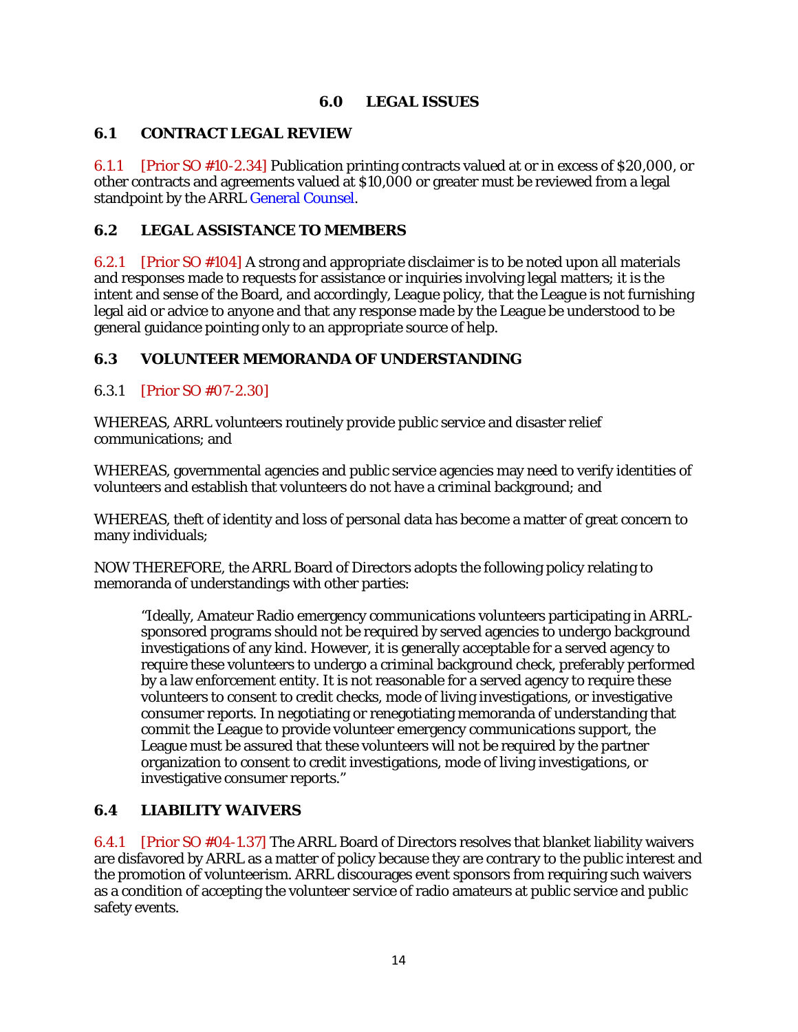# 6.0 LEGAL ISSUES

## 6.1 CONTRACT LEGAL REVIEW

6.1.1 [Prior SO #10-2.34] Publication printing contracts valued at or in excess of $20,000, or other contracts and agreements valued at $10,000 or greater must be reviewed from a legal standpoint by the ARRL General Counsel.

## 6.2 LEGAL ASSISTANCE TO MEMBERS

6.2.1 [Prior SO #104] A strong and appropriate disclaimer is to be noted upon all materials and responses made to requests for assistance or inquiries involving legal matters; it is the intent and sense of the Board, and accordingly, League policy, that the League is not furnishing legal aid or advice to anyone and that any response made by the League be understood to be general guidance pointing only to an appropriate source of help.

## 6.3 VOLUNTEER MEMORANDA OF UNDERSTANDING

6.3.1 [Prior SO #07-2.30]

WHEREAS, ARRL volunteers routinely provide public service and disaster relief communications; and

WHEREAS, governmental agencies and public service agencies may need to verify identities of volunteers and establish that volunteers do not have a criminal background; and

WHEREAS, theft of identity and loss of personal data has become a matter of great concern to many individuals;

NOW THEREFORE, the ARRL Board of Directors adopts the following policy relating to memoranda of understandings with other parties:

> "Ideally, Amateur Radio emergency communications volunteers participating in ARRL-sponsored programs should not be required by served agencies to undergo background investigations of any kind. However, it is generally acceptable for a served agency to require these volunteers to undergo a criminal background check, preferably performed by a law enforcement entity. It is not reasonable for a served agency to require these volunteers to consent to credit checks, mode of living investigations, or investigative consumer reports. In negotiating or renegotiating memoranda of understanding that commit the League to provide volunteer emergency communications support, the League must be assured that these volunteers will not be required by the partner organization to consent to credit investigations, mode of living investigations, or investigative consumer reports."

## 6.4 LIABILITY WAIVERS

6.4.1 [Prior SO #04-1.37] The ARRL Board of Directors resolves that blanket liability waivers are disfavored by ARRL as a matter of policy because they are contrary to the public interest and the promotion of volunteerism. ARRL discourages event sponsors from requiring such waivers as a condition of accepting the volunteer service of radio amateurs at public service and public safety events.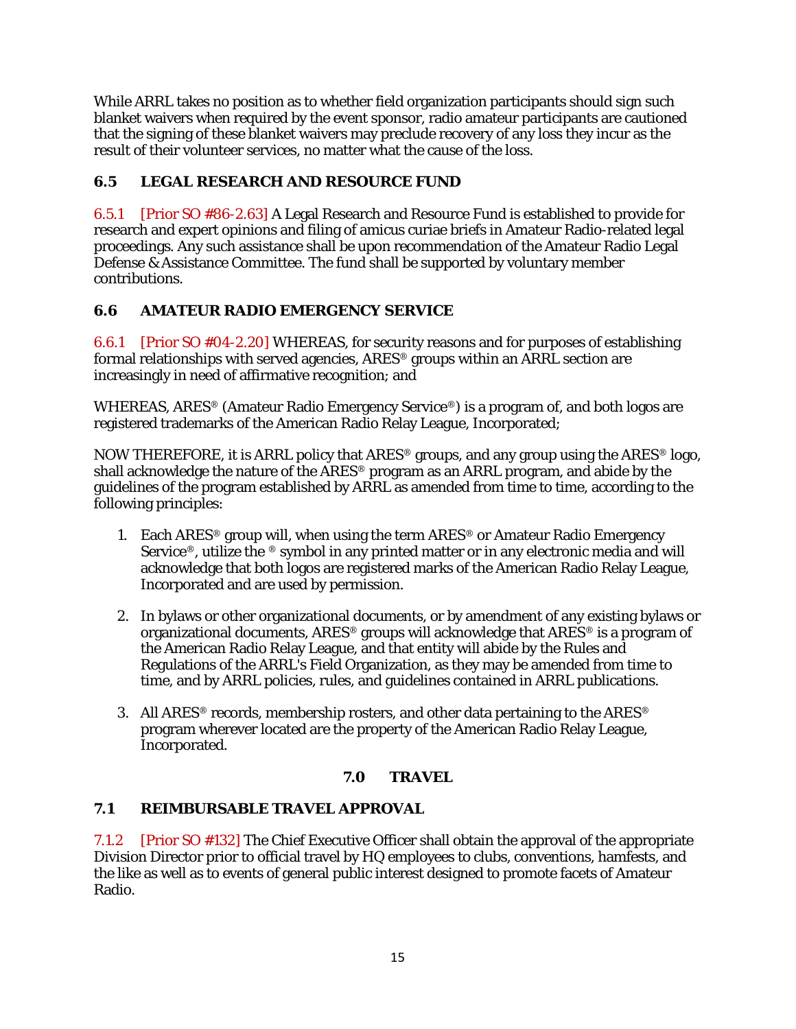While ARRL takes no position as to whether field organization participants should sign such blanket waivers when required by the event sponsor, radio amateur participants are cautioned that the signing of these blanket waivers may preclude recovery of any loss they incur as the result of their volunteer services, no matter what the cause of the loss.

### 6.5 LEGAL RESEARCH AND RESOURCE FUND

6.5.1 [Prior SO #86-2.63] A Legal Research and Resource Fund is established to provide for research and expert opinions and filing of amicus curiae briefs in Amateur Radio-related legal proceedings. Any such assistance shall be upon recommendation of the Amateur Radio Legal Defense & Assistance Committee. The fund shall be supported by voluntary member contributions.

### 6.6 AMATEUR RADIO EMERGENCY SERVICE

6.6.1 [Prior SO #04-2.20] WHEREAS, for security reasons and for purposes of establishing formal relationships with served agencies, ARES® groups within an ARRL section are increasingly in need of affirmative recognition; and

WHEREAS, ARES® (Amateur Radio Emergency Service®) is a program of, and both logos are registered trademarks of the American Radio Relay League, Incorporated;

NOW THEREFORE, it is ARRL policy that ARES® groups, and any group using the ARES® logo, shall acknowledge the nature of the ARES® program as an ARRL program, and abide by the guidelines of the program established by ARRL as amended from time to time, according to the following principles:

1. Each ARES® group will, when using the term ARES® or Amateur Radio Emergency Service®, utilize the ® symbol in any printed matter or in any electronic media and will acknowledge that both logos are registered marks of the American Radio Relay League, Incorporated and are used by permission.

2. In bylaws or other organizational documents, or by amendment of any existing bylaws or organizational documents, ARES® groups will acknowledge that ARES® is a program of the American Radio Relay League, and that entity will abide by the Rules and Regulations of the ARRL's Field Organization, as they may be amended from time to time, and by ARRL policies, rules, and guidelines contained in ARRL publications.

3. All ARES® records, membership rosters, and other data pertaining to the ARES® program wherever located are the property of the American Radio Relay League, Incorporated.

## 7.0 TRAVEL

### 7.1 REIMBURSABLE TRAVEL APPROVAL

7.1.2 [Prior SO #132] The Chief Executive Officer shall obtain the approval of the appropriate Division Director prior to official travel by HQ employees to clubs, conventions, hamfests, and the like as well as to events of general public interest designed to promote facets of Amateur Radio.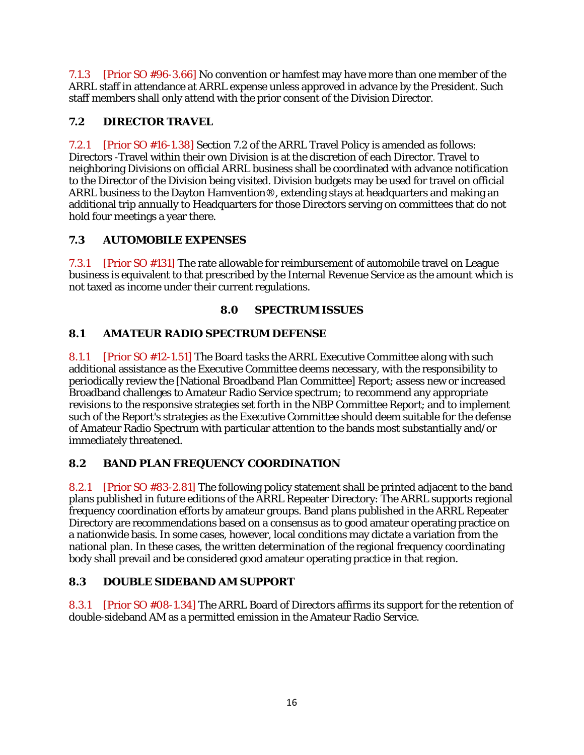7.1.3 [Prior SO #96-3.66] No convention or hamfest may have more than one member of the ARRL staff in attendance at ARRL expense unless approved in advance by the President. Such staff members shall only attend with the prior consent of the Division Director.

### 7.2 DIRECTOR TRAVEL

7.2.1 [Prior SO #16-1.38] Section 7.2 of the ARRL Travel Policy is amended as follows: Directors -Travel within their own Division is at the discretion of each Director. Travel to neighboring Divisions on official ARRL business shall be coordinated with advance notification to the Director of the Division being visited. Division budgets may be used for travel on official ARRL business to the Dayton Hamvention®, extending stays at headquarters and making an additional trip annually to Headquarters for those Directors serving on committees that do not hold four meetings a year there.

### 7.3 AUTOMOBILE EXPENSES

7.3.1 [Prior SO #131] The rate allowable for reimbursement of automobile travel on League business is equivalent to that prescribed by the Internal Revenue Service as the amount which is not taxed as income under their current regulations.

## 8.0 SPECTRUM ISSUES

### 8.1 AMATEUR RADIO SPECTRUM DEFENSE

8.1.1 [Prior SO #12-1.51] The Board tasks the ARRL Executive Committee along with such additional assistance as the Executive Committee deems necessary, with the responsibility to periodically review the [National Broadband Plan Committee] Report; assess new or increased Broadband challenges to Amateur Radio Service spectrum; to recommend any appropriate revisions to the responsive strategies set forth in the NBP Committee Report; and to implement such of the Report's strategies as the Executive Committee should deem suitable for the defense of Amateur Radio Spectrum with particular attention to the bands most substantially and/or immediately threatened.

### 8.2 BAND PLAN FREQUENCY COORDINATION

8.2.1 [Prior SO #83-2.81] The following policy statement shall be printed adjacent to the band plans published in future editions of the ARRL Repeater Directory: The ARRL supports regional frequency coordination efforts by amateur groups. Band plans published in the ARRL Repeater Directory are recommendations based on a consensus as to good amateur operating practice on a nationwide basis. In some cases, however, local conditions may dictate a variation from the national plan. In these cases, the written determination of the regional frequency coordinating body shall prevail and be considered good amateur operating practice in that region.

### 8.3 DOUBLE SIDEBAND AM SUPPORT

8.3.1 [Prior SO #08-1.34] The ARRL Board of Directors affirms its support for the retention of double-sideband AM as a permitted emission in the Amateur Radio Service.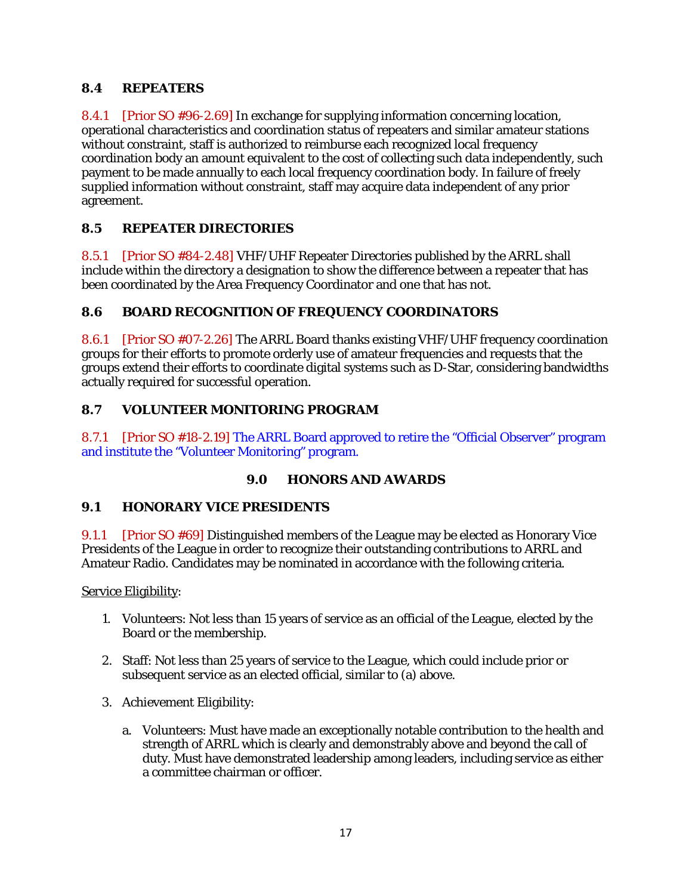## 8.4 REPEATERS

8.4.1 [Prior SO #96-2.69] In exchange for supplying information concerning location, operational characteristics and coordination status of repeaters and similar amateur stations without constraint, staff is authorized to reimburse each recognized local frequency coordination body an amount equivalent to the cost of collecting such data independently, such payment to be made annually to each local frequency coordination body. In failure of freely supplied information without constraint, staff may acquire data independent of any prior agreement.

## 8.5 REPEATER DIRECTORIES

8.5.1 [Prior SO #84-2.48] VHF/UHF Repeater Directories published by the ARRL shall include within the directory a designation to show the difference between a repeater that has been coordinated by the Area Frequency Coordinator and one that has not.

## 8.6 BOARD RECOGNITION OF FREQUENCY COORDINATORS

8.6.1 [Prior SO #07-2.26] The ARRL Board thanks existing VHF/UHF frequency coordination groups for their efforts to promote orderly use of amateur frequencies and requests that the groups extend their efforts to coordinate digital systems such as D-Star, considering bandwidths actually required for successful operation.

## 8.7 VOLUNTEER MONITORING PROGRAM

8.7.1 [Prior SO #18-2.19] The ARRL Board approved to retire the "Official Observer" program and institute the "Volunteer Monitoring" program.

# 9.0 HONORS AND AWARDS

## 9.1 HONORARY VICE PRESIDENTS

9.1.1 [Prior SO #69] Distinguished members of the League may be elected as Honorary Vice Presidents of the League in order to recognize their outstanding contributions to ARRL and Amateur Radio. Candidates may be nominated in accordance with the following criteria.

Service Eligibility:

1. Volunteers: Not less than 15 years of service as an official of the League, elected by the Board or the membership.

2. Staff: Not less than 25 years of service to the League, which could include prior or subsequent service as an elected official, similar to (a) above.

3. Achievement Eligibility:

   a. Volunteers: Must have made an exceptionally notable contribution to the health and strength of ARRL which is clearly and demonstrably above and beyond the call of duty. Must have demonstrated leadership among leaders, including service as either a committee chairman or officer.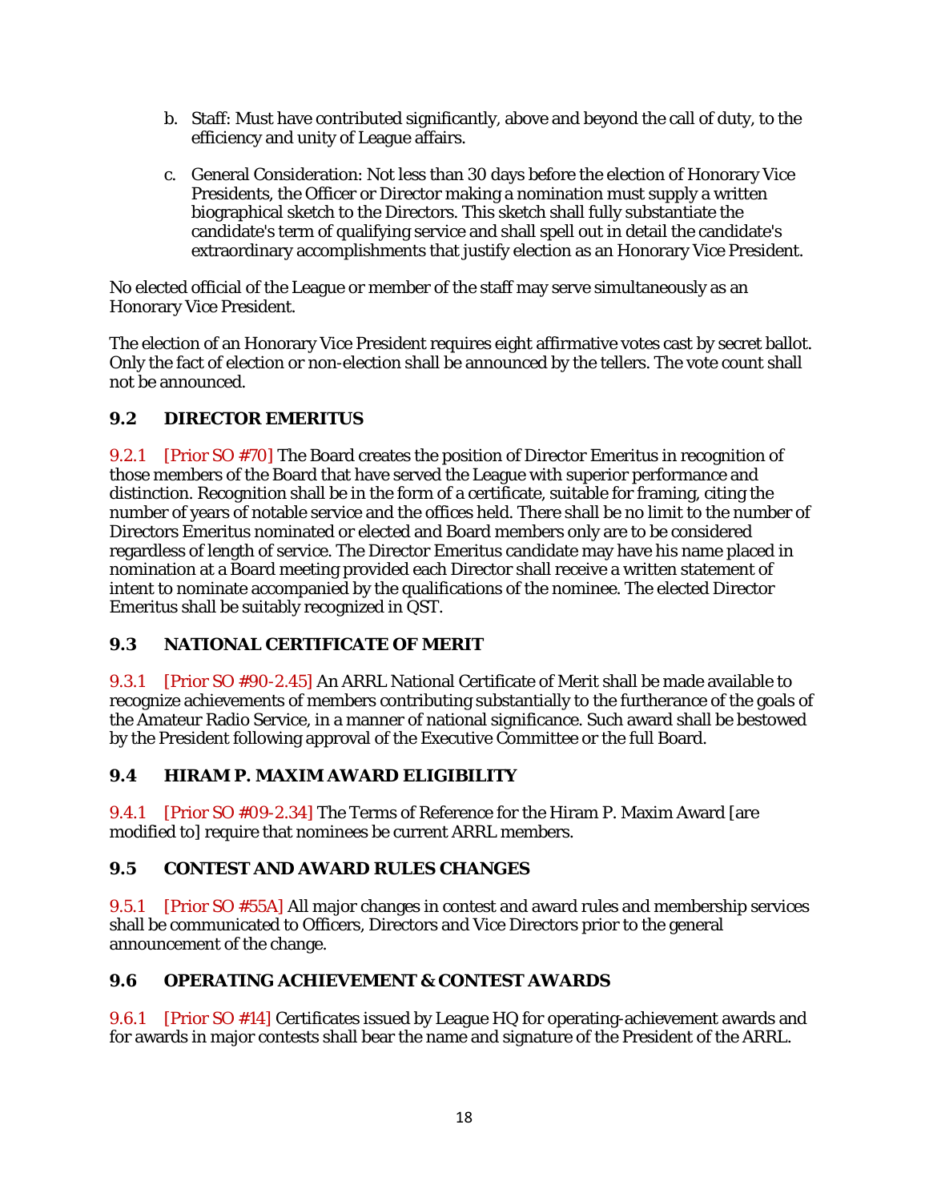b. Staff: Must have contributed significantly, above and beyond the call of duty, to the efficiency and unity of League affairs.

c. General Consideration: Not less than 30 days before the election of Honorary Vice Presidents, the Officer or Director making a nomination must supply a written biographical sketch to the Directors. This sketch shall fully substantiate the candidate's term of qualifying service and shall spell out in detail the candidate's extraordinary accomplishments that justify election as an Honorary Vice President.

No elected official of the League or member of the staff may serve simultaneously as an Honorary Vice President.

The election of an Honorary Vice President requires eight affirmative votes cast by secret ballot. Only the fact of election or non-election shall be announced by the tellers. The vote count shall not be announced.

## 9.2 DIRECTOR EMERITUS

9.2.1 [Prior SO #70] The Board creates the position of Director Emeritus in recognition of those members of the Board that have served the League with superior performance and distinction. Recognition shall be in the form of a certificate, suitable for framing, citing the number of years of notable service and the offices held. There shall be no limit to the number of Directors Emeritus nominated or elected and Board members only are to be considered regardless of length of service. The Director Emeritus candidate may have his name placed in nomination at a Board meeting provided each Director shall receive a written statement of intent to nominate accompanied by the qualifications of the nominee. The elected Director Emeritus shall be suitably recognized in QST.

## 9.3 NATIONAL CERTIFICATE OF MERIT

9.3.1 [Prior SO #90-2.45] An ARRL National Certificate of Merit shall be made available to recognize achievements of members contributing substantially to the furtherance of the goals of the Amateur Radio Service, in a manner of national significance. Such award shall be bestowed by the President following approval of the Executive Committee or the full Board.

## 9.4 HIRAM P. MAXIM AWARD ELIGIBILITY

9.4.1 [Prior SO #09-2.34] The Terms of Reference for the Hiram P. Maxim Award [are modified to] require that nominees be current ARRL members.

## 9.5 CONTEST AND AWARD RULES CHANGES

9.5.1 [Prior SO #55A] All major changes in contest and award rules and membership services shall be communicated to Officers, Directors and Vice Directors prior to the general announcement of the change.

## 9.6 OPERATING ACHIEVEMENT & CONTEST AWARDS

9.6.1 [Prior SO #14] Certificates issued by League HQ for operating-achievement awards and for awards in major contests shall bear the name and signature of the President of the ARRL.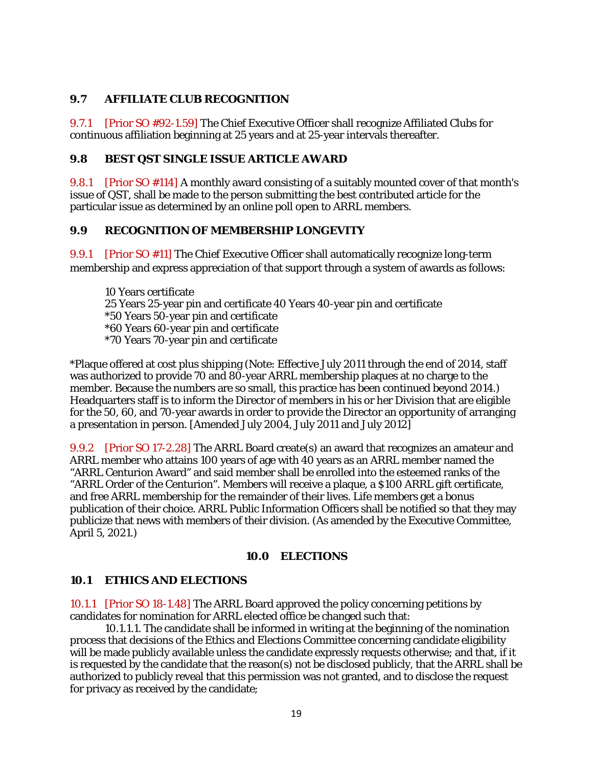## 9.7 AFFILIATE CLUB RECOGNITION

9.7.1 [Prior SO #92-1.59] The Chief Executive Officer shall recognize Affiliated Clubs for continuous affiliation beginning at 25 years and at 25-year intervals thereafter.

## 9.8 BEST QST SINGLE ISSUE ARTICLE AWARD

9.8.1 [Prior SO #114] A monthly award consisting of a suitably mounted cover of that month's issue of QST, shall be made to the person submitting the best contributed article for the particular issue as determined by an online poll open to ARRL members.

## 9.9 RECOGNITION OF MEMBERSHIP LONGEVITY

9.9.1 [Prior SO #11] The Chief Executive Officer shall automatically recognize long-term membership and express appreciation of that support through a system of awards as follows:

10 Years certificate
25 Years 25-year pin and certificate 40 Years 40-year pin and certificate
*50 Years 50-year pin and certificate
*60 Years 60-year pin and certificate
*70 Years 70-year pin and certificate

*Plaque offered at cost plus shipping (Note: Effective July 2011 through the end of 2014, staff was authorized to provide 70 and 80-year ARRL membership plaques at no charge to the member. Because the numbers are so small, this practice has been continued beyond 2014.) Headquarters staff is to inform the Director of members in his or her Division that are eligible for the 50, 60, and 70-year awards in order to provide the Director an opportunity of arranging a presentation in person. [Amended July 2004, July 2011 and July 2012]

9.9.2 [Prior SO 17-2.28] The ARRL Board create(s) an award that recognizes an amateur and ARRL member who attains 100 years of age with 40 years as an ARRL member named the "ARRL Centurion Award" and said member shall be enrolled into the esteemed ranks of the "ARRL Order of the Centurion". Members will receive a plaque, a $100 ARRL gift certificate, and free ARRL membership for the remainder of their lives. Life members get a bonus publication of their choice. ARRL Public Information Officers shall be notified so that they may publicize that news with members of their division. (As amended by the Executive Committee, April 5, 2021.)

# 10.0 ELECTIONS

## 10.1 ETHICS AND ELECTIONS

10.1.1 [Prior SO 18-1.48] The ARRL Board approved the policy concerning petitions by candidates for nomination for ARRL elected office be changed such that:

10.1.1.1. The candidate shall be informed in writing at the beginning of the nomination process that decisions of the Ethics and Elections Committee concerning candidate eligibility will be made publicly available unless the candidate expressly requests otherwise; and that, if it is requested by the candidate that the reason(s) not be disclosed publicly, that the ARRL shall be authorized to publicly reveal that this permission was not granted, and to disclose the request for privacy as received by the candidate;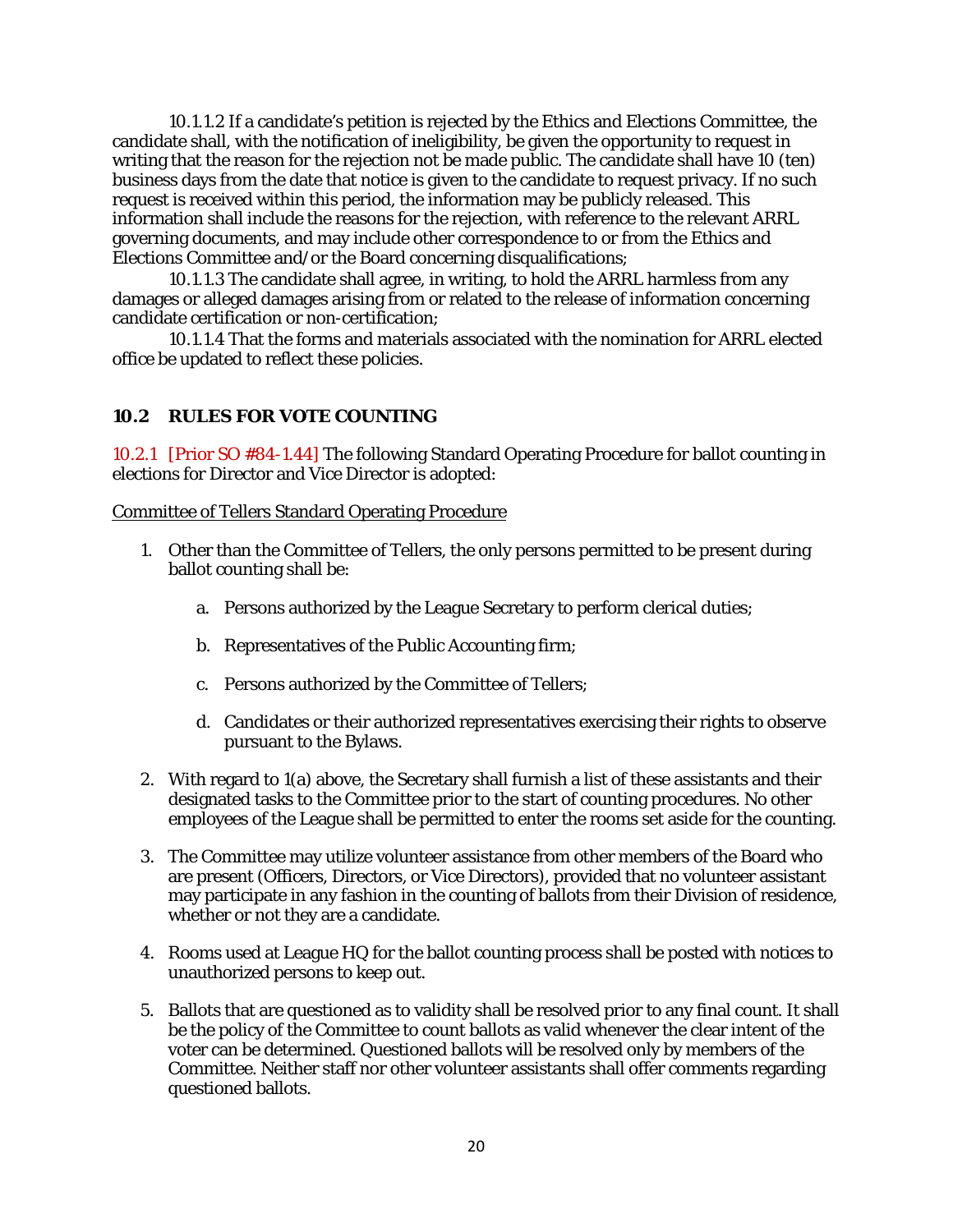10.1.1.2 If a candidate's petition is rejected by the Ethics and Elections Committee, the candidate shall, with the notification of ineligibility, be given the opportunity to request in writing that the reason for the rejection not be made public. The candidate shall have 10 (ten) business days from the date that notice is given to the candidate to request privacy. If no such request is received within this period, the information may be publicly released. This information shall include the reasons for the rejection, with reference to the relevant ARRL governing documents, and may include other correspondence to or from the Ethics and Elections Committee and/or the Board concerning disqualifications;

10.1.1.3 The candidate shall agree, in writing, to hold the ARRL harmless from any damages or alleged damages arising from or related to the release of information concerning candidate certification or non-certification;

10.1.1.4 That the forms and materials associated with the nomination for ARRL elected office be updated to reflect these policies.

## 10.2 RULES FOR VOTE COUNTING

10.2.1 [Prior SO #84-1.44] The following Standard Operating Procedure for ballot counting in elections for Director and Vice Director is adopted:

Committee of Tellers Standard Operating Procedure

1. Other than the Committee of Tellers, the only persons permitted to be present during ballot counting shall be:
   a. Persons authorized by the League Secretary to perform clerical duties;
   b. Representatives of the Public Accounting firm;
   c. Persons authorized by the Committee of Tellers;
   d. Candidates or their authorized representatives exercising their rights to observe pursuant to the Bylaws.
2. With regard to 1(a) above, the Secretary shall furnish a list of these assistants and their designated tasks to the Committee prior to the start of counting procedures. No other employees of the League shall be permitted to enter the rooms set aside for the counting.
3. The Committee may utilize volunteer assistance from other members of the Board who are present (Officers, Directors, or Vice Directors), provided that no volunteer assistant may participate in any fashion in the counting of ballots from their Division of residence, whether or not they are a candidate.
4. Rooms used at League HQ for the ballot counting process shall be posted with notices to unauthorized persons to keep out.
5. Ballots that are questioned as to validity shall be resolved prior to any final count. It shall be the policy of the Committee to count ballots as valid whenever the clear intent of the voter can be determined. Questioned ballots will be resolved only by members of the Committee. Neither staff nor other volunteer assistants shall offer comments regarding questioned ballots.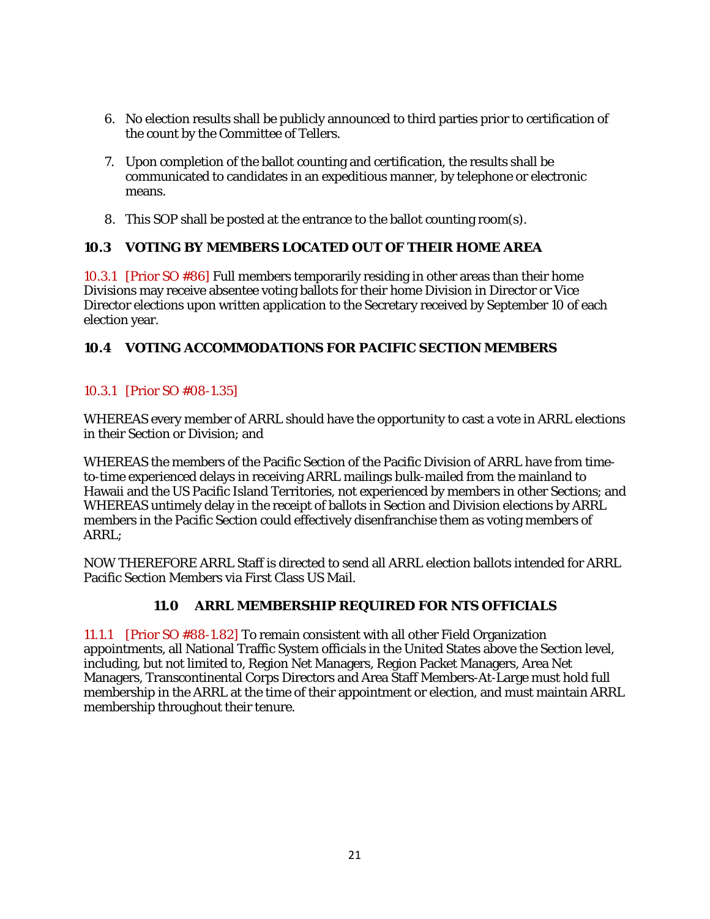6. No election results shall be publicly announced to third parties prior to certification of the count by the Committee of Tellers.

7. Upon completion of the ballot counting and certification, the results shall be communicated to candidates in an expeditious manner, by telephone or electronic means.

8. This SOP shall be posted at the entrance to the ballot counting room(s).

### 10.3 VOTING BY MEMBERS LOCATED OUT OF THEIR HOME AREA

10.3.1 [Prior SO #86] Full members temporarily residing in other areas than their home Divisions may receive absentee voting ballots for their home Division in Director or Vice Director elections upon written application to the Secretary received by September 10 of each election year.

### 10.4 VOTING ACCOMMODATIONS FOR PACIFIC SECTION MEMBERS

10.3.1 [Prior SO #08-1.35]

WHEREAS every member of ARRL should have the opportunity to cast a vote in ARRL elections in their Section or Division; and

WHEREAS the members of the Pacific Section of the Pacific Division of ARRL have from time-to-time experienced delays in receiving ARRL mailings bulk-mailed from the mainland to Hawaii and the US Pacific Island Territories, not experienced by members in other Sections; and WHEREAS untimely delay in the receipt of ballots in Section and Division elections by ARRL members in the Pacific Section could effectively disenfranchise them as voting members of ARRL;

NOW THEREFORE ARRL Staff is directed to send all ARRL election ballots intended for ARRL Pacific Section Members via First Class US Mail.

## 11.0 ARRL MEMBERSHIP REQUIRED FOR NTS OFFICIALS

11.1.1 [Prior SO #88-1.82] To remain consistent with all other Field Organization appointments, all National Traffic System officials in the United States above the Section level, including, but not limited to, Region Net Managers, Region Packet Managers, Area Net Managers, Transcontinental Corps Directors and Area Staff Members-At-Large must hold full membership in the ARRL at the time of their appointment or election, and must maintain ARRL membership throughout their tenure.